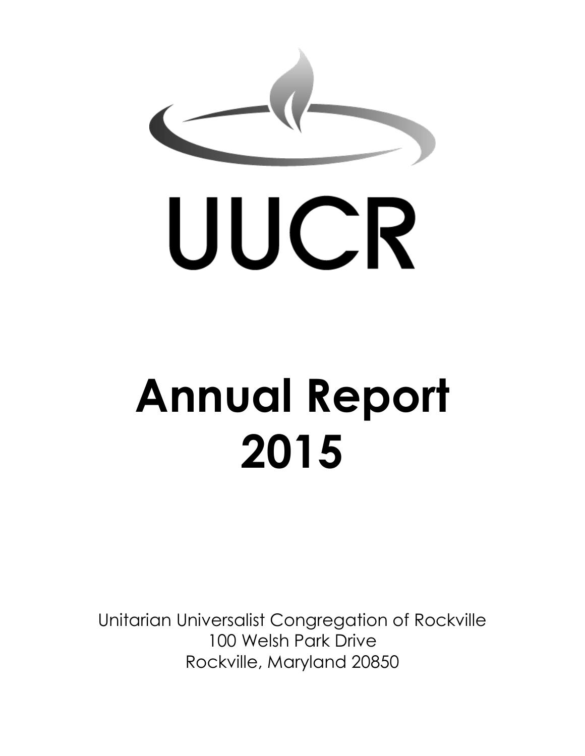# UUCR

# Annual Report 2015

Unitarian Universalist Congregation of Rockville
100 Welsh Park Drive
Rockville, Maryland 20850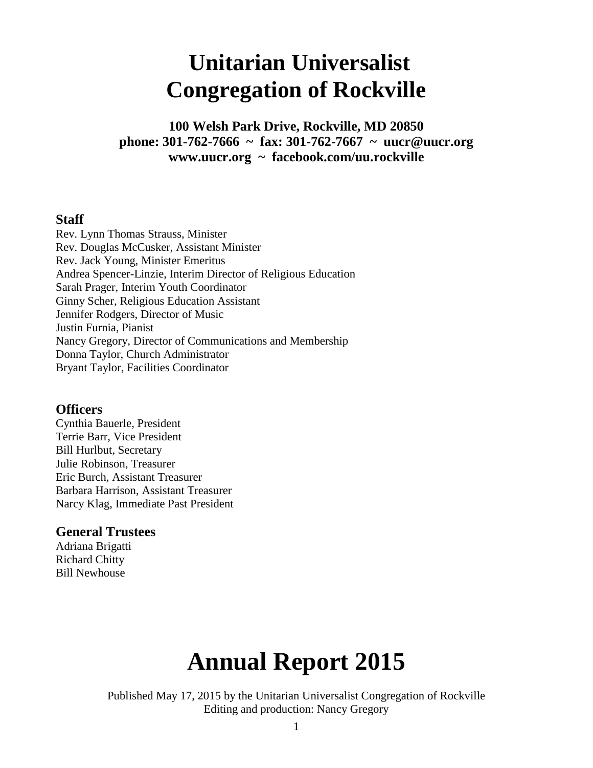# Unitarian Universalist Congregation of Rockville

**100 Welsh Park Drive, Rockville, MD 20850**
**phone: 301-762-7666 ~ fax: 301-762-7667 ~ uucr@uucr.org**
**www.uucr.org ~ facebook.com/uu.rockville**

## Staff

Rev. Lynn Thomas Strauss, Minister
Rev. Douglas McCusker, Assistant Minister
Rev. Jack Young, Minister Emeritus
Andrea Spencer-Linzie, Interim Director of Religious Education
Sarah Prager, Interim Youth Coordinator
Ginny Scher, Religious Education Assistant
Jennifer Rodgers, Director of Music
Justin Furnia, Pianist
Nancy Gregory, Director of Communications and Membership
Donna Taylor, Church Administrator
Bryant Taylor, Facilities Coordinator

## Officers

Cynthia Bauerle, President
Terrie Barr, Vice President
Bill Hurlbut, Secretary
Julie Robinson, Treasurer
Eric Burch, Assistant Treasurer
Barbara Harrison, Assistant Treasurer
Narcy Klag, Immediate Past President

## General Trustees

Adriana Brigatti
Richard Chitty
Bill Newhouse

# Annual Report 2015

Published May 17, 2015 by the Unitarian Universalist Congregation of Rockville
Editing and production: Nancy Gregory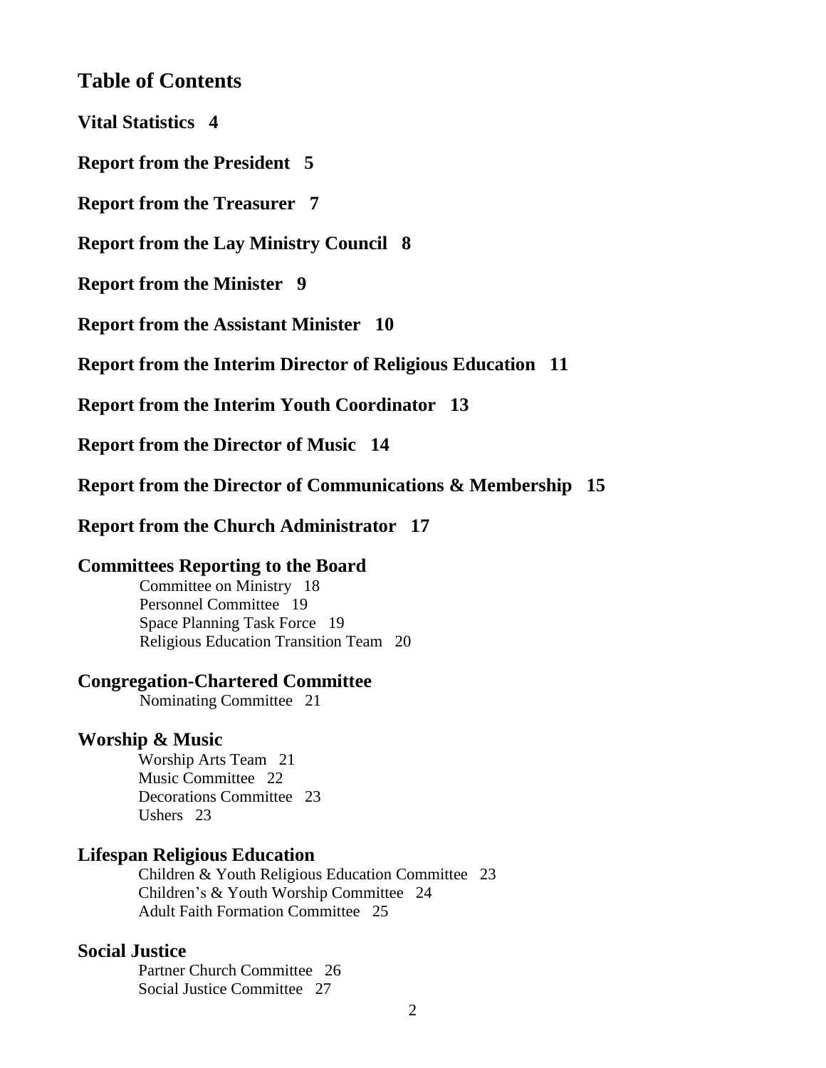## Table of Contents

**Vital Statistics 4**

**Report from the President 5**

**Report from the Treasurer 7**

**Report from the Lay Ministry Council 8**

**Report from the Minister 9**

**Report from the Assistant Minister 10**

**Report from the Interim Director of Religious Education 11**

**Report from the Interim Youth Coordinator 13**

**Report from the Director of Music 14**

**Report from the Director of Communications & Membership 15**

**Report from the Church Administrator 17**

### Committees Reporting to the Board

- Committee on Ministry 18
- Personnel Committee 19
- Space Planning Task Force 19
- Religious Education Transition Team 20

### Congregation-Chartered Committee

- Nominating Committee 21

### Worship & Music

- Worship Arts Team 21
- Music Committee 22
- Decorations Committee 23
- Ushers 23

### Lifespan Religious Education

- Children & Youth Religious Education Committee 23
- Children's & Youth Worship Committee 24
- Adult Faith Formation Committee 25

### Social Justice

- Partner Church Committee 26
- Social Justice Committee 27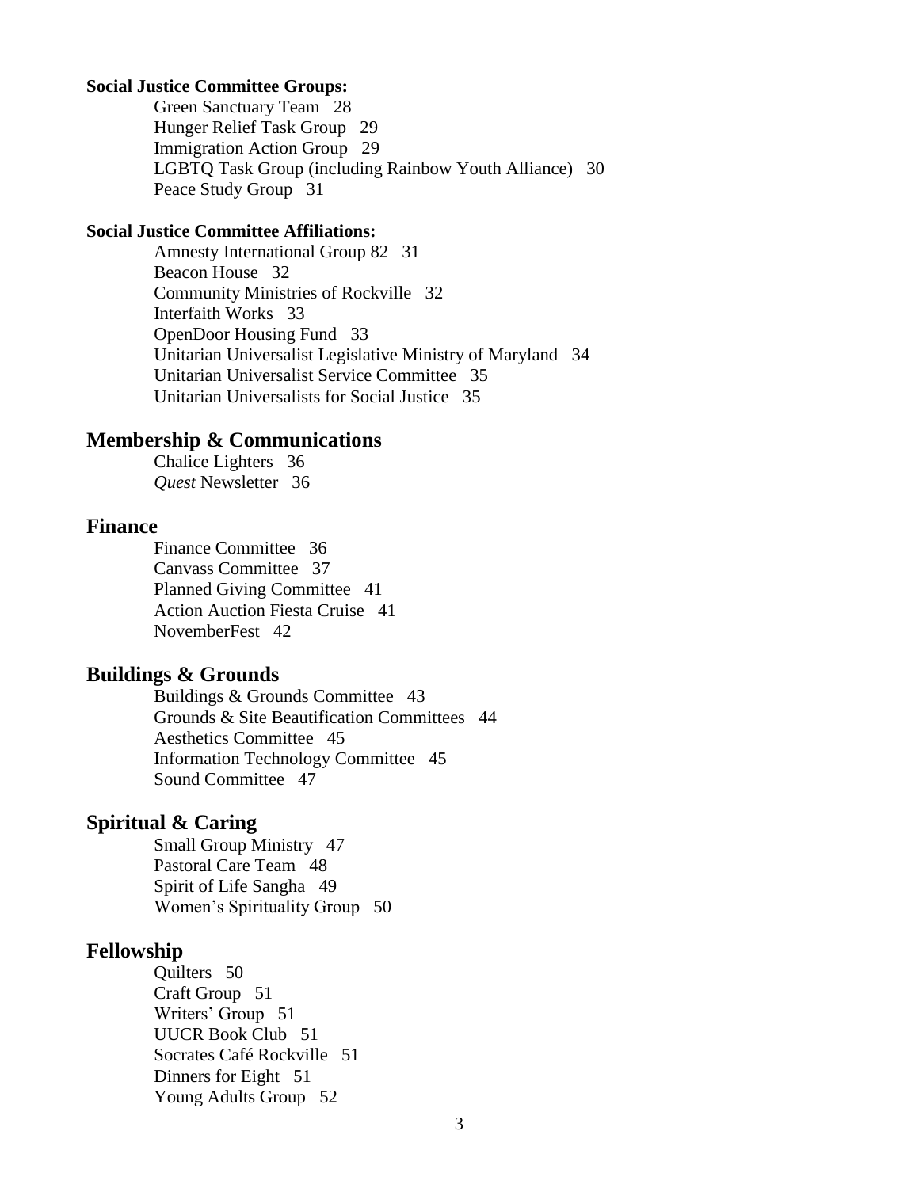**Social Justice Committee Groups:**

Green Sanctuary Team 28
Hunger Relief Task Group 29
Immigration Action Group 29
LGBTQ Task Group (including Rainbow Youth Alliance) 30
Peace Study Group 31

**Social Justice Committee Affiliations:**

Amnesty International Group 82 31
Beacon House 32
Community Ministries of Rockville 32
Interfaith Works 33
OpenDoor Housing Fund 33
Unitarian Universalist Legislative Ministry of Maryland 34
Unitarian Universalist Service Committee 35
Unitarian Universalists for Social Justice 35

## Membership & Communications

Chalice Lighters 36
*Quest* Newsletter 36

## Finance

Finance Committee 36
Canvass Committee 37
Planned Giving Committee 41
Action Auction Fiesta Cruise 41
NovemberFest 42

## Buildings & Grounds

Buildings & Grounds Committee 43
Grounds & Site Beautification Committees 44
Aesthetics Committee 45
Information Technology Committee 45
Sound Committee 47

## Spiritual & Caring

Small Group Ministry 47
Pastoral Care Team 48
Spirit of Life Sangha 49
Women's Spirituality Group 50

## Fellowship

Quilters 50
Craft Group 51
Writers' Group 51
UUCR Book Club 51
Socrates Café Rockville 51
Dinners for Eight 51
Young Adults Group 52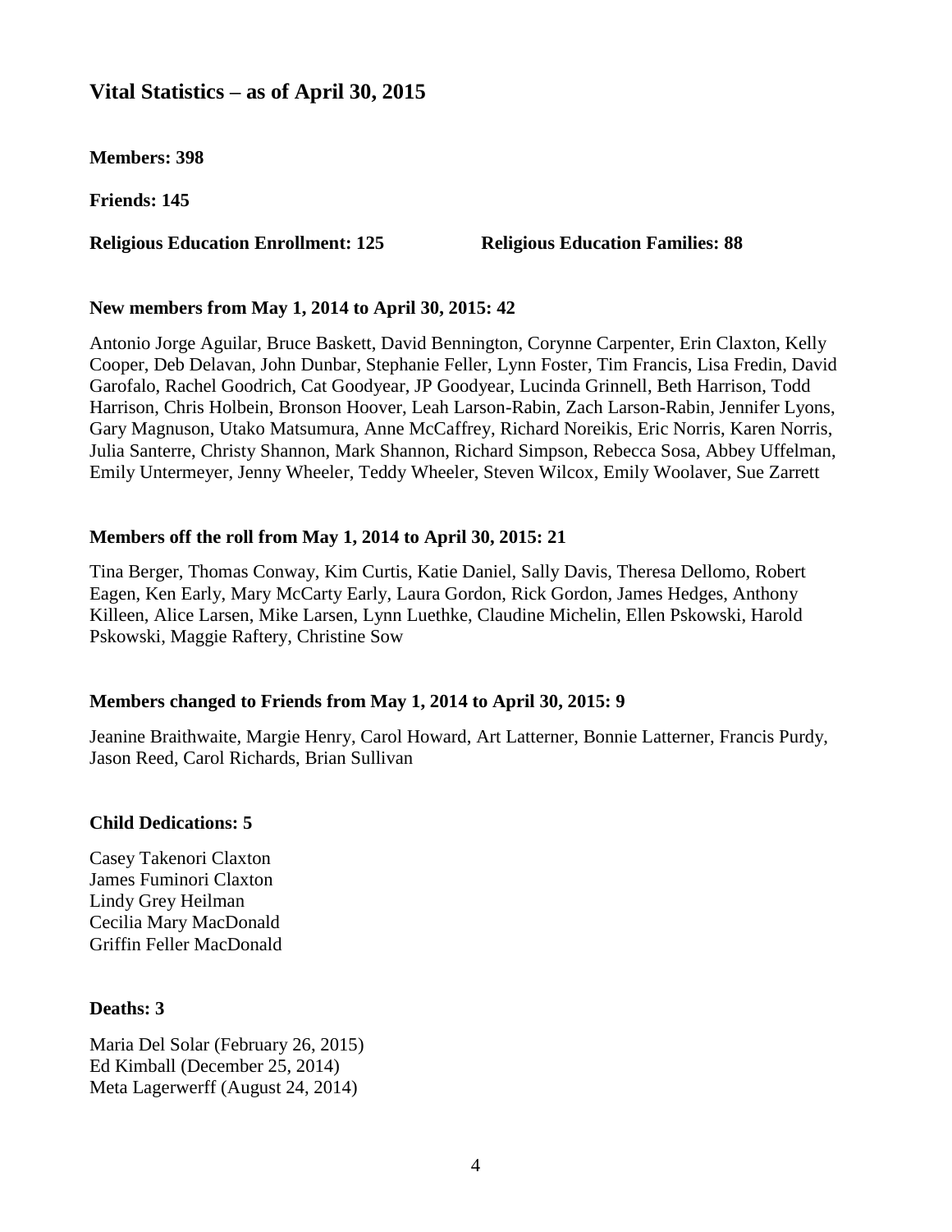## Vital Statistics – as of April 30, 2015

**Members: 398**

**Friends: 145**

**Religious Education Enrollment: 125** **Religious Education Families: 88**

**New members from May 1, 2014 to April 30, 2015: 42**

Antonio Jorge Aguilar, Bruce Baskett, David Bennington, Corynne Carpenter, Erin Claxton, Kelly Cooper, Deb Delavan, John Dunbar, Stephanie Feller, Lynn Foster, Tim Francis, Lisa Fredin, David Garofalo, Rachel Goodrich, Cat Goodyear, JP Goodyear, Lucinda Grinnell, Beth Harrison, Todd Harrison, Chris Holbein, Bronson Hoover, Leah Larson-Rabin, Zach Larson-Rabin, Jennifer Lyons, Gary Magnuson, Utako Matsumura, Anne McCaffrey, Richard Noreikis, Eric Norris, Karen Norris, Julia Santerre, Christy Shannon, Mark Shannon, Richard Simpson, Rebecca Sosa, Abbey Uffelman, Emily Untermeyer, Jenny Wheeler, Teddy Wheeler, Steven Wilcox, Emily Woolaver, Sue Zarrett

**Members off the roll from May 1, 2014 to April 30, 2015: 21**

Tina Berger, Thomas Conway, Kim Curtis, Katie Daniel, Sally Davis, Theresa Dellomo, Robert Eagen, Ken Early, Mary McCarty Early, Laura Gordon, Rick Gordon, James Hedges, Anthony Killeen, Alice Larsen, Mike Larsen, Lynn Luethke, Claudine Michelin, Ellen Pskowski, Harold Pskowski, Maggie Raftery, Christine Sow

**Members changed to Friends from May 1, 2014 to April 30, 2015: 9**

Jeanine Braithwaite, Margie Henry, Carol Howard, Art Latterner, Bonnie Latterner, Francis Purdy, Jason Reed, Carol Richards, Brian Sullivan

**Child Dedications: 5**

Casey Takenori Claxton
James Fuminori Claxton
Lindy Grey Heilman
Cecilia Mary MacDonald
Griffin Feller MacDonald

**Deaths: 3**

Maria Del Solar (February 26, 2015)
Ed Kimball (December 25, 2014)
Meta Lagerwerff (August 24, 2014)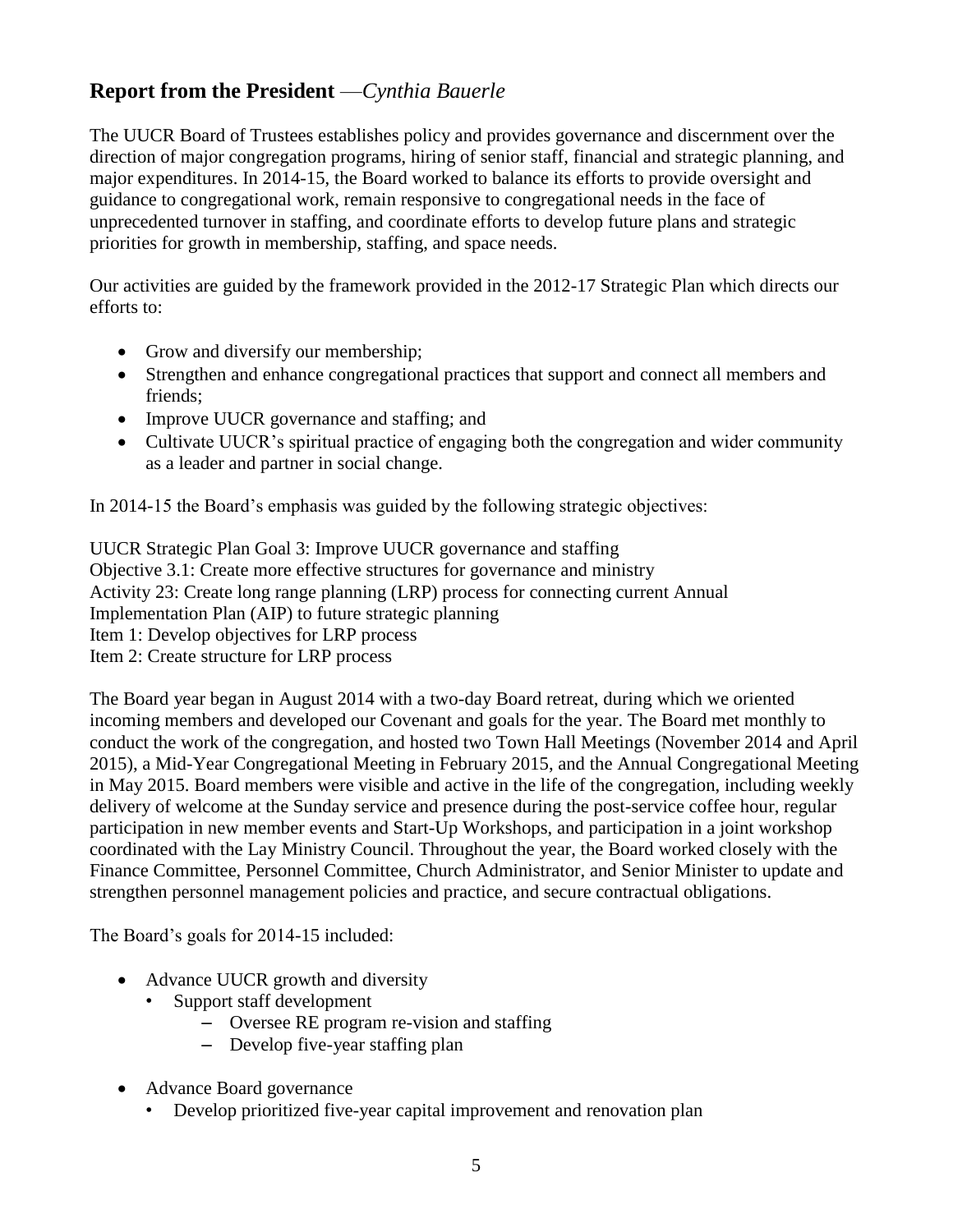## **Report from the President** —*Cynthia Bauerle*

The UUCR Board of Trustees establishes policy and provides governance and discernment over the direction of major congregation programs, hiring of senior staff, financial and strategic planning, and major expenditures. In 2014-15, the Board worked to balance its efforts to provide oversight and guidance to congregational work, remain responsive to congregational needs in the face of unprecedented turnover in staffing, and coordinate efforts to develop future plans and strategic priorities for growth in membership, staffing, and space needs.

Our activities are guided by the framework provided in the 2012-17 Strategic Plan which directs our efforts to:

- Grow and diversify our membership;
- Strengthen and enhance congregational practices that support and connect all members and friends;
- Improve UUCR governance and staffing; and
- Cultivate UUCR's spiritual practice of engaging both the congregation and wider community as a leader and partner in social change.

In 2014-15 the Board's emphasis was guided by the following strategic objectives:

UUCR Strategic Plan Goal 3: Improve UUCR governance and staffing
Objective 3.1: Create more effective structures for governance and ministry
Activity 23: Create long range planning (LRP) process for connecting current Annual Implementation Plan (AIP) to future strategic planning
Item 1: Develop objectives for LRP process
Item 2: Create structure for LRP process

The Board year began in August 2014 with a two-day Board retreat, during which we oriented incoming members and developed our Covenant and goals for the year. The Board met monthly to conduct the work of the congregation, and hosted two Town Hall Meetings (November 2014 and April 2015), a Mid-Year Congregational Meeting in February 2015, and the Annual Congregational Meeting in May 2015. Board members were visible and active in the life of the congregation, including weekly delivery of welcome at the Sunday service and presence during the post-service coffee hour, regular participation in new member events and Start-Up Workshops, and participation in a joint workshop coordinated with the Lay Ministry Council. Throughout the year, the Board worked closely with the Finance Committee, Personnel Committee, Church Administrator, and Senior Minister to update and strengthen personnel management policies and practice, and secure contractual obligations.

The Board's goals for 2014-15 included:

- Advance UUCR growth and diversity
  - Support staff development
    - Oversee RE program re-vision and staffing
    - Develop five-year staffing plan

- Advance Board governance
  - Develop prioritized five-year capital improvement and renovation plan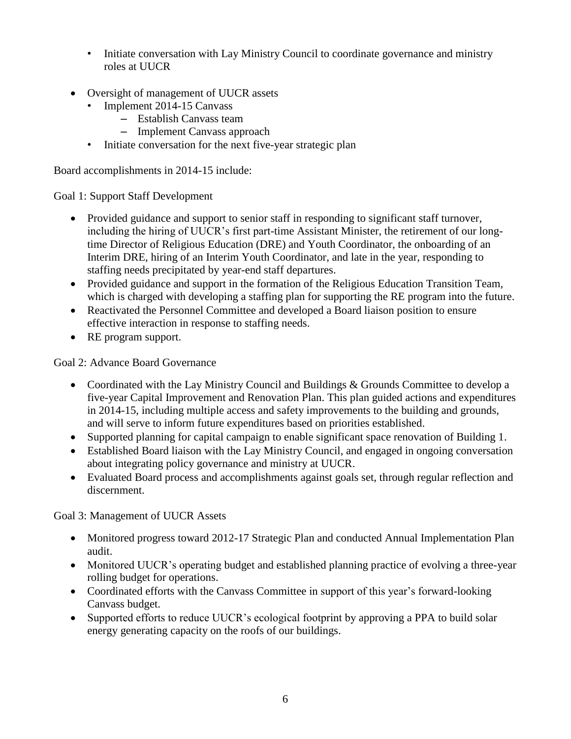- Initiate conversation with Lay Ministry Council to coordinate governance and ministry roles at UUCR

- Oversight of management of UUCR assets
  - Implement 2014-15 Canvass
    - Establish Canvass team
    - Implement Canvass approach
  - Initiate conversation for the next five-year strategic plan

Board accomplishments in 2014-15 include:

Goal 1: Support Staff Development

- Provided guidance and support to senior staff in responding to significant staff turnover, including the hiring of UUCR's first part-time Assistant Minister, the retirement of our long-time Director of Religious Education (DRE) and Youth Coordinator, the onboarding of an Interim DRE, hiring of an Interim Youth Coordinator, and late in the year, responding to staffing needs precipitated by year-end staff departures.
- Provided guidance and support in the formation of the Religious Education Transition Team, which is charged with developing a staffing plan for supporting the RE program into the future.
- Reactivated the Personnel Committee and developed a Board liaison position to ensure effective interaction in response to staffing needs.
- RE program support.

Goal 2: Advance Board Governance

- Coordinated with the Lay Ministry Council and Buildings & Grounds Committee to develop a five-year Capital Improvement and Renovation Plan. This plan guided actions and expenditures in 2014-15, including multiple access and safety improvements to the building and grounds, and will serve to inform future expenditures based on priorities established.
- Supported planning for capital campaign to enable significant space renovation of Building 1.
- Established Board liaison with the Lay Ministry Council, and engaged in ongoing conversation about integrating policy governance and ministry at UUCR.
- Evaluated Board process and accomplishments against goals set, through regular reflection and discernment.

Goal 3: Management of UUCR Assets

- Monitored progress toward 2012-17 Strategic Plan and conducted Annual Implementation Plan audit.
- Monitored UUCR's operating budget and established planning practice of evolving a three-year rolling budget for operations.
- Coordinated efforts with the Canvass Committee in support of this year's forward-looking Canvass budget.
- Supported efforts to reduce UUCR's ecological footprint by approving a PPA to build solar energy generating capacity on the roofs of our buildings.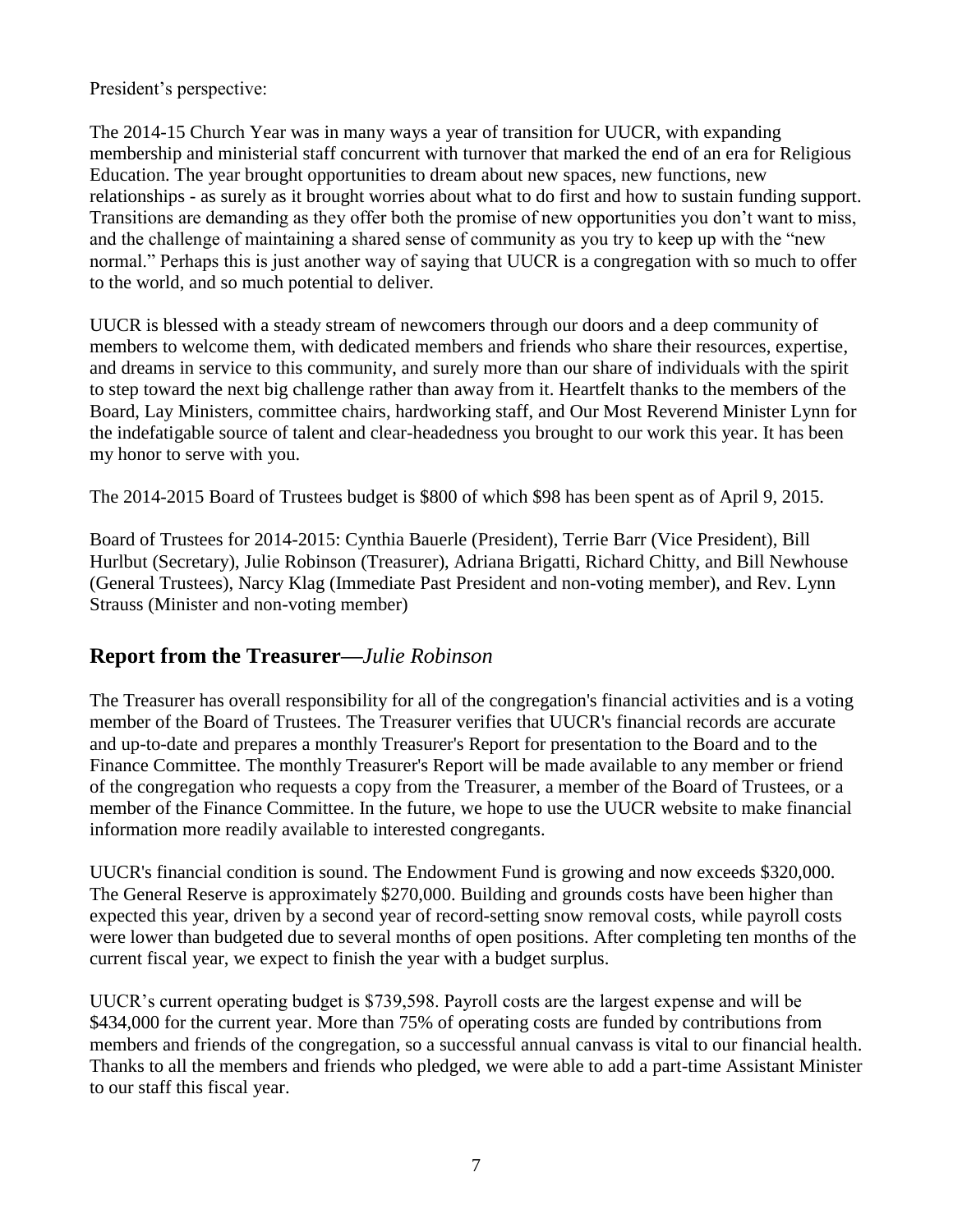President's perspective:

The 2014-15 Church Year was in many ways a year of transition for UUCR, with expanding membership and ministerial staff concurrent with turnover that marked the end of an era for Religious Education. The year brought opportunities to dream about new spaces, new functions, new relationships - as surely as it brought worries about what to do first and how to sustain funding support. Transitions are demanding as they offer both the promise of new opportunities you don't want to miss, and the challenge of maintaining a shared sense of community as you try to keep up with the "new normal." Perhaps this is just another way of saying that UUCR is a congregation with so much to offer to the world, and so much potential to deliver.

UUCR is blessed with a steady stream of newcomers through our doors and a deep community of members to welcome them, with dedicated members and friends who share their resources, expertise, and dreams in service to this community, and surely more than our share of individuals with the spirit to step toward the next big challenge rather than away from it. Heartfelt thanks to the members of the Board, Lay Ministers, committee chairs, hardworking staff, and Our Most Reverend Minister Lynn for the indefatigable source of talent and clear-headedness you brought to our work this year. It has been my honor to serve with you.

The 2014-2015 Board of Trustees budget is $800 of which $98 has been spent as of April 9, 2015.

Board of Trustees for 2014-2015: Cynthia Bauerle (President), Terrie Barr (Vice President), Bill Hurlbut (Secretary), Julie Robinson (Treasurer), Adriana Brigatti, Richard Chitty, and Bill Newhouse (General Trustees), Narcy Klag (Immediate Past President and non-voting member), and Rev. Lynn Strauss (Minister and non-voting member)

## Report from the Treasurer—*Julie Robinson*

The Treasurer has overall responsibility for all of the congregation's financial activities and is a voting member of the Board of Trustees. The Treasurer verifies that UUCR's financial records are accurate and up-to-date and prepares a monthly Treasurer's Report for presentation to the Board and to the Finance Committee. The monthly Treasurer's Report will be made available to any member or friend of the congregation who requests a copy from the Treasurer, a member of the Board of Trustees, or a member of the Finance Committee. In the future, we hope to use the UUCR website to make financial information more readily available to interested congregants.

UUCR's financial condition is sound. The Endowment Fund is growing and now exceeds $320,000. The General Reserve is approximately $270,000. Building and grounds costs have been higher than expected this year, driven by a second year of record-setting snow removal costs, while payroll costs were lower than budgeted due to several months of open positions. After completing ten months of the current fiscal year, we expect to finish the year with a budget surplus.

UUCR's current operating budget is $739,598. Payroll costs are the largest expense and will be $434,000 for the current year. More than 75% of operating costs are funded by contributions from members and friends of the congregation, so a successful annual canvass is vital to our financial health. Thanks to all the members and friends who pledged, we were able to add a part-time Assistant Minister to our staff this fiscal year.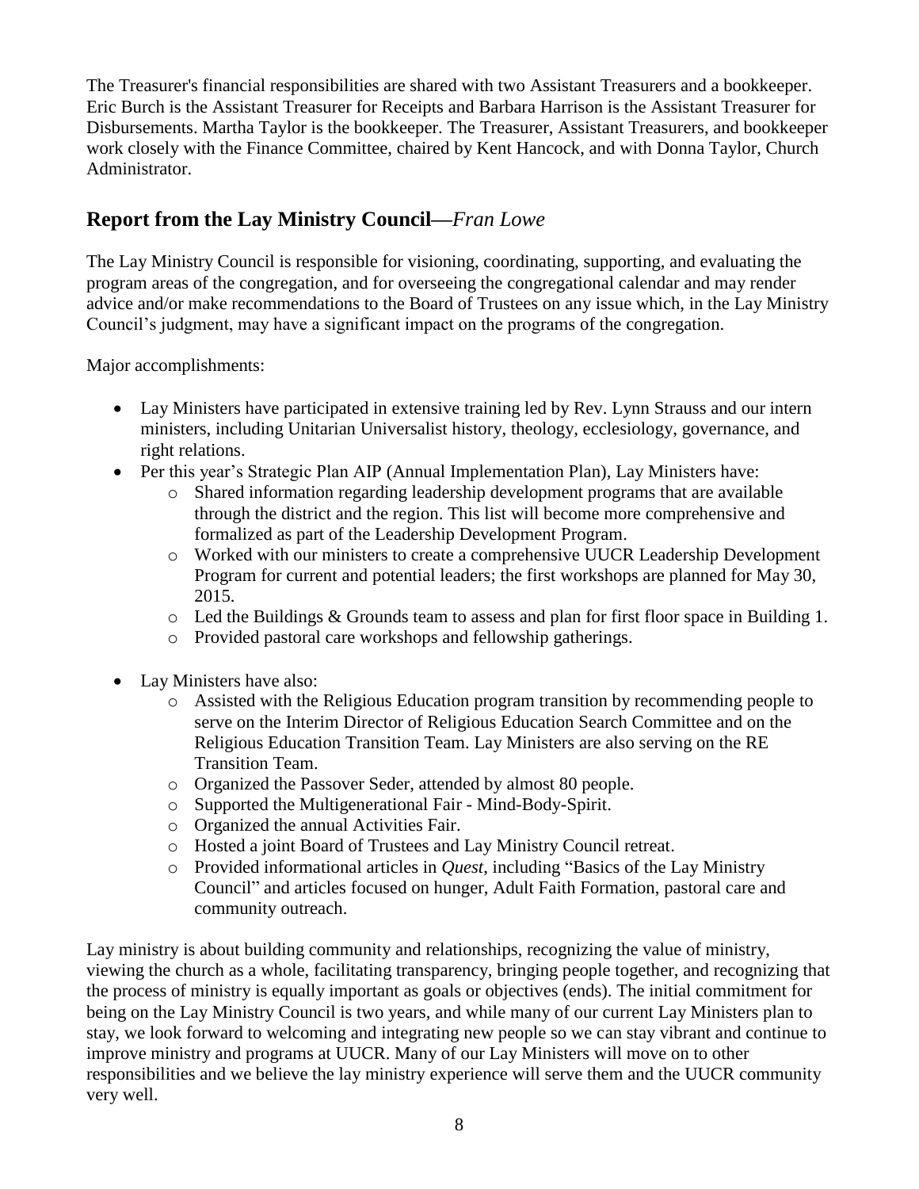The Treasurer's financial responsibilities are shared with two Assistant Treasurers and a bookkeeper. Eric Burch is the Assistant Treasurer for Receipts and Barbara Harrison is the Assistant Treasurer for Disbursements. Martha Taylor is the bookkeeper. The Treasurer, Assistant Treasurers, and bookkeeper work closely with the Finance Committee, chaired by Kent Hancock, and with Donna Taylor, Church Administrator.

## Report from the Lay Ministry Council—*Fran Lowe*

The Lay Ministry Council is responsible for visioning, coordinating, supporting, and evaluating the program areas of the congregation, and for overseeing the congregational calendar and may render advice and/or make recommendations to the Board of Trustees on any issue which, in the Lay Ministry Council's judgment, may have a significant impact on the programs of the congregation.

Major accomplishments:

- Lay Ministers have participated in extensive training led by Rev. Lynn Strauss and our intern ministers, including Unitarian Universalist history, theology, ecclesiology, governance, and right relations.
- Per this year's Strategic Plan AIP (Annual Implementation Plan), Lay Ministers have:
  - Shared information regarding leadership development programs that are available through the district and the region. This list will become more comprehensive and formalized as part of the Leadership Development Program.
  - Worked with our ministers to create a comprehensive UUCR Leadership Development Program for current and potential leaders; the first workshops are planned for May 30, 2015.
  - Led the Buildings & Grounds team to assess and plan for first floor space in Building 1.
  - Provided pastoral care workshops and fellowship gatherings.
- Lay Ministers have also:
  - Assisted with the Religious Education program transition by recommending people to serve on the Interim Director of Religious Education Search Committee and on the Religious Education Transition Team. Lay Ministers are also serving on the RE Transition Team.
  - Organized the Passover Seder, attended by almost 80 people.
  - Supported the Multigenerational Fair - Mind-Body-Spirit.
  - Organized the annual Activities Fair.
  - Hosted a joint Board of Trustees and Lay Ministry Council retreat.
  - Provided informational articles in *Quest*, including "Basics of the Lay Ministry Council" and articles focused on hunger, Adult Faith Formation, pastoral care and community outreach.

Lay ministry is about building community and relationships, recognizing the value of ministry, viewing the church as a whole, facilitating transparency, bringing people together, and recognizing that the process of ministry is equally important as goals or objectives (ends). The initial commitment for being on the Lay Ministry Council is two years, and while many of our current Lay Ministers plan to stay, we look forward to welcoming and integrating new people so we can stay vibrant and continue to improve ministry and programs at UUCR. Many of our Lay Ministers will move on to other responsibilities and we believe the lay ministry experience will serve them and the UUCR community very well.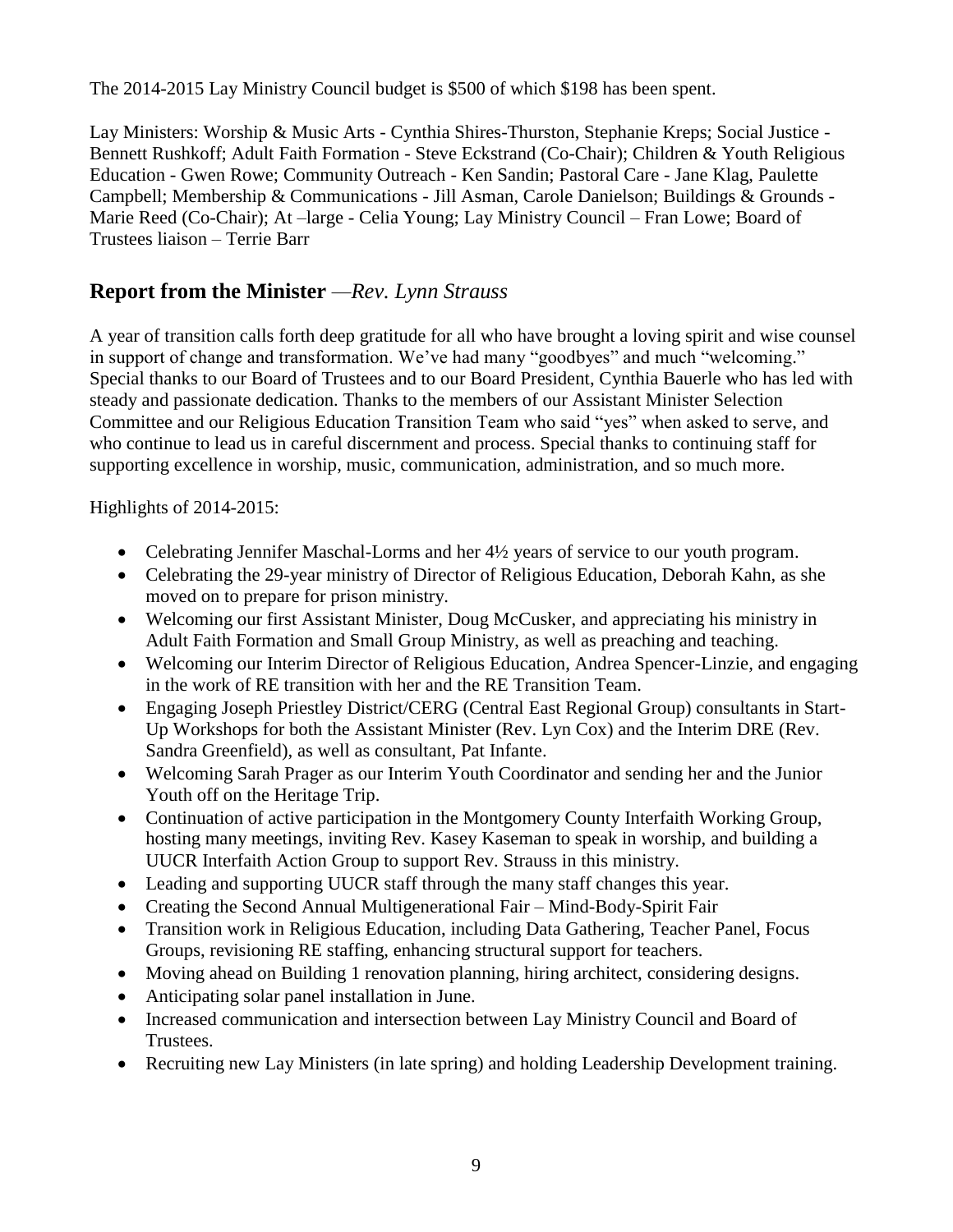The 2014-2015 Lay Ministry Council budget is $500 of which $198 has been spent.

Lay Ministers: Worship & Music Arts - Cynthia Shires-Thurston, Stephanie Kreps; Social Justice - Bennett Rushkoff; Adult Faith Formation - Steve Eckstrand (Co-Chair); Children & Youth Religious Education - Gwen Rowe; Community Outreach - Ken Sandin; Pastoral Care - Jane Klag, Paulette Campbell; Membership & Communications - Jill Asman, Carole Danielson; Buildings & Grounds - Marie Reed (Co-Chair); At –large - Celia Young; Lay Ministry Council – Fran Lowe; Board of Trustees liaison – Terrie Barr

## Report from the Minister *—Rev. Lynn Strauss*

A year of transition calls forth deep gratitude for all who have brought a loving spirit and wise counsel in support of change and transformation. We've had many "goodbyes" and much "welcoming." Special thanks to our Board of Trustees and to our Board President, Cynthia Bauerle who has led with steady and passionate dedication. Thanks to the members of our Assistant Minister Selection Committee and our Religious Education Transition Team who said "yes" when asked to serve, and who continue to lead us in careful discernment and process. Special thanks to continuing staff for supporting excellence in worship, music, communication, administration, and so much more.

Highlights of 2014-2015:

- Celebrating Jennifer Maschal-Lorms and her 4½ years of service to our youth program.
- Celebrating the 29-year ministry of Director of Religious Education, Deborah Kahn, as she moved on to prepare for prison ministry.
- Welcoming our first Assistant Minister, Doug McCusker, and appreciating his ministry in Adult Faith Formation and Small Group Ministry, as well as preaching and teaching.
- Welcoming our Interim Director of Religious Education, Andrea Spencer-Linzie, and engaging in the work of RE transition with her and the RE Transition Team.
- Engaging Joseph Priestley District/CERG (Central East Regional Group) consultants in Start-Up Workshops for both the Assistant Minister (Rev. Lyn Cox) and the Interim DRE (Rev. Sandra Greenfield), as well as consultant, Pat Infante.
- Welcoming Sarah Prager as our Interim Youth Coordinator and sending her and the Junior Youth off on the Heritage Trip.
- Continuation of active participation in the Montgomery County Interfaith Working Group, hosting many meetings, inviting Rev. Kasey Kaseman to speak in worship, and building a UUCR Interfaith Action Group to support Rev. Strauss in this ministry.
- Leading and supporting UUCR staff through the many staff changes this year.
- Creating the Second Annual Multigenerational Fair – Mind-Body-Spirit Fair
- Transition work in Religious Education, including Data Gathering, Teacher Panel, Focus Groups, revisioning RE staffing, enhancing structural support for teachers.
- Moving ahead on Building 1 renovation planning, hiring architect, considering designs.
- Anticipating solar panel installation in June.
- Increased communication and intersection between Lay Ministry Council and Board of Trustees.
- Recruiting new Lay Ministers (in late spring) and holding Leadership Development training.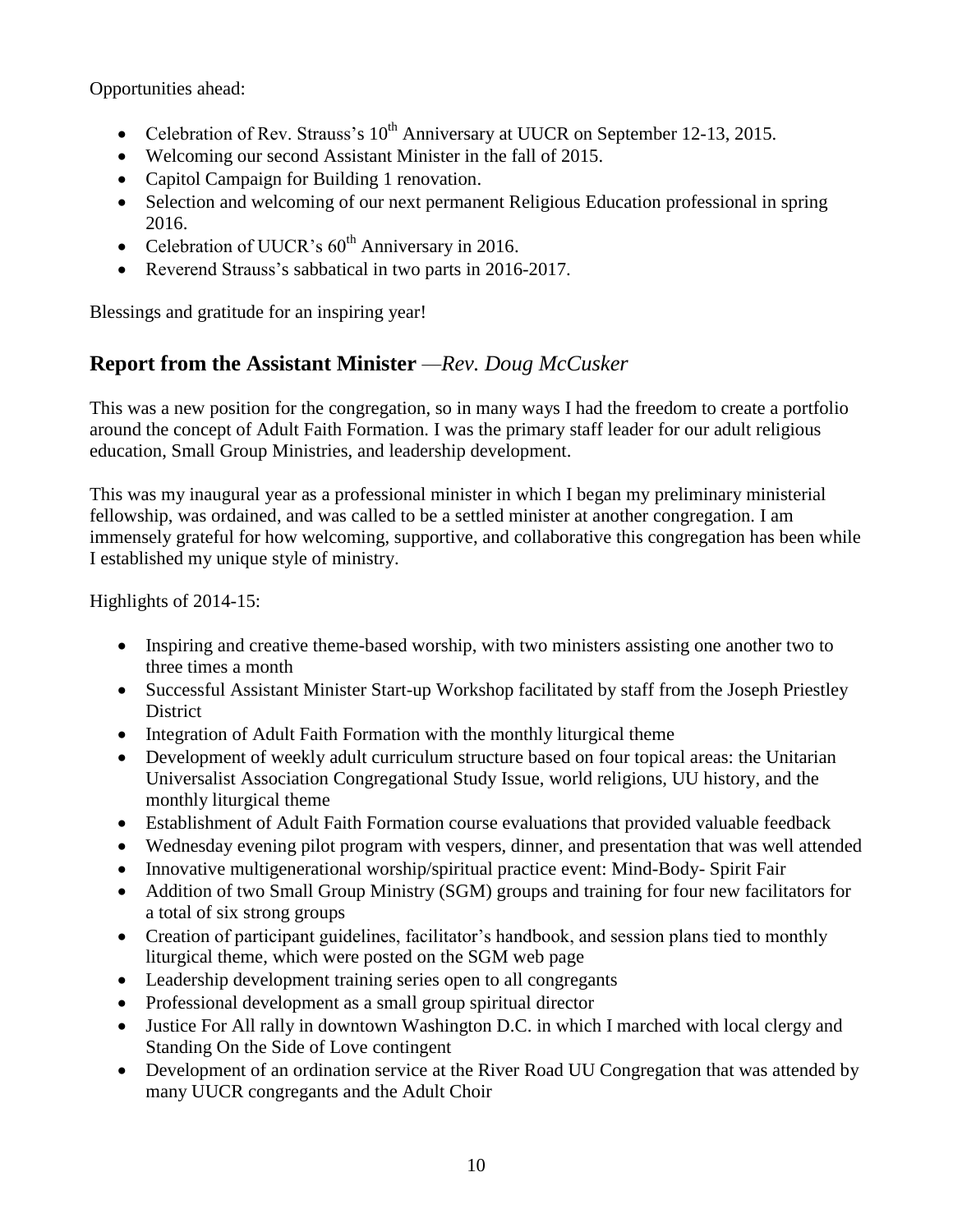Opportunities ahead:

- Celebration of Rev. Strauss's 10th Anniversary at UUCR on September 12-13, 2015.
- Welcoming our second Assistant Minister in the fall of 2015.
- Capitol Campaign for Building 1 renovation.
- Selection and welcoming of our next permanent Religious Education professional in spring 2016.
- Celebration of UUCR's 60th Anniversary in 2016.
- Reverend Strauss's sabbatical in two parts in 2016-2017.

Blessings and gratitude for an inspiring year!

## Report from the Assistant Minister *—Rev. Doug McCusker*

This was a new position for the congregation, so in many ways I had the freedom to create a portfolio around the concept of Adult Faith Formation. I was the primary staff leader for our adult religious education, Small Group Ministries, and leadership development.

This was my inaugural year as a professional minister in which I began my preliminary ministerial fellowship, was ordained, and was called to be a settled minister at another congregation. I am immensely grateful for how welcoming, supportive, and collaborative this congregation has been while I established my unique style of ministry.

Highlights of 2014-15:

- Inspiring and creative theme-based worship, with two ministers assisting one another two to three times a month
- Successful Assistant Minister Start-up Workshop facilitated by staff from the Joseph Priestley District
- Integration of Adult Faith Formation with the monthly liturgical theme
- Development of weekly adult curriculum structure based on four topical areas: the Unitarian Universalist Association Congregational Study Issue, world religions, UU history, and the monthly liturgical theme
- Establishment of Adult Faith Formation course evaluations that provided valuable feedback
- Wednesday evening pilot program with vespers, dinner, and presentation that was well attended
- Innovative multigenerational worship/spiritual practice event: Mind-Body- Spirit Fair
- Addition of two Small Group Ministry (SGM) groups and training for four new facilitators for a total of six strong groups
- Creation of participant guidelines, facilitator's handbook, and session plans tied to monthly liturgical theme, which were posted on the SGM web page
- Leadership development training series open to all congregants
- Professional development as a small group spiritual director
- Justice For All rally in downtown Washington D.C. in which I marched with local clergy and Standing On the Side of Love contingent
- Development of an ordination service at the River Road UU Congregation that was attended by many UUCR congregants and the Adult Choir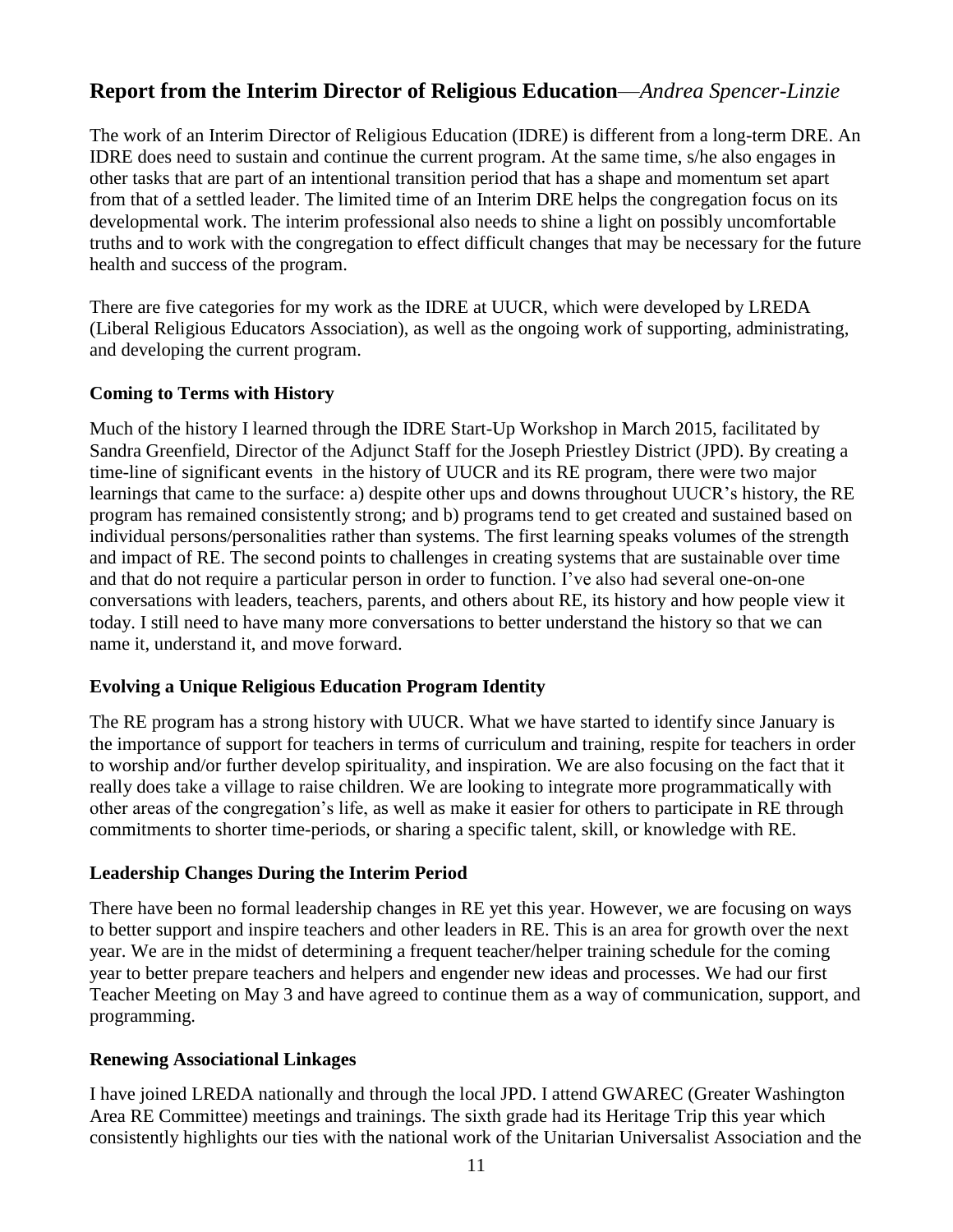## Report from the Interim Director of Religious Education—*Andrea Spencer-Linzie*

The work of an Interim Director of Religious Education (IDRE) is different from a long-term DRE. An IDRE does need to sustain and continue the current program. At the same time, s/he also engages in other tasks that are part of an intentional transition period that has a shape and momentum set apart from that of a settled leader. The limited time of an Interim DRE helps the congregation focus on its developmental work. The interim professional also needs to shine a light on possibly uncomfortable truths and to work with the congregation to effect difficult changes that may be necessary for the future health and success of the program.

There are five categories for my work as the IDRE at UUCR, which were developed by LREDA (Liberal Religious Educators Association), as well as the ongoing work of supporting, administrating, and developing the current program.

### Coming to Terms with History

Much of the history I learned through the IDRE Start-Up Workshop in March 2015, facilitated by Sandra Greenfield, Director of the Adjunct Staff for the Joseph Priestley District (JPD). By creating a time-line of significant events in the history of UUCR and its RE program, there were two major learnings that came to the surface: a) despite other ups and downs throughout UUCR's history, the RE program has remained consistently strong; and b) programs tend to get created and sustained based on individual persons/personalities rather than systems. The first learning speaks volumes of the strength and impact of RE. The second points to challenges in creating systems that are sustainable over time and that do not require a particular person in order to function. I've also had several one-on-one conversations with leaders, teachers, parents, and others about RE, its history and how people view it today. I still need to have many more conversations to better understand the history so that we can name it, understand it, and move forward.

### Evolving a Unique Religious Education Program Identity

The RE program has a strong history with UUCR. What we have started to identify since January is the importance of support for teachers in terms of curriculum and training, respite for teachers in order to worship and/or further develop spirituality, and inspiration. We are also focusing on the fact that it really does take a village to raise children. We are looking to integrate more programmatically with other areas of the congregation's life, as well as make it easier for others to participate in RE through commitments to shorter time-periods, or sharing a specific talent, skill, or knowledge with RE.

### Leadership Changes During the Interim Period

There have been no formal leadership changes in RE yet this year. However, we are focusing on ways to better support and inspire teachers and other leaders in RE. This is an area for growth over the next year. We are in the midst of determining a frequent teacher/helper training schedule for the coming year to better prepare teachers and helpers and engender new ideas and processes. We had our first Teacher Meeting on May 3 and have agreed to continue them as a way of communication, support, and programming.

### Renewing Associational Linkages

I have joined LREDA nationally and through the local JPD. I attend GWAREC (Greater Washington Area RE Committee) meetings and trainings. The sixth grade had its Heritage Trip this year which consistently highlights our ties with the national work of the Unitarian Universalist Association and the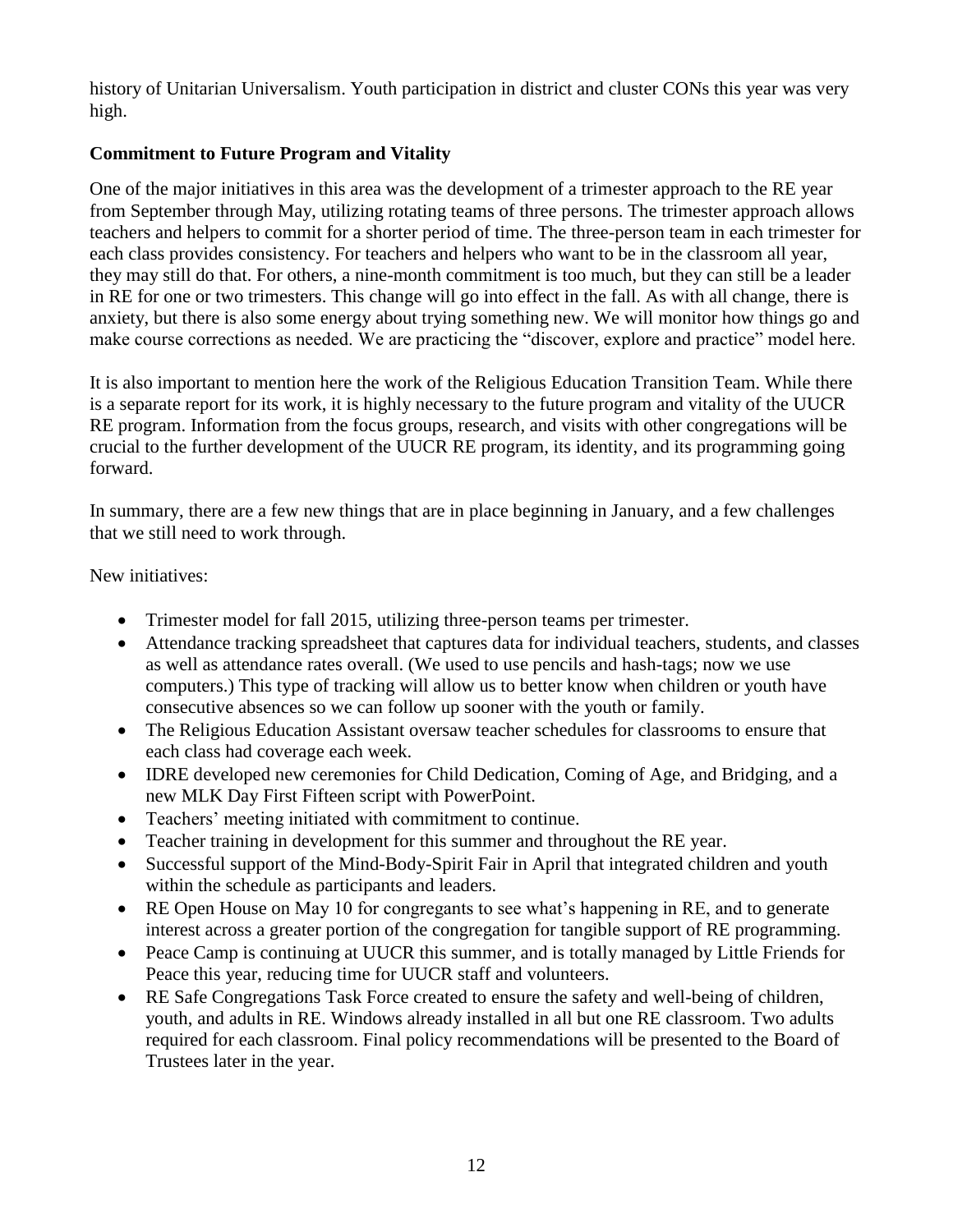history of Unitarian Universalism. Youth participation in district and cluster CONs this year was very high.

**Commitment to Future Program and Vitality**

One of the major initiatives in this area was the development of a trimester approach to the RE year from September through May, utilizing rotating teams of three persons. The trimester approach allows teachers and helpers to commit for a shorter period of time. The three-person team in each trimester for each class provides consistency. For teachers and helpers who want to be in the classroom all year, they may still do that. For others, a nine-month commitment is too much, but they can still be a leader in RE for one or two trimesters. This change will go into effect in the fall. As with all change, there is anxiety, but there is also some energy about trying something new. We will monitor how things go and make course corrections as needed. We are practicing the "discover, explore and practice" model here.

It is also important to mention here the work of the Religious Education Transition Team. While there is a separate report for its work, it is highly necessary to the future program and vitality of the UUCR RE program. Information from the focus groups, research, and visits with other congregations will be crucial to the further development of the UUCR RE program, its identity, and its programming going forward.

In summary, there are a few new things that are in place beginning in January, and a few challenges that we still need to work through.

New initiatives:

- Trimester model for fall 2015, utilizing three-person teams per trimester.
- Attendance tracking spreadsheet that captures data for individual teachers, students, and classes as well as attendance rates overall. (We used to use pencils and hash-tags; now we use computers.) This type of tracking will allow us to better know when children or youth have consecutive absences so we can follow up sooner with the youth or family.
- The Religious Education Assistant oversaw teacher schedules for classrooms to ensure that each class had coverage each week.
- IDRE developed new ceremonies for Child Dedication, Coming of Age, and Bridging, and a new MLK Day First Fifteen script with PowerPoint.
- Teachers' meeting initiated with commitment to continue.
- Teacher training in development for this summer and throughout the RE year.
- Successful support of the Mind-Body-Spirit Fair in April that integrated children and youth within the schedule as participants and leaders.
- RE Open House on May 10 for congregants to see what's happening in RE, and to generate interest across a greater portion of the congregation for tangible support of RE programming.
- Peace Camp is continuing at UUCR this summer, and is totally managed by Little Friends for Peace this year, reducing time for UUCR staff and volunteers.
- RE Safe Congregations Task Force created to ensure the safety and well-being of children, youth, and adults in RE. Windows already installed in all but one RE classroom. Two adults required for each classroom. Final policy recommendations will be presented to the Board of Trustees later in the year.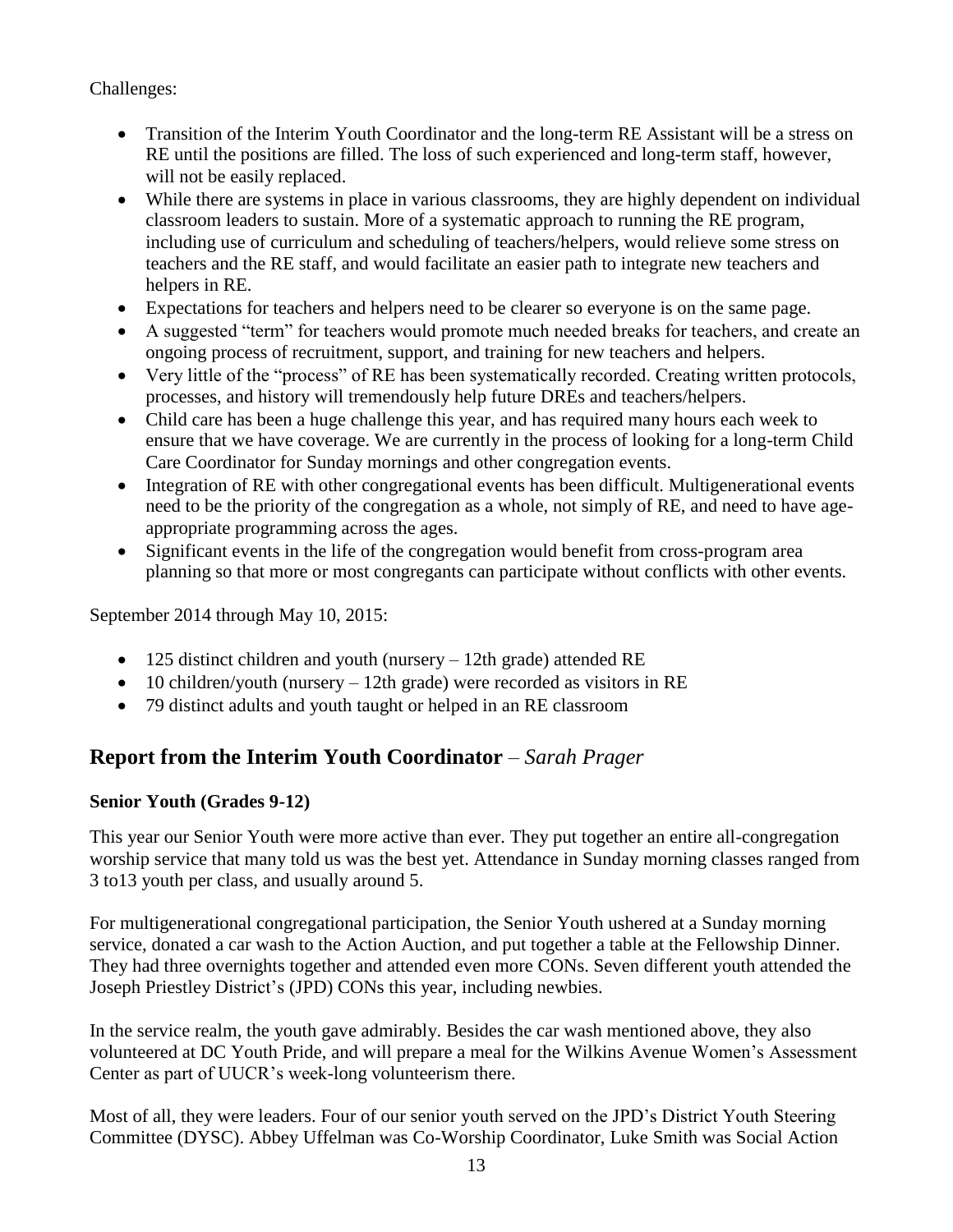Challenges:

- Transition of the Interim Youth Coordinator and the long-term RE Assistant will be a stress on RE until the positions are filled. The loss of such experienced and long-term staff, however, will not be easily replaced.
- While there are systems in place in various classrooms, they are highly dependent on individual classroom leaders to sustain. More of a systematic approach to running the RE program, including use of curriculum and scheduling of teachers/helpers, would relieve some stress on teachers and the RE staff, and would facilitate an easier path to integrate new teachers and helpers in RE.
- Expectations for teachers and helpers need to be clearer so everyone is on the same page.
- A suggested "term" for teachers would promote much needed breaks for teachers, and create an ongoing process of recruitment, support, and training for new teachers and helpers.
- Very little of the "process" of RE has been systematically recorded. Creating written protocols, processes, and history will tremendously help future DREs and teachers/helpers.
- Child care has been a huge challenge this year, and has required many hours each week to ensure that we have coverage. We are currently in the process of looking for a long-term Child Care Coordinator for Sunday mornings and other congregation events.
- Integration of RE with other congregational events has been difficult. Multigenerational events need to be the priority of the congregation as a whole, not simply of RE, and need to have age-appropriate programming across the ages.
- Significant events in the life of the congregation would benefit from cross-program area planning so that more or most congregants can participate without conflicts with other events.

September 2014 through May 10, 2015:

- 125 distinct children and youth (nursery – 12th grade) attended RE
- 10 children/youth (nursery – 12th grade) were recorded as visitors in RE
- 79 distinct adults and youth taught or helped in an RE classroom

## Report from the Interim Youth Coordinator – *Sarah Prager*

**Senior Youth (Grades 9-12)**

This year our Senior Youth were more active than ever. They put together an entire all-congregation worship service that many told us was the best yet. Attendance in Sunday morning classes ranged from 3 to13 youth per class, and usually around 5.

For multigenerational congregational participation, the Senior Youth ushered at a Sunday morning service, donated a car wash to the Action Auction, and put together a table at the Fellowship Dinner. They had three overnights together and attended even more CONs. Seven different youth attended the Joseph Priestley District's (JPD) CONs this year, including newbies.

In the service realm, the youth gave admirably. Besides the car wash mentioned above, they also volunteered at DC Youth Pride, and will prepare a meal for the Wilkins Avenue Women's Assessment Center as part of UUCR's week-long volunteerism there.

Most of all, they were leaders. Four of our senior youth served on the JPD's District Youth Steering Committee (DYSC). Abbey Uffelman was Co-Worship Coordinator, Luke Smith was Social Action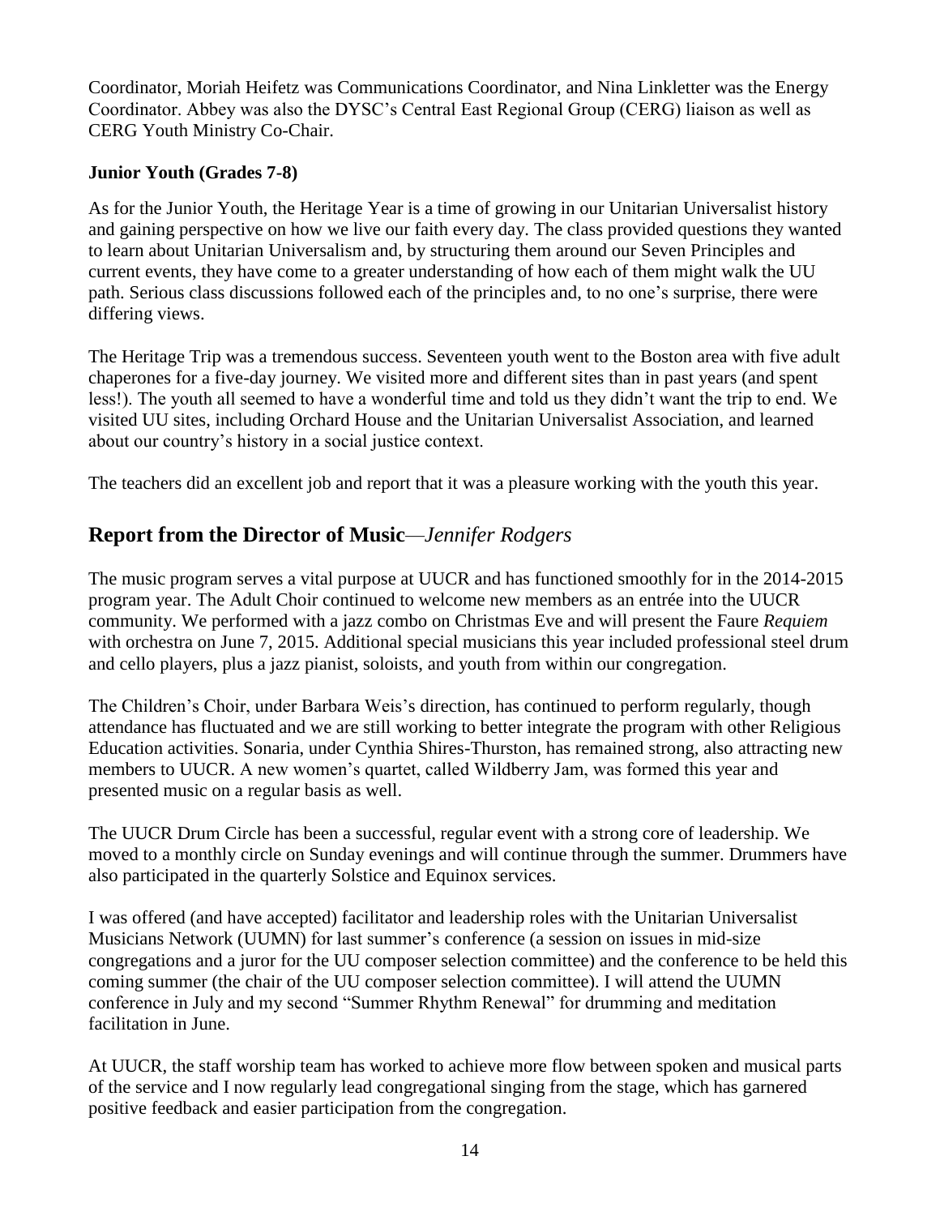Coordinator, Moriah Heifetz was Communications Coordinator, and Nina Linkletter was the Energy Coordinator. Abbey was also the DYSC's Central East Regional Group (CERG) liaison as well as CERG Youth Ministry Co-Chair.

**Junior Youth (Grades 7-8)**

As for the Junior Youth, the Heritage Year is a time of growing in our Unitarian Universalist history and gaining perspective on how we live our faith every day. The class provided questions they wanted to learn about Unitarian Universalism and, by structuring them around our Seven Principles and current events, they have come to a greater understanding of how each of them might walk the UU path. Serious class discussions followed each of the principles and, to no one's surprise, there were differing views.

The Heritage Trip was a tremendous success. Seventeen youth went to the Boston area with five adult chaperones for a five-day journey. We visited more and different sites than in past years (and spent less!). The youth all seemed to have a wonderful time and told us they didn't want the trip to end. We visited UU sites, including Orchard House and the Unitarian Universalist Association, and learned about our country's history in a social justice context.

The teachers did an excellent job and report that it was a pleasure working with the youth this year.

## Report from the Director of Music—*Jennifer Rodgers*

The music program serves a vital purpose at UUCR and has functioned smoothly for in the 2014-2015 program year. The Adult Choir continued to welcome new members as an entrée into the UUCR community. We performed with a jazz combo on Christmas Eve and will present the Faure *Requiem* with orchestra on June 7, 2015. Additional special musicians this year included professional steel drum and cello players, plus a jazz pianist, soloists, and youth from within our congregation.

The Children's Choir, under Barbara Weis's direction, has continued to perform regularly, though attendance has fluctuated and we are still working to better integrate the program with other Religious Education activities. Sonaria, under Cynthia Shires-Thurston, has remained strong, also attracting new members to UUCR. A new women's quartet, called Wildberry Jam, was formed this year and presented music on a regular basis as well.

The UUCR Drum Circle has been a successful, regular event with a strong core of leadership. We moved to a monthly circle on Sunday evenings and will continue through the summer. Drummers have also participated in the quarterly Solstice and Equinox services.

I was offered (and have accepted) facilitator and leadership roles with the Unitarian Universalist Musicians Network (UUMN) for last summer's conference (a session on issues in mid-size congregations and a juror for the UU composer selection committee) and the conference to be held this coming summer (the chair of the UU composer selection committee). I will attend the UUMN conference in July and my second "Summer Rhythm Renewal" for drumming and meditation facilitation in June.

At UUCR, the staff worship team has worked to achieve more flow between spoken and musical parts of the service and I now regularly lead congregational singing from the stage, which has garnered positive feedback and easier participation from the congregation.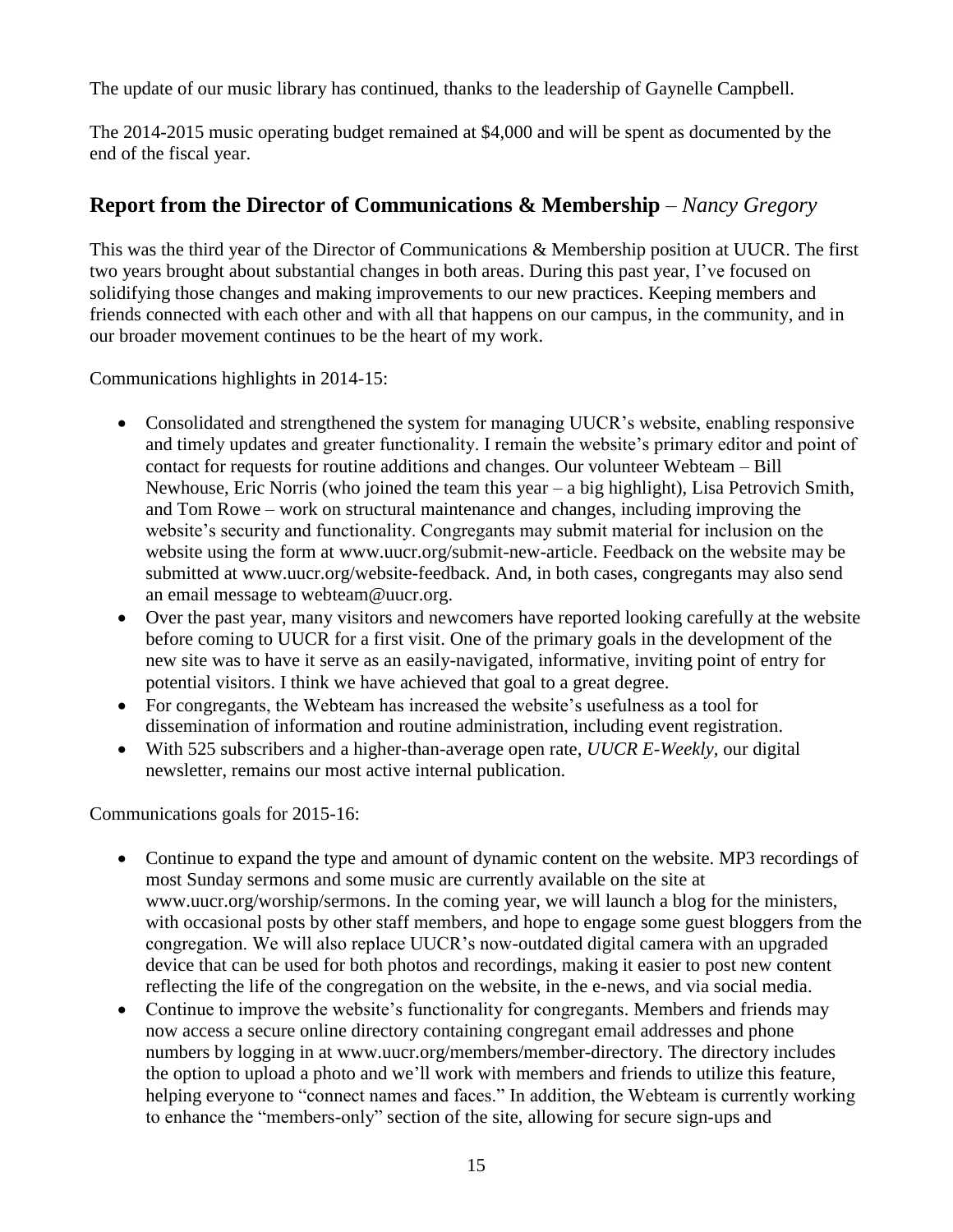The update of our music library has continued, thanks to the leadership of Gaynelle Campbell.

The 2014-2015 music operating budget remained at $4,000 and will be spent as documented by the end of the fiscal year.

## Report from the Director of Communications & Membership – *Nancy Gregory*

This was the third year of the Director of Communications & Membership position at UUCR. The first two years brought about substantial changes in both areas. During this past year, I've focused on solidifying those changes and making improvements to our new practices. Keeping members and friends connected with each other and with all that happens on our campus, in the community, and in our broader movement continues to be the heart of my work.

Communications highlights in 2014-15:

- Consolidated and strengthened the system for managing UUCR's website, enabling responsive and timely updates and greater functionality. I remain the website's primary editor and point of contact for requests for routine additions and changes. Our volunteer Webteam – Bill Newhouse, Eric Norris (who joined the team this year – a big highlight), Lisa Petrovich Smith, and Tom Rowe – work on structural maintenance and changes, including improving the website's security and functionality. Congregants may submit material for inclusion on the website using the form at www.uucr.org/submit-new-article. Feedback on the website may be submitted at www.uucr.org/website-feedback. And, in both cases, congregants may also send an email message to webteam@uucr.org.
- Over the past year, many visitors and newcomers have reported looking carefully at the website before coming to UUCR for a first visit. One of the primary goals in the development of the new site was to have it serve as an easily-navigated, informative, inviting point of entry for potential visitors. I think we have achieved that goal to a great degree.
- For congregants, the Webteam has increased the website's usefulness as a tool for dissemination of information and routine administration, including event registration.
- With 525 subscribers and a higher-than-average open rate, *UUCR E-Weekly*, our digital newsletter, remains our most active internal publication.

Communications goals for 2015-16:

- Continue to expand the type and amount of dynamic content on the website. MP3 recordings of most Sunday sermons and some music are currently available on the site at www.uucr.org/worship/sermons. In the coming year, we will launch a blog for the ministers, with occasional posts by other staff members, and hope to engage some guest bloggers from the congregation. We will also replace UUCR's now-outdated digital camera with an upgraded device that can be used for both photos and recordings, making it easier to post new content reflecting the life of the congregation on the website, in the e-news, and via social media.
- Continue to improve the website's functionality for congregants. Members and friends may now access a secure online directory containing congregant email addresses and phone numbers by logging in at www.uucr.org/members/member-directory. The directory includes the option to upload a photo and we'll work with members and friends to utilize this feature, helping everyone to "connect names and faces." In addition, the Webteam is currently working to enhance the "members-only" section of the site, allowing for secure sign-ups and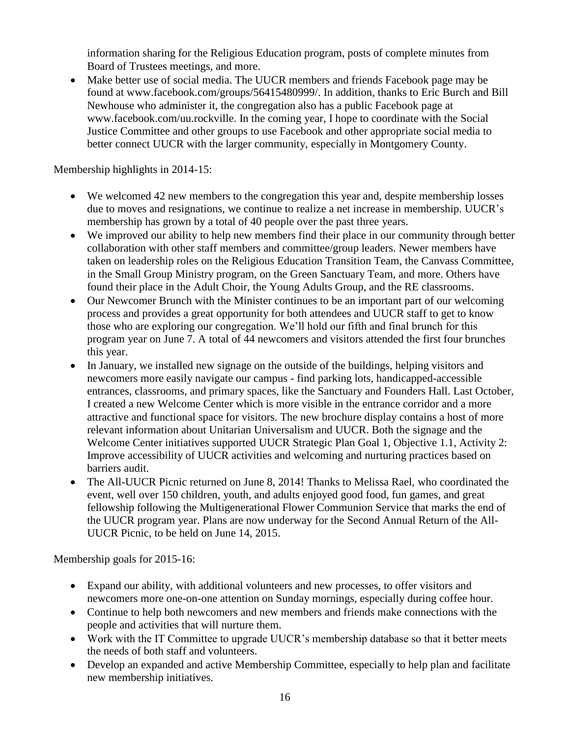information sharing for the Religious Education program, posts of complete minutes from Board of Trustees meetings, and more.

- Make better use of social media. The UUCR members and friends Facebook page may be found at www.facebook.com/groups/56415480999/. In addition, thanks to Eric Burch and Bill Newhouse who administer it, the congregation also has a public Facebook page at www.facebook.com/uu.rockville. In the coming year, I hope to coordinate with the Social Justice Committee and other groups to use Facebook and other appropriate social media to better connect UUCR with the larger community, especially in Montgomery County.

Membership highlights in 2014-15:

- We welcomed 42 new members to the congregation this year and, despite membership losses due to moves and resignations, we continue to realize a net increase in membership. UUCR's membership has grown by a total of 40 people over the past three years.
- We improved our ability to help new members find their place in our community through better collaboration with other staff members and committee/group leaders. Newer members have taken on leadership roles on the Religious Education Transition Team, the Canvass Committee, in the Small Group Ministry program, on the Green Sanctuary Team, and more. Others have found their place in the Adult Choir, the Young Adults Group, and the RE classrooms.
- Our Newcomer Brunch with the Minister continues to be an important part of our welcoming process and provides a great opportunity for both attendees and UUCR staff to get to know those who are exploring our congregation. We'll hold our fifth and final brunch for this program year on June 7. A total of 44 newcomers and visitors attended the first four brunches this year.
- In January, we installed new signage on the outside of the buildings, helping visitors and newcomers more easily navigate our campus - find parking lots, handicapped-accessible entrances, classrooms, and primary spaces, like the Sanctuary and Founders Hall. Last October, I created a new Welcome Center which is more visible in the entrance corridor and a more attractive and functional space for visitors. The new brochure display contains a host of more relevant information about Unitarian Universalism and UUCR. Both the signage and the Welcome Center initiatives supported UUCR Strategic Plan Goal 1, Objective 1.1, Activity 2: Improve accessibility of UUCR activities and welcoming and nurturing practices based on barriers audit.
- The All-UUCR Picnic returned on June 8, 2014! Thanks to Melissa Rael, who coordinated the event, well over 150 children, youth, and adults enjoyed good food, fun games, and great fellowship following the Multigenerational Flower Communion Service that marks the end of the UUCR program year. Plans are now underway for the Second Annual Return of the All-UUCR Picnic, to be held on June 14, 2015.

Membership goals for 2015-16:

- Expand our ability, with additional volunteers and new processes, to offer visitors and newcomers more one-on-one attention on Sunday mornings, especially during coffee hour.
- Continue to help both newcomers and new members and friends make connections with the people and activities that will nurture them.
- Work with the IT Committee to upgrade UUCR's membership database so that it better meets the needs of both staff and volunteers.
- Develop an expanded and active Membership Committee, especially to help plan and facilitate new membership initiatives.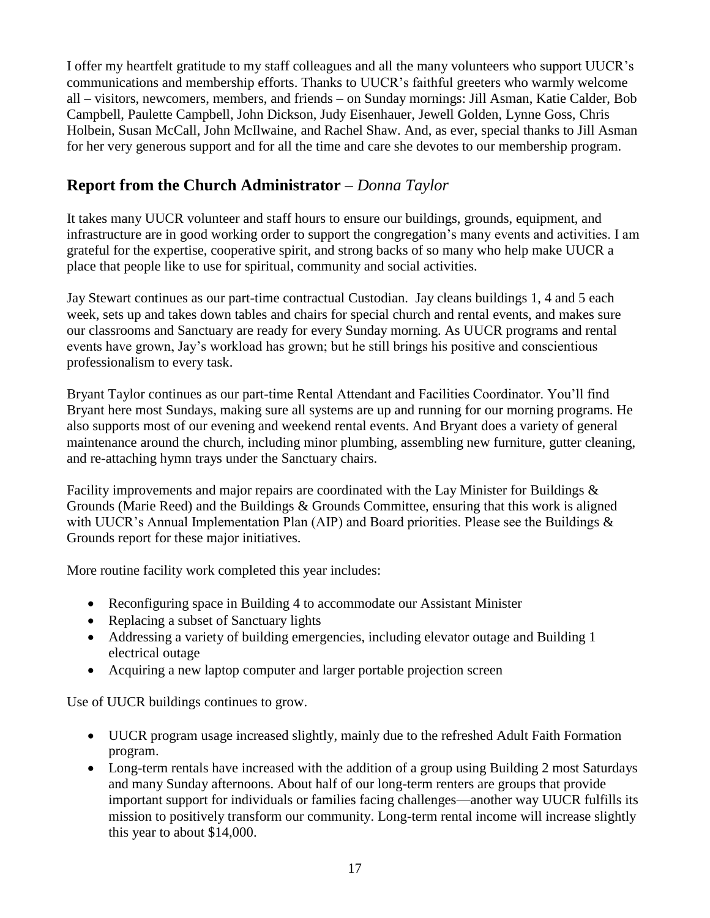I offer my heartfelt gratitude to my staff colleagues and all the many volunteers who support UUCR's communications and membership efforts. Thanks to UUCR's faithful greeters who warmly welcome all – visitors, newcomers, members, and friends – on Sunday mornings: Jill Asman, Katie Calder, Bob Campbell, Paulette Campbell, John Dickson, Judy Eisenhauer, Jewell Golden, Lynne Goss, Chris Holbein, Susan McCall, John McIlwaine, and Rachel Shaw. And, as ever, special thanks to Jill Asman for her very generous support and for all the time and care she devotes to our membership program.

## **Report from the Church Administrator** – *Donna Taylor*

It takes many UUCR volunteer and staff hours to ensure our buildings, grounds, equipment, and infrastructure are in good working order to support the congregation's many events and activities. I am grateful for the expertise, cooperative spirit, and strong backs of so many who help make UUCR a place that people like to use for spiritual, community and social activities.

Jay Stewart continues as our part-time contractual Custodian. Jay cleans buildings 1, 4 and 5 each week, sets up and takes down tables and chairs for special church and rental events, and makes sure our classrooms and Sanctuary are ready for every Sunday morning. As UUCR programs and rental events have grown, Jay's workload has grown; but he still brings his positive and conscientious professionalism to every task.

Bryant Taylor continues as our part-time Rental Attendant and Facilities Coordinator. You'll find Bryant here most Sundays, making sure all systems are up and running for our morning programs. He also supports most of our evening and weekend rental events. And Bryant does a variety of general maintenance around the church, including minor plumbing, assembling new furniture, gutter cleaning, and re-attaching hymn trays under the Sanctuary chairs.

Facility improvements and major repairs are coordinated with the Lay Minister for Buildings & Grounds (Marie Reed) and the Buildings & Grounds Committee, ensuring that this work is aligned with UUCR's Annual Implementation Plan (AIP) and Board priorities. Please see the Buildings & Grounds report for these major initiatives.

More routine facility work completed this year includes:

- Reconfiguring space in Building 4 to accommodate our Assistant Minister
- Replacing a subset of Sanctuary lights
- Addressing a variety of building emergencies, including elevator outage and Building 1 electrical outage
- Acquiring a new laptop computer and larger portable projection screen

Use of UUCR buildings continues to grow.

- UUCR program usage increased slightly, mainly due to the refreshed Adult Faith Formation program.
- Long-term rentals have increased with the addition of a group using Building 2 most Saturdays and many Sunday afternoons. About half of our long-term renters are groups that provide important support for individuals or families facing challenges—another way UUCR fulfills its mission to positively transform our community. Long-term rental income will increase slightly this year to about $14,000.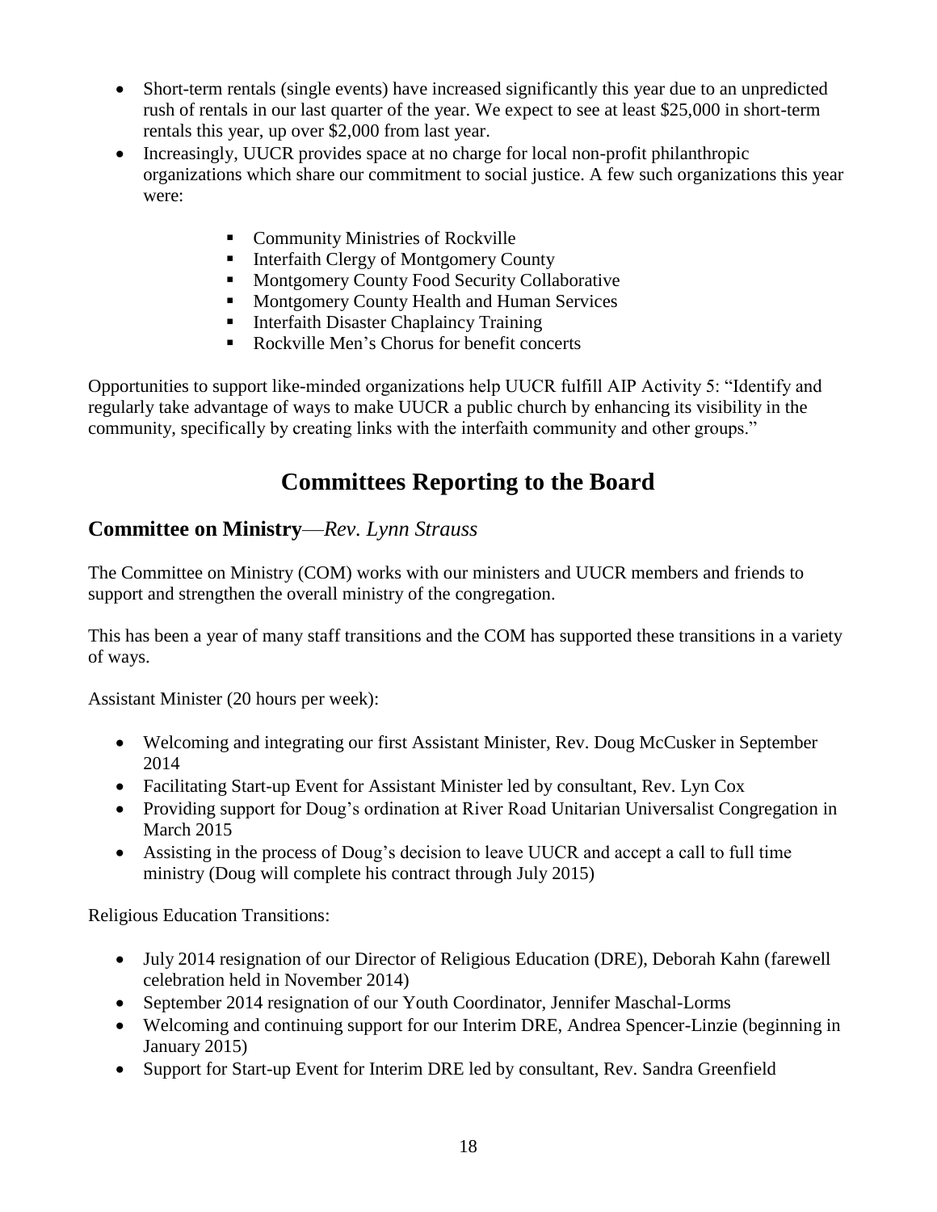- Short-term rentals (single events) have increased significantly this year due to an unpredicted rush of rentals in our last quarter of the year. We expect to see at least $25,000 in short-term rentals this year, up over $2,000 from last year.
- Increasingly, UUCR provides space at no charge for local non-profit philanthropic organizations which share our commitment to social justice. A few such organizations this year were:
  - Community Ministries of Rockville
  - Interfaith Clergy of Montgomery County
  - Montgomery County Food Security Collaborative
  - Montgomery County Health and Human Services
  - Interfaith Disaster Chaplaincy Training
  - Rockville Men's Chorus for benefit concerts

Opportunities to support like-minded organizations help UUCR fulfill AIP Activity 5: "Identify and regularly take advantage of ways to make UUCR a public church by enhancing its visibility in the community, specifically by creating links with the interfaith community and other groups."

# Committees Reporting to the Board

## Committee on Ministry—*Rev. Lynn Strauss*

The Committee on Ministry (COM) works with our ministers and UUCR members and friends to support and strengthen the overall ministry of the congregation.

This has been a year of many staff transitions and the COM has supported these transitions in a variety of ways.

Assistant Minister (20 hours per week):

- Welcoming and integrating our first Assistant Minister, Rev. Doug McCusker in September 2014
- Facilitating Start-up Event for Assistant Minister led by consultant, Rev. Lyn Cox
- Providing support for Doug's ordination at River Road Unitarian Universalist Congregation in March 2015
- Assisting in the process of Doug's decision to leave UUCR and accept a call to full time ministry (Doug will complete his contract through July 2015)

Religious Education Transitions:

- July 2014 resignation of our Director of Religious Education (DRE), Deborah Kahn (farewell celebration held in November 2014)
- September 2014 resignation of our Youth Coordinator, Jennifer Maschal-Lorms
- Welcoming and continuing support for our Interim DRE, Andrea Spencer-Linzie (beginning in January 2015)
- Support for Start-up Event for Interim DRE led by consultant, Rev. Sandra Greenfield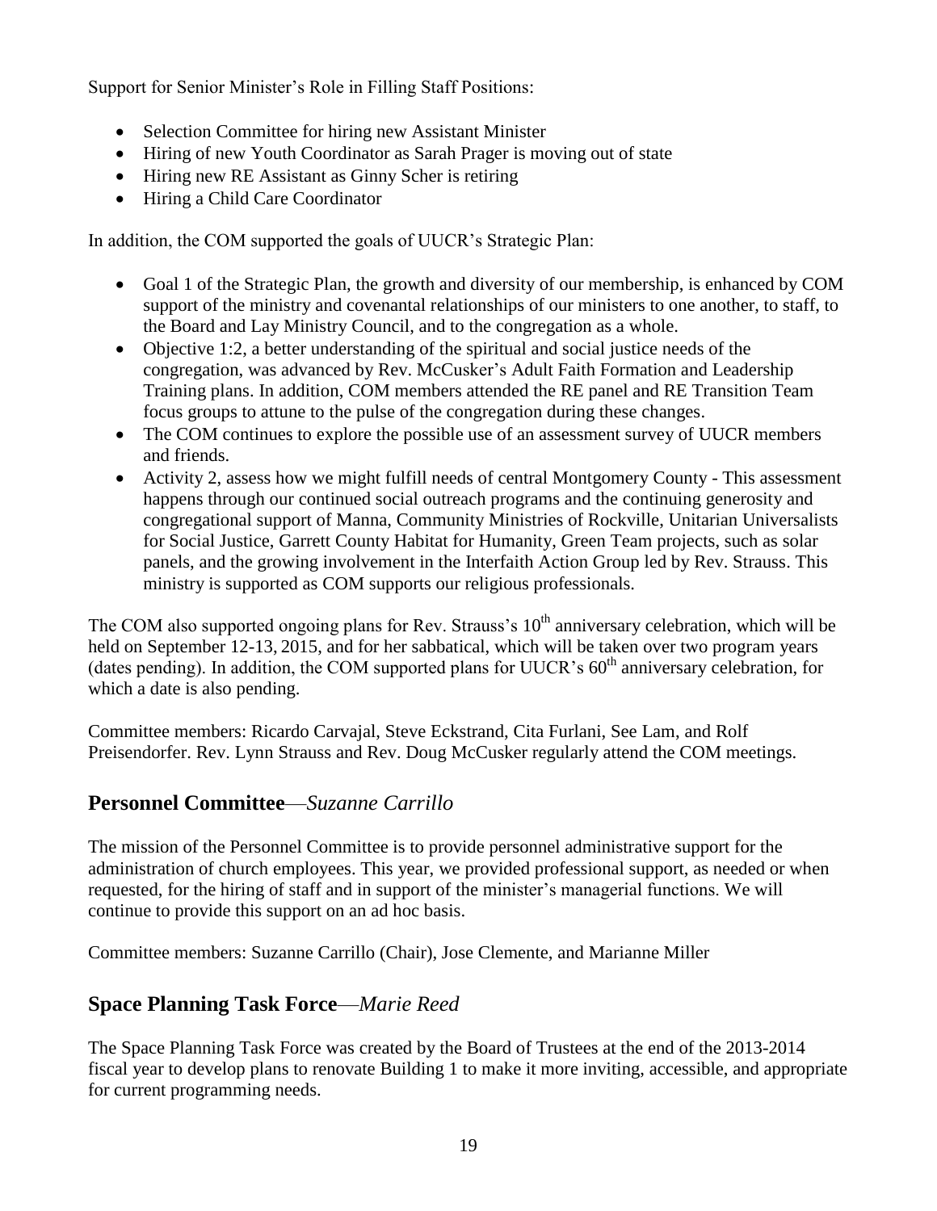Support for Senior Minister's Role in Filling Staff Positions:

- Selection Committee for hiring new Assistant Minister
- Hiring of new Youth Coordinator as Sarah Prager is moving out of state
- Hiring new RE Assistant as Ginny Scher is retiring
- Hiring a Child Care Coordinator

In addition, the COM supported the goals of UUCR's Strategic Plan:

- Goal 1 of the Strategic Plan, the growth and diversity of our membership, is enhanced by COM support of the ministry and covenantal relationships of our ministers to one another, to staff, to the Board and Lay Ministry Council, and to the congregation as a whole.
- Objective 1:2, a better understanding of the spiritual and social justice needs of the congregation, was advanced by Rev. McCusker's Adult Faith Formation and Leadership Training plans. In addition, COM members attended the RE panel and RE Transition Team focus groups to attune to the pulse of the congregation during these changes.
- The COM continues to explore the possible use of an assessment survey of UUCR members and friends.
- Activity 2, assess how we might fulfill needs of central Montgomery County - This assessment happens through our continued social outreach programs and the continuing generosity and congregational support of Manna, Community Ministries of Rockville, Unitarian Universalists for Social Justice, Garrett County Habitat for Humanity, Green Team projects, such as solar panels, and the growing involvement in the Interfaith Action Group led by Rev. Strauss. This ministry is supported as COM supports our religious professionals.

The COM also supported ongoing plans for Rev. Strauss's 10th anniversary celebration, which will be held on September 12-13, 2015, and for her sabbatical, which will be taken over two program years (dates pending). In addition, the COM supported plans for UUCR's 60th anniversary celebration, for which a date is also pending.

Committee members: Ricardo Carvajal, Steve Eckstrand, Cita Furlani, See Lam, and Rolf Preisendorfer. Rev. Lynn Strauss and Rev. Doug McCusker regularly attend the COM meetings.

## **Personnel Committee**—*Suzanne Carrillo*

The mission of the Personnel Committee is to provide personnel administrative support for the administration of church employees. This year, we provided professional support, as needed or when requested, for the hiring of staff and in support of the minister's managerial functions. We will continue to provide this support on an ad hoc basis.

Committee members: Suzanne Carrillo (Chair), Jose Clemente, and Marianne Miller

## **Space Planning Task Force**—*Marie Reed*

The Space Planning Task Force was created by the Board of Trustees at the end of the 2013-2014 fiscal year to develop plans to renovate Building 1 to make it more inviting, accessible, and appropriate for current programming needs.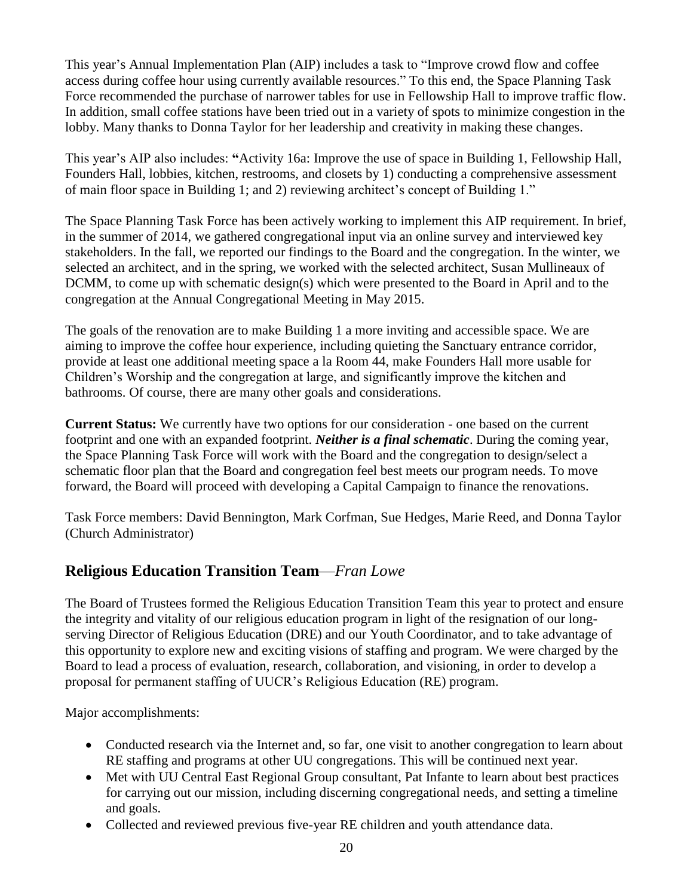This year's Annual Implementation Plan (AIP) includes a task to "Improve crowd flow and coffee access during coffee hour using currently available resources." To this end, the Space Planning Task Force recommended the purchase of narrower tables for use in Fellowship Hall to improve traffic flow. In addition, small coffee stations have been tried out in a variety of spots to minimize congestion in the lobby. Many thanks to Donna Taylor for her leadership and creativity in making these changes.

This year's AIP also includes: **"**Activity 16a: Improve the use of space in Building 1, Fellowship Hall, Founders Hall, lobbies, kitchen, restrooms, and closets by 1) conducting a comprehensive assessment of main floor space in Building 1; and 2) reviewing architect's concept of Building 1."

The Space Planning Task Force has been actively working to implement this AIP requirement. In brief, in the summer of 2014, we gathered congregational input via an online survey and interviewed key stakeholders. In the fall, we reported our findings to the Board and the congregation. In the winter, we selected an architect, and in the spring, we worked with the selected architect, Susan Mullineaux of DCMM, to come up with schematic design(s) which were presented to the Board in April and to the congregation at the Annual Congregational Meeting in May 2015.

The goals of the renovation are to make Building 1 a more inviting and accessible space. We are aiming to improve the coffee hour experience, including quieting the Sanctuary entrance corridor, provide at least one additional meeting space a la Room 44, make Founders Hall more usable for Children's Worship and the congregation at large, and significantly improve the kitchen and bathrooms. Of course, there are many other goals and considerations.

**Current Status:** We currently have two options for our consideration - one based on the current footprint and one with an expanded footprint. ***Neither is a final schematic***. During the coming year, the Space Planning Task Force will work with the Board and the congregation to design/select a schematic floor plan that the Board and congregation feel best meets our program needs. To move forward, the Board will proceed with developing a Capital Campaign to finance the renovations.

Task Force members: David Bennington, Mark Corfman, Sue Hedges, Marie Reed, and Donna Taylor (Church Administrator)

## **Religious Education Transition Team**—*Fran Lowe*

The Board of Trustees formed the Religious Education Transition Team this year to protect and ensure the integrity and vitality of our religious education program in light of the resignation of our long-serving Director of Religious Education (DRE) and our Youth Coordinator, and to take advantage of this opportunity to explore new and exciting visions of staffing and program. We were charged by the Board to lead a process of evaluation, research, collaboration, and visioning, in order to develop a proposal for permanent staffing of UUCR's Religious Education (RE) program.

Major accomplishments:

- Conducted research via the Internet and, so far, one visit to another congregation to learn about RE staffing and programs at other UU congregations. This will be continued next year.
- Met with UU Central East Regional Group consultant, Pat Infante to learn about best practices for carrying out our mission, including discerning congregational needs, and setting a timeline and goals.
- Collected and reviewed previous five-year RE children and youth attendance data.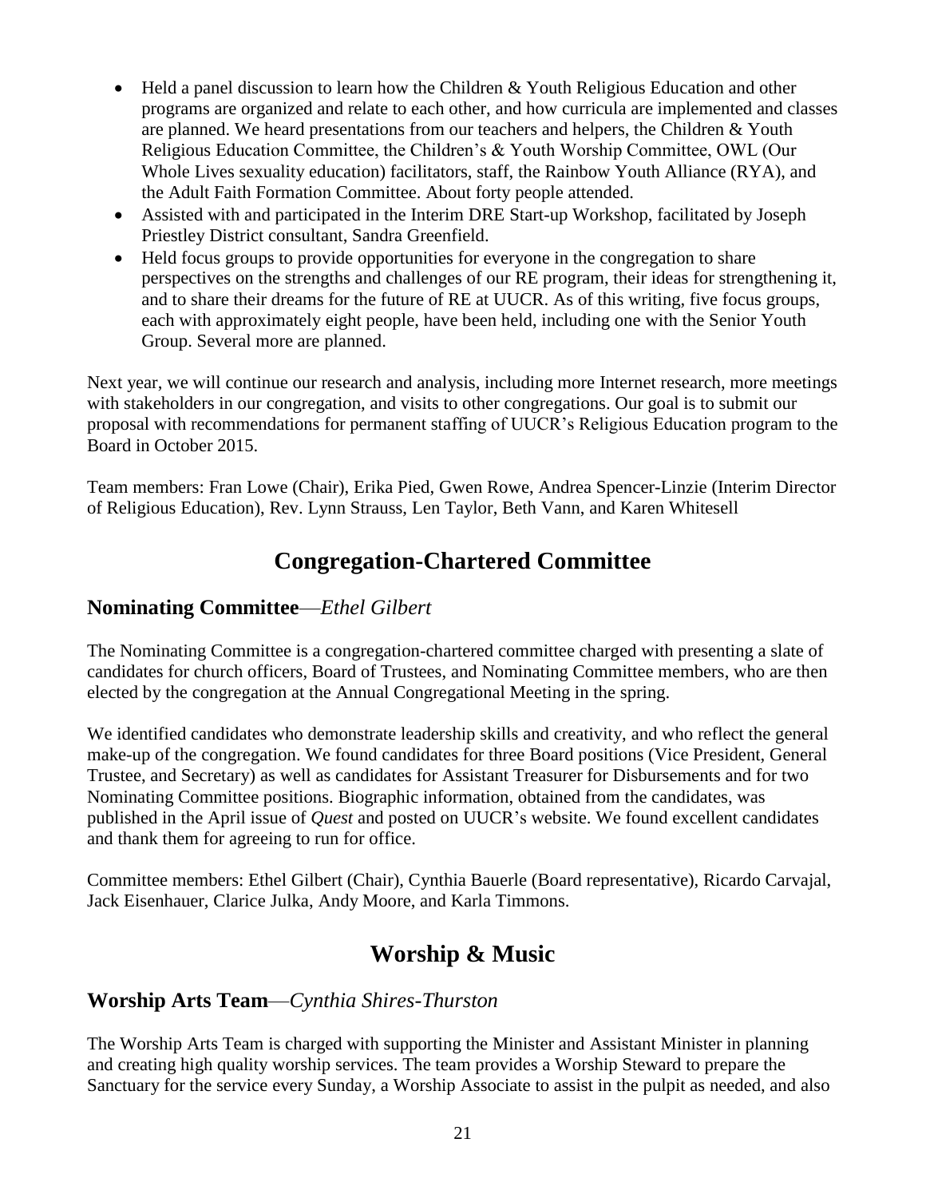- Held a panel discussion to learn how the Children & Youth Religious Education and other programs are organized and relate to each other, and how curricula are implemented and classes are planned. We heard presentations from our teachers and helpers, the Children & Youth Religious Education Committee, the Children's & Youth Worship Committee, OWL (Our Whole Lives sexuality education) facilitators, staff, the Rainbow Youth Alliance (RYA), and the Adult Faith Formation Committee. About forty people attended.
- Assisted with and participated in the Interim DRE Start-up Workshop, facilitated by Joseph Priestley District consultant, Sandra Greenfield.
- Held focus groups to provide opportunities for everyone in the congregation to share perspectives on the strengths and challenges of our RE program, their ideas for strengthening it, and to share their dreams for the future of RE at UUCR. As of this writing, five focus groups, each with approximately eight people, have been held, including one with the Senior Youth Group. Several more are planned.

Next year, we will continue our research and analysis, including more Internet research, more meetings with stakeholders in our congregation, and visits to other congregations. Our goal is to submit our proposal with recommendations for permanent staffing of UUCR's Religious Education program to the Board in October 2015.

Team members: Fran Lowe (Chair), Erika Pied, Gwen Rowe, Andrea Spencer-Linzie (Interim Director of Religious Education), Rev. Lynn Strauss, Len Taylor, Beth Vann, and Karen Whitesell

# Congregation-Chartered Committee

## **Nominating Committee**—*Ethel Gilbert*

The Nominating Committee is a congregation-chartered committee charged with presenting a slate of candidates for church officers, Board of Trustees, and Nominating Committee members, who are then elected by the congregation at the Annual Congregational Meeting in the spring.

We identified candidates who demonstrate leadership skills and creativity, and who reflect the general make-up of the congregation. We found candidates for three Board positions (Vice President, General Trustee, and Secretary) as well as candidates for Assistant Treasurer for Disbursements and for two Nominating Committee positions. Biographic information, obtained from the candidates, was published in the April issue of *Quest* and posted on UUCR's website. We found excellent candidates and thank them for agreeing to run for office.

Committee members: Ethel Gilbert (Chair), Cynthia Bauerle (Board representative), Ricardo Carvajal, Jack Eisenhauer, Clarice Julka, Andy Moore, and Karla Timmons.

# Worship & Music

## **Worship Arts Team**—*Cynthia Shires-Thurston*

The Worship Arts Team is charged with supporting the Minister and Assistant Minister in planning and creating high quality worship services. The team provides a Worship Steward to prepare the Sanctuary for the service every Sunday, a Worship Associate to assist in the pulpit as needed, and also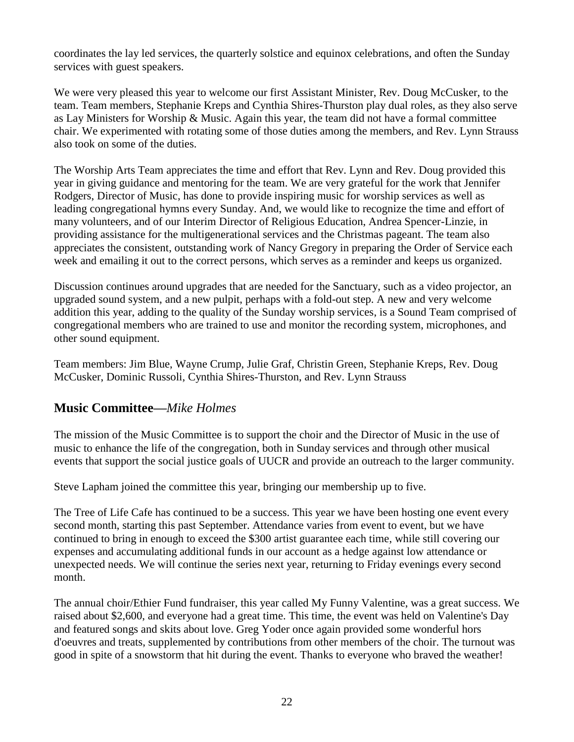coordinates the lay led services, the quarterly solstice and equinox celebrations, and often the Sunday services with guest speakers.

We were very pleased this year to welcome our first Assistant Minister, Rev. Doug McCusker, to the team. Team members, Stephanie Kreps and Cynthia Shires-Thurston play dual roles, as they also serve as Lay Ministers for Worship & Music. Again this year, the team did not have a formal committee chair. We experimented with rotating some of those duties among the members, and Rev. Lynn Strauss also took on some of the duties.

The Worship Arts Team appreciates the time and effort that Rev. Lynn and Rev. Doug provided this year in giving guidance and mentoring for the team. We are very grateful for the work that Jennifer Rodgers, Director of Music, has done to provide inspiring music for worship services as well as leading congregational hymns every Sunday. And, we would like to recognize the time and effort of many volunteers, and of our Interim Director of Religious Education, Andrea Spencer-Linzie, in providing assistance for the multigenerational services and the Christmas pageant. The team also appreciates the consistent, outstanding work of Nancy Gregory in preparing the Order of Service each week and emailing it out to the correct persons, which serves as a reminder and keeps us organized.

Discussion continues around upgrades that are needed for the Sanctuary, such as a video projector, an upgraded sound system, and a new pulpit, perhaps with a fold-out step. A new and very welcome addition this year, adding to the quality of the Sunday worship services, is a Sound Team comprised of congregational members who are trained to use and monitor the recording system, microphones, and other sound equipment.

Team members: Jim Blue, Wayne Crump, Julie Graf, Christin Green, Stephanie Kreps, Rev. Doug McCusker, Dominic Russoli, Cynthia Shires-Thurston, and Rev. Lynn Strauss

## Music Committee—*Mike Holmes*

The mission of the Music Committee is to support the choir and the Director of Music in the use of music to enhance the life of the congregation, both in Sunday services and through other musical events that support the social justice goals of UUCR and provide an outreach to the larger community.

Steve Lapham joined the committee this year, bringing our membership up to five.

The Tree of Life Cafe has continued to be a success. This year we have been hosting one event every second month, starting this past September. Attendance varies from event to event, but we have continued to bring in enough to exceed the $300 artist guarantee each time, while still covering our expenses and accumulating additional funds in our account as a hedge against low attendance or unexpected needs. We will continue the series next year, returning to Friday evenings every second month.

The annual choir/Ethier Fund fundraiser, this year called My Funny Valentine, was a great success. We raised about $2,600, and everyone had a great time. This time, the event was held on Valentine's Day and featured songs and skits about love. Greg Yoder once again provided some wonderful hors d'oeuvres and treats, supplemented by contributions from other members of the choir. The turnout was good in spite of a snowstorm that hit during the event. Thanks to everyone who braved the weather!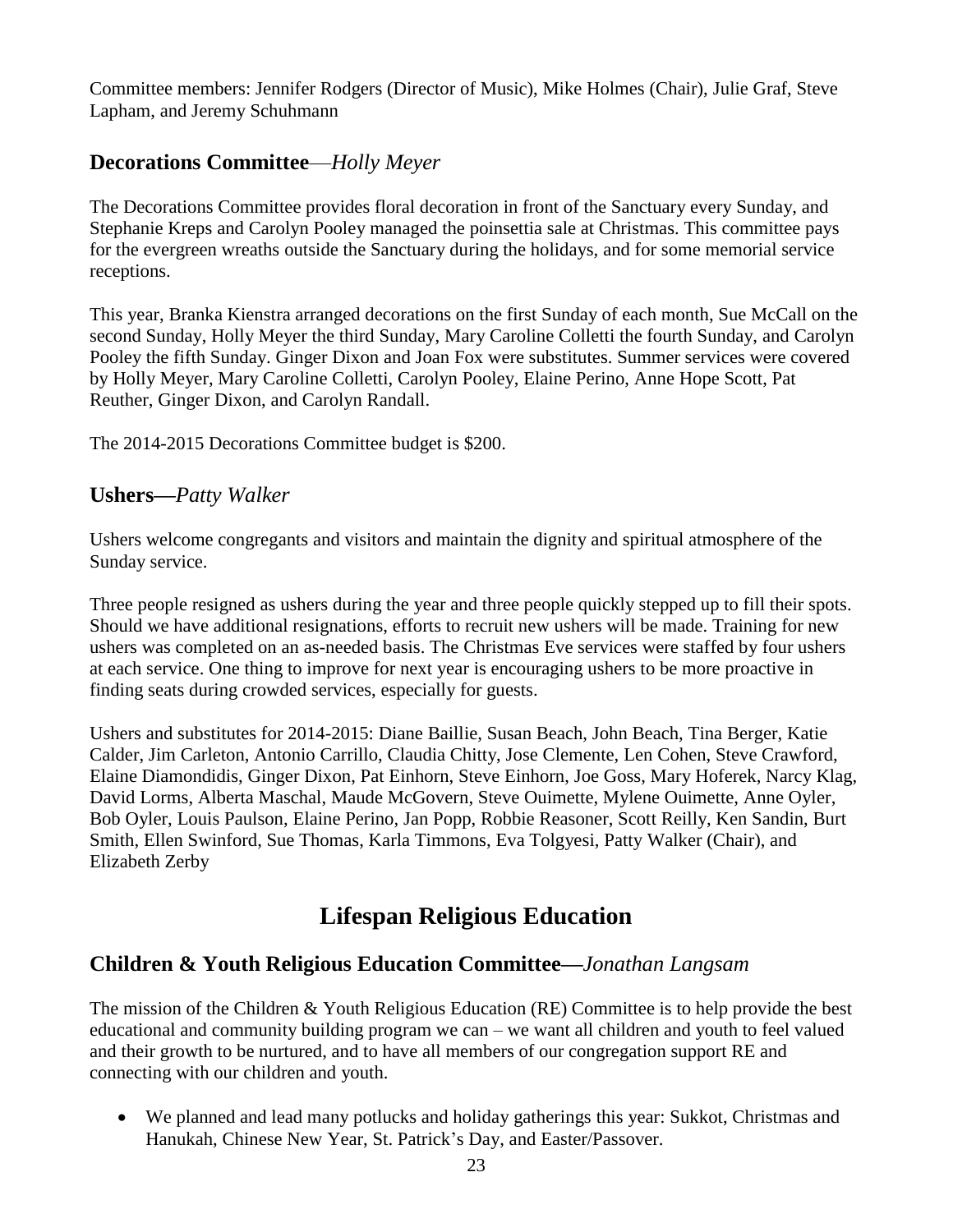Committee members: Jennifer Rodgers (Director of Music), Mike Holmes (Chair), Julie Graf, Steve Lapham, and Jeremy Schuhmann

### **Decorations Committee**—*Holly Meyer*

The Decorations Committee provides floral decoration in front of the Sanctuary every Sunday, and Stephanie Kreps and Carolyn Pooley managed the poinsettia sale at Christmas. This committee pays for the evergreen wreaths outside the Sanctuary during the holidays, and for some memorial service receptions.

This year, Branka Kienstra arranged decorations on the first Sunday of each month, Sue McCall on the second Sunday, Holly Meyer the third Sunday, Mary Caroline Colletti the fourth Sunday, and Carolyn Pooley the fifth Sunday. Ginger Dixon and Joan Fox were substitutes. Summer services were covered by Holly Meyer, Mary Caroline Colletti, Carolyn Pooley, Elaine Perino, Anne Hope Scott, Pat Reuther, Ginger Dixon, and Carolyn Randall.

The 2014-2015 Decorations Committee budget is $200.

### **Ushers—***Patty Walker*

Ushers welcome congregants and visitors and maintain the dignity and spiritual atmosphere of the Sunday service.

Three people resigned as ushers during the year and three people quickly stepped up to fill their spots. Should we have additional resignations, efforts to recruit new ushers will be made. Training for new ushers was completed on an as-needed basis. The Christmas Eve services were staffed by four ushers at each service. One thing to improve for next year is encouraging ushers to be more proactive in finding seats during crowded services, especially for guests.

Ushers and substitutes for 2014-2015: Diane Baillie, Susan Beach, John Beach, Tina Berger, Katie Calder, Jim Carleton, Antonio Carrillo, Claudia Chitty, Jose Clemente, Len Cohen, Steve Crawford, Elaine Diamondidis, Ginger Dixon, Pat Einhorn, Steve Einhorn, Joe Goss, Mary Hoferek, Narcy Klag, David Lorms, Alberta Maschal, Maude McGovern, Steve Ouimette, Mylene Ouimette, Anne Oyler, Bob Oyler, Louis Paulson, Elaine Perino, Jan Popp, Robbie Reasoner, Scott Reilly, Ken Sandin, Burt Smith, Ellen Swinford, Sue Thomas, Karla Timmons, Eva Tolgyesi, Patty Walker (Chair), and Elizabeth Zerby

## Lifespan Religious Education

### **Children & Youth Religious Education Committee—***Jonathan Langsam*

The mission of the Children & Youth Religious Education (RE) Committee is to help provide the best educational and community building program we can – we want all children and youth to feel valued and their growth to be nurtured, and to have all members of our congregation support RE and connecting with our children and youth.

- We planned and lead many potlucks and holiday gatherings this year: Sukkot, Christmas and Hanukah, Chinese New Year, St. Patrick's Day, and Easter/Passover.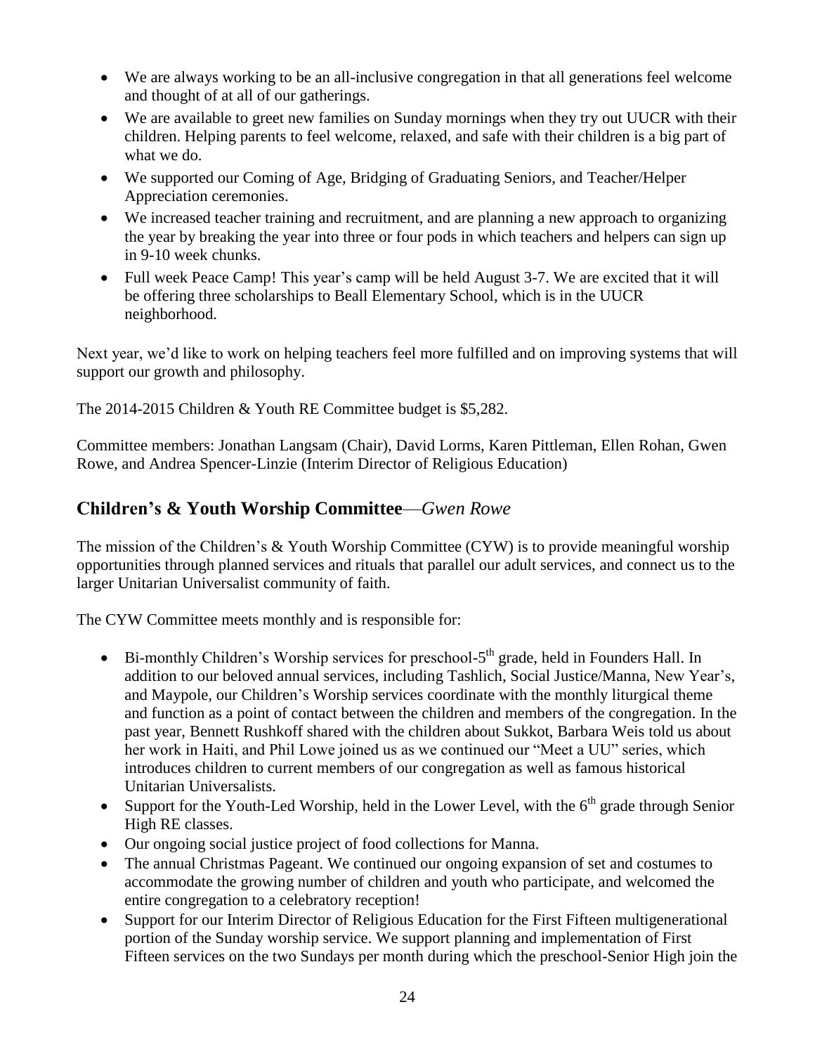- We are always working to be an all-inclusive congregation in that all generations feel welcome and thought of at all of our gatherings.
- We are available to greet new families on Sunday mornings when they try out UUCR with their children. Helping parents to feel welcome, relaxed, and safe with their children is a big part of what we do.
- We supported our Coming of Age, Bridging of Graduating Seniors, and Teacher/Helper Appreciation ceremonies.
- We increased teacher training and recruitment, and are planning a new approach to organizing the year by breaking the year into three or four pods in which teachers and helpers can sign up in 9-10 week chunks.
- Full week Peace Camp! This year's camp will be held August 3-7. We are excited that it will be offering three scholarships to Beall Elementary School, which is in the UUCR neighborhood.

Next year, we'd like to work on helping teachers feel more fulfilled and on improving systems that will support our growth and philosophy.

The 2014-2015 Children & Youth RE Committee budget is $5,282.

Committee members: Jonathan Langsam (Chair), David Lorms, Karen Pittleman, Ellen Rohan, Gwen Rowe, and Andrea Spencer-Linzie (Interim Director of Religious Education)

## Children's & Youth Worship Committee—*Gwen Rowe*

The mission of the Children's & Youth Worship Committee (CYW) is to provide meaningful worship opportunities through planned services and rituals that parallel our adult services, and connect us to the larger Unitarian Universalist community of faith.

The CYW Committee meets monthly and is responsible for:

- Bi-monthly Children's Worship services for preschool-5th grade, held in Founders Hall. In addition to our beloved annual services, including Tashlich, Social Justice/Manna, New Year's, and Maypole, our Children's Worship services coordinate with the monthly liturgical theme and function as a point of contact between the children and members of the congregation. In the past year, Bennett Rushkoff shared with the children about Sukkot, Barbara Weis told us about her work in Haiti, and Phil Lowe joined us as we continued our "Meet a UU" series, which introduces children to current members of our congregation as well as famous historical Unitarian Universalists.
- Support for the Youth-Led Worship, held in the Lower Level, with the 6th grade through Senior High RE classes.
- Our ongoing social justice project of food collections for Manna.
- The annual Christmas Pageant. We continued our ongoing expansion of set and costumes to accommodate the growing number of children and youth who participate, and welcomed the entire congregation to a celebratory reception!
- Support for our Interim Director of Religious Education for the First Fifteen multigenerational portion of the Sunday worship service. We support planning and implementation of First Fifteen services on the two Sundays per month during which the preschool-Senior High join the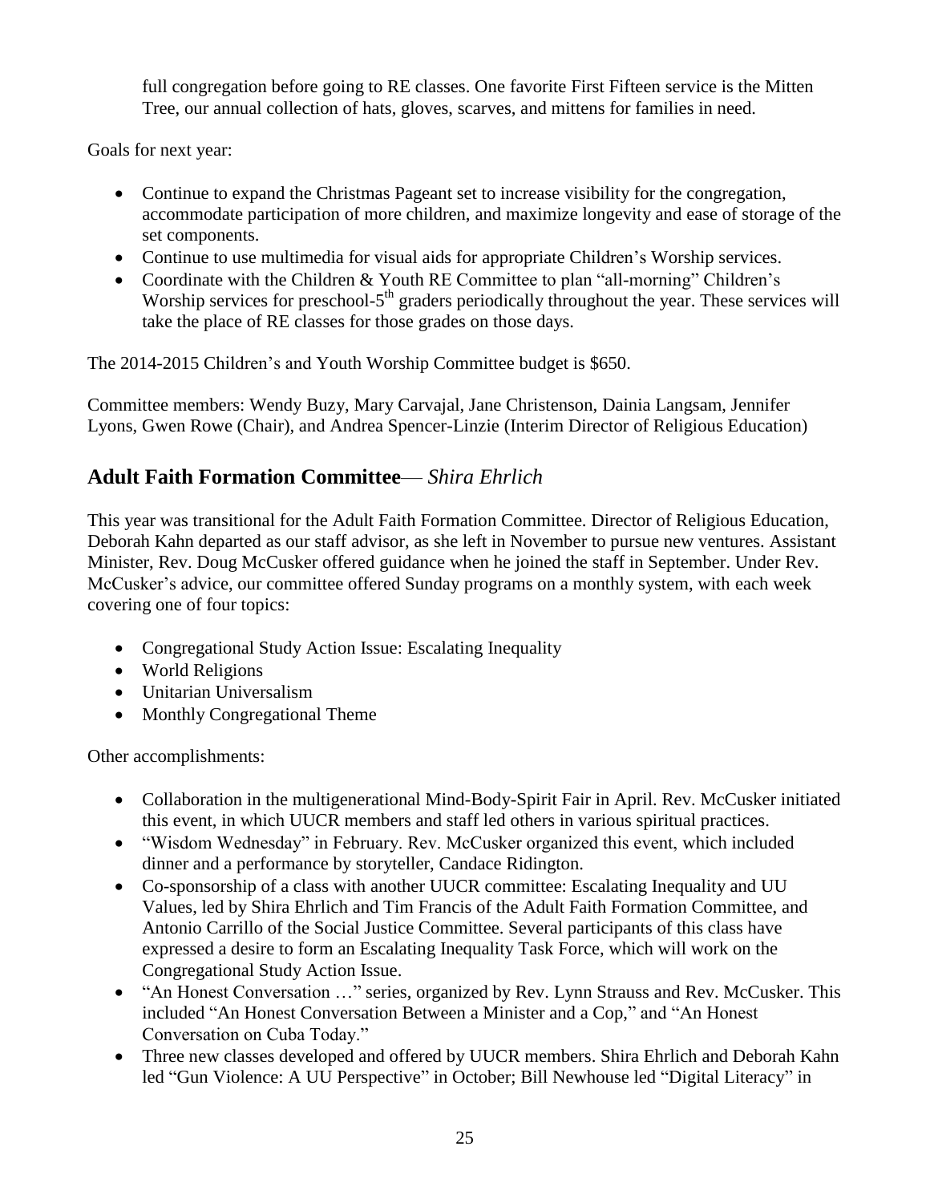full congregation before going to RE classes. One favorite First Fifteen service is the Mitten Tree, our annual collection of hats, gloves, scarves, and mittens for families in need.

Goals for next year:

- Continue to expand the Christmas Pageant set to increase visibility for the congregation, accommodate participation of more children, and maximize longevity and ease of storage of the set components.
- Continue to use multimedia for visual aids for appropriate Children's Worship services.
- Coordinate with the Children & Youth RE Committee to plan "all-morning" Children's Worship services for preschool-5th graders periodically throughout the year. These services will take the place of RE classes for those grades on those days.

The 2014-2015 Children's and Youth Worship Committee budget is $650.

Committee members: Wendy Buzy, Mary Carvajal, Jane Christenson, Dainia Langsam, Jennifer Lyons, Gwen Rowe (Chair), and Andrea Spencer-Linzie (Interim Director of Religious Education)

## Adult Faith Formation Committee— *Shira Ehrlich*

This year was transitional for the Adult Faith Formation Committee. Director of Religious Education, Deborah Kahn departed as our staff advisor, as she left in November to pursue new ventures. Assistant Minister, Rev. Doug McCusker offered guidance when he joined the staff in September. Under Rev. McCusker's advice, our committee offered Sunday programs on a monthly system, with each week covering one of four topics:

- Congregational Study Action Issue: Escalating Inequality
- World Religions
- Unitarian Universalism
- Monthly Congregational Theme

Other accomplishments:

- Collaboration in the multigenerational Mind-Body-Spirit Fair in April. Rev. McCusker initiated this event, in which UUCR members and staff led others in various spiritual practices.
- "Wisdom Wednesday" in February. Rev. McCusker organized this event, which included dinner and a performance by storyteller, Candace Ridington.
- Co-sponsorship of a class with another UUCR committee: Escalating Inequality and UU Values, led by Shira Ehrlich and Tim Francis of the Adult Faith Formation Committee, and Antonio Carrillo of the Social Justice Committee. Several participants of this class have expressed a desire to form an Escalating Inequality Task Force, which will work on the Congregational Study Action Issue.
- "An Honest Conversation …" series, organized by Rev. Lynn Strauss and Rev. McCusker. This included "An Honest Conversation Between a Minister and a Cop," and "An Honest Conversation on Cuba Today."
- Three new classes developed and offered by UUCR members. Shira Ehrlich and Deborah Kahn led "Gun Violence: A UU Perspective" in October; Bill Newhouse led "Digital Literacy" in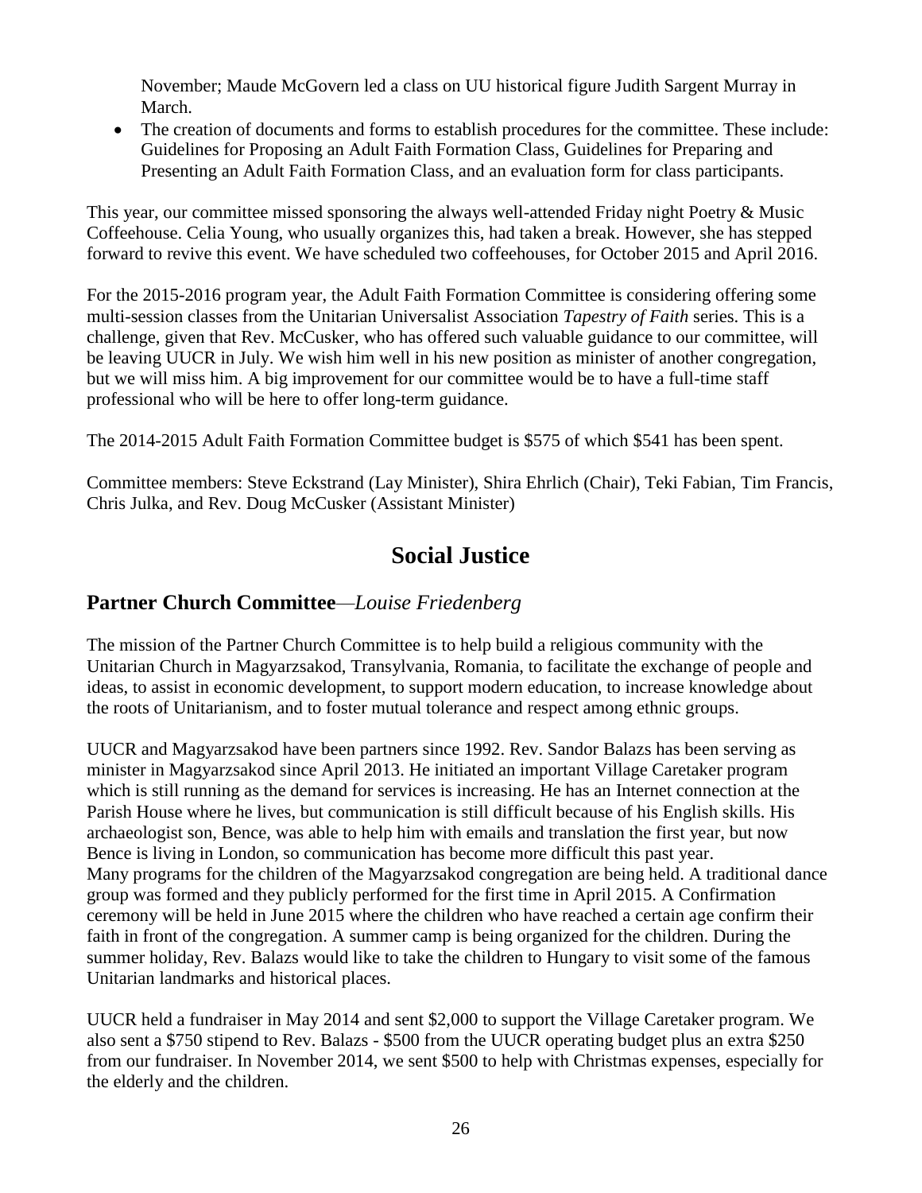November; Maude McGovern led a class on UU historical figure Judith Sargent Murray in March.

- The creation of documents and forms to establish procedures for the committee. These include: Guidelines for Proposing an Adult Faith Formation Class, Guidelines for Preparing and Presenting an Adult Faith Formation Class, and an evaluation form for class participants.

This year, our committee missed sponsoring the always well-attended Friday night Poetry & Music Coffeehouse. Celia Young, who usually organizes this, had taken a break. However, she has stepped forward to revive this event. We have scheduled two coffeehouses, for October 2015 and April 2016.

For the 2015-2016 program year, the Adult Faith Formation Committee is considering offering some multi-session classes from the Unitarian Universalist Association *Tapestry of Faith* series. This is a challenge, given that Rev. McCusker, who has offered such valuable guidance to our committee, will be leaving UUCR in July. We wish him well in his new position as minister of another congregation, but we will miss him. A big improvement for our committee would be to have a full-time staff professional who will be here to offer long-term guidance.

The 2014-2015 Adult Faith Formation Committee budget is $575 of which $541 has been spent.

Committee members: Steve Eckstrand (Lay Minister), Shira Ehrlich (Chair), Teki Fabian, Tim Francis, Chris Julka, and Rev. Doug McCusker (Assistant Minister)

# Social Justice

## Partner Church Committee—*Louise Friedenberg*

The mission of the Partner Church Committee is to help build a religious community with the Unitarian Church in Magyarzsakod, Transylvania, Romania, to facilitate the exchange of people and ideas, to assist in economic development, to support modern education, to increase knowledge about the roots of Unitarianism, and to foster mutual tolerance and respect among ethnic groups.

UUCR and Magyarzsakod have been partners since 1992. Rev. Sandor Balazs has been serving as minister in Magyarzsakod since April 2013. He initiated an important Village Caretaker program which is still running as the demand for services is increasing. He has an Internet connection at the Parish House where he lives, but communication is still difficult because of his English skills. His archaeologist son, Bence, was able to help him with emails and translation the first year, but now Bence is living in London, so communication has become more difficult this past year.
Many programs for the children of the Magyarzsakod congregation are being held. A traditional dance group was formed and they publicly performed for the first time in April 2015. A Confirmation ceremony will be held in June 2015 where the children who have reached a certain age confirm their faith in front of the congregation. A summer camp is being organized for the children. During the summer holiday, Rev. Balazs would like to take the children to Hungary to visit some of the famous Unitarian landmarks and historical places.

UUCR held a fundraiser in May 2014 and sent $2,000 to support the Village Caretaker program. We also sent a $750 stipend to Rev. Balazs - $500 from the UUCR operating budget plus an extra $250 from our fundraiser. In November 2014, we sent $500 to help with Christmas expenses, especially for the elderly and the children.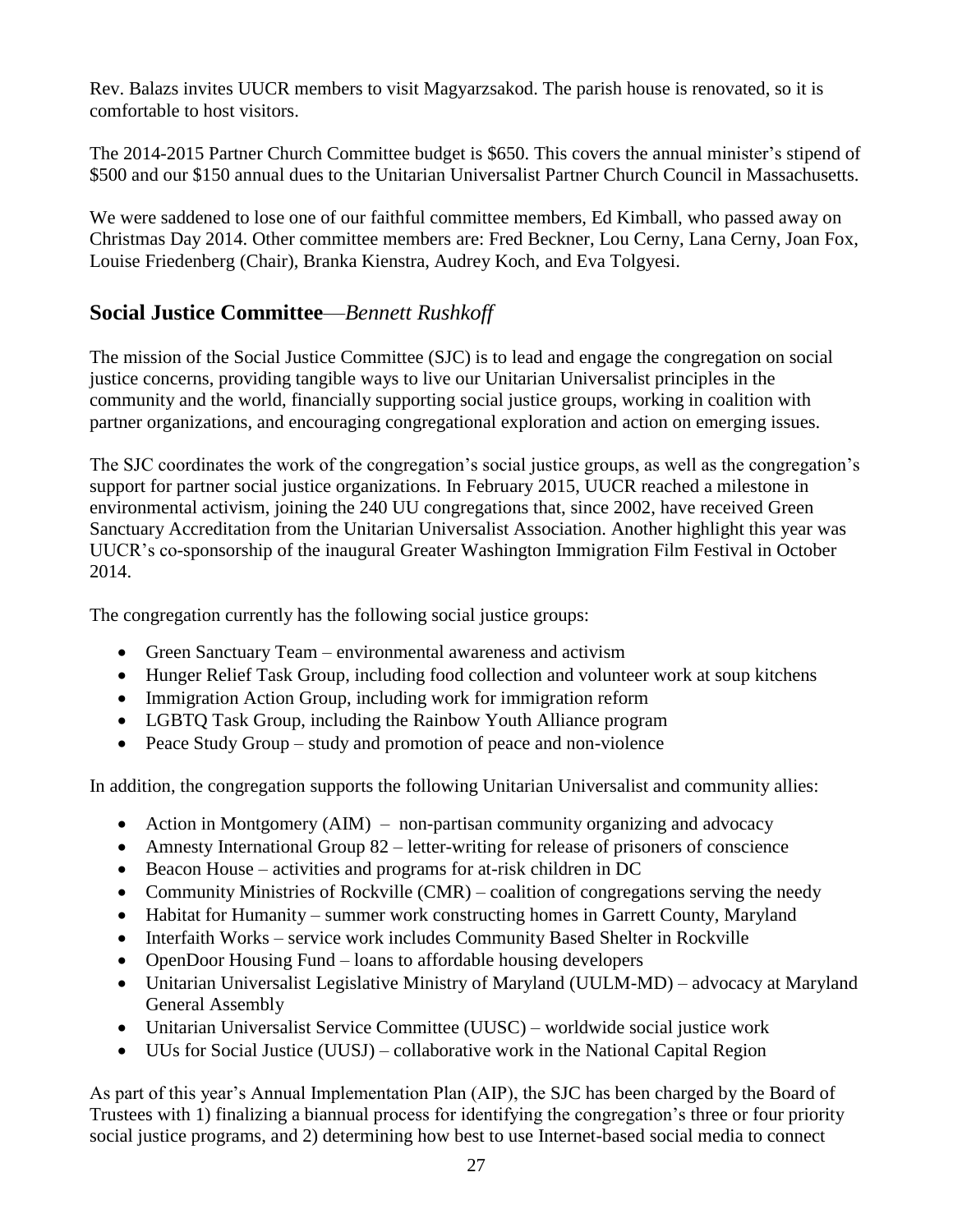Rev. Balazs invites UUCR members to visit Magyarzsakod. The parish house is renovated, so it is comfortable to host visitors.

The 2014-2015 Partner Church Committee budget is $650. This covers the annual minister's stipend of $500 and our $150 annual dues to the Unitarian Universalist Partner Church Council in Massachusetts.

We were saddened to lose one of our faithful committee members, Ed Kimball, who passed away on Christmas Day 2014. Other committee members are: Fred Beckner, Lou Cerny, Lana Cerny, Joan Fox, Louise Friedenberg (Chair), Branka Kienstra, Audrey Koch, and Eva Tolgyesi.

## Social Justice Committee—*Bennett Rushkoff*

The mission of the Social Justice Committee (SJC) is to lead and engage the congregation on social justice concerns, providing tangible ways to live our Unitarian Universalist principles in the community and the world, financially supporting social justice groups, working in coalition with partner organizations, and encouraging congregational exploration and action on emerging issues.

The SJC coordinates the work of the congregation's social justice groups, as well as the congregation's support for partner social justice organizations. In February 2015, UUCR reached a milestone in environmental activism, joining the 240 UU congregations that, since 2002, have received Green Sanctuary Accreditation from the Unitarian Universalist Association. Another highlight this year was UUCR's co-sponsorship of the inaugural Greater Washington Immigration Film Festival in October 2014.

The congregation currently has the following social justice groups:

- Green Sanctuary Team – environmental awareness and activism
- Hunger Relief Task Group, including food collection and volunteer work at soup kitchens
- Immigration Action Group, including work for immigration reform
- LGBTQ Task Group, including the Rainbow Youth Alliance program
- Peace Study Group – study and promotion of peace and non-violence

In addition, the congregation supports the following Unitarian Universalist and community allies:

- Action in Montgomery (AIM) – non-partisan community organizing and advocacy
- Amnesty International Group 82 – letter-writing for release of prisoners of conscience
- Beacon House – activities and programs for at-risk children in DC
- Community Ministries of Rockville (CMR) – coalition of congregations serving the needy
- Habitat for Humanity – summer work constructing homes in Garrett County, Maryland
- Interfaith Works – service work includes Community Based Shelter in Rockville
- OpenDoor Housing Fund – loans to affordable housing developers
- Unitarian Universalist Legislative Ministry of Maryland (UULM-MD) – advocacy at Maryland General Assembly
- Unitarian Universalist Service Committee (UUSC) – worldwide social justice work
- UUs for Social Justice (UUSJ) – collaborative work in the National Capital Region

As part of this year's Annual Implementation Plan (AIP), the SJC has been charged by the Board of Trustees with 1) finalizing a biannual process for identifying the congregation's three or four priority social justice programs, and 2) determining how best to use Internet-based social media to connect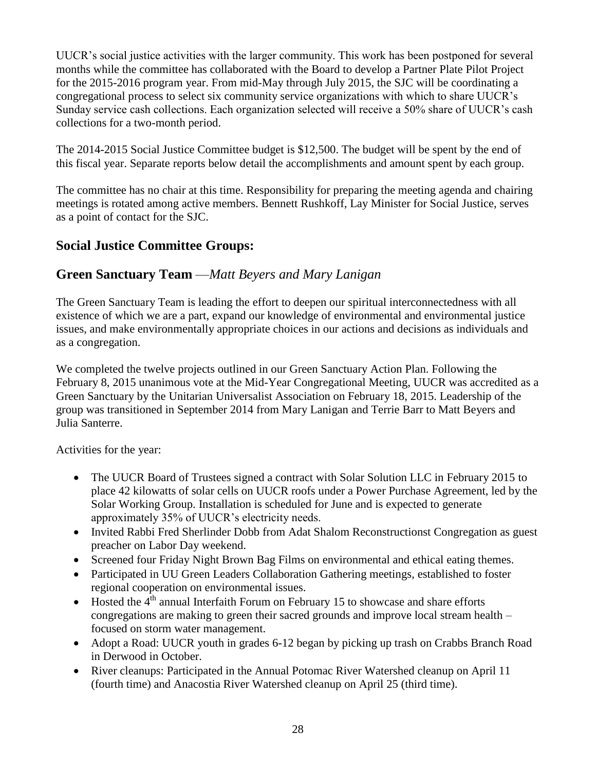UUCR's social justice activities with the larger community. This work has been postponed for several months while the committee has collaborated with the Board to develop a Partner Plate Pilot Project for the 2015-2016 program year. From mid-May through July 2015, the SJC will be coordinating a congregational process to select six community service organizations with which to share UUCR's Sunday service cash collections. Each organization selected will receive a 50% share of UUCR's cash collections for a two-month period.

The 2014-2015 Social Justice Committee budget is $12,500. The budget will be spent by the end of this fiscal year. Separate reports below detail the accomplishments and amount spent by each group.

The committee has no chair at this time. Responsibility for preparing the meeting agenda and chairing meetings is rotated among active members. Bennett Rushkoff, Lay Minister for Social Justice, serves as a point of contact for the SJC.

## Social Justice Committee Groups:

## Green Sanctuary Team —*Matt Beyers and Mary Lanigan*

The Green Sanctuary Team is leading the effort to deepen our spiritual interconnectedness with all existence of which we are a part, expand our knowledge of environmental and environmental justice issues, and make environmentally appropriate choices in our actions and decisions as individuals and as a congregation.

We completed the twelve projects outlined in our Green Sanctuary Action Plan. Following the February 8, 2015 unanimous vote at the Mid-Year Congregational Meeting, UUCR was accredited as a Green Sanctuary by the Unitarian Universalist Association on February 18, 2015. Leadership of the group was transitioned in September 2014 from Mary Lanigan and Terrie Barr to Matt Beyers and Julia Santerre.

Activities for the year:

- The UUCR Board of Trustees signed a contract with Solar Solution LLC in February 2015 to place 42 kilowatts of solar cells on UUCR roofs under a Power Purchase Agreement, led by the Solar Working Group. Installation is scheduled for June and is expected to generate approximately 35% of UUCR's electricity needs.
- Invited Rabbi Fred Sherlinder Dobb from Adat Shalom Reconstructionst Congregation as guest preacher on Labor Day weekend.
- Screened four Friday Night Brown Bag Films on environmental and ethical eating themes.
- Participated in UU Green Leaders Collaboration Gathering meetings, established to foster regional cooperation on environmental issues.
- Hosted the 4th annual Interfaith Forum on February 15 to showcase and share efforts congregations are making to green their sacred grounds and improve local stream health – focused on storm water management.
- Adopt a Road: UUCR youth in grades 6-12 began by picking up trash on Crabbs Branch Road in Derwood in October.
- River cleanups: Participated in the Annual Potomac River Watershed cleanup on April 11 (fourth time) and Anacostia River Watershed cleanup on April 25 (third time).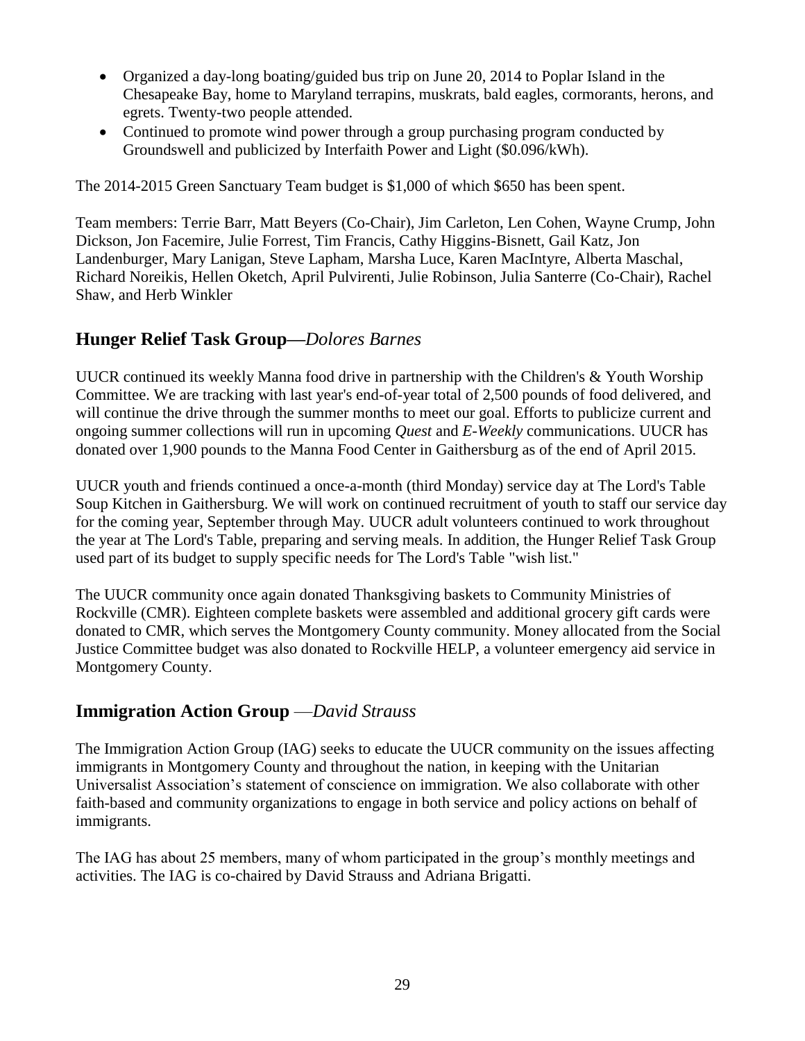- Organized a day-long boating/guided bus trip on June 20, 2014 to Poplar Island in the Chesapeake Bay, home to Maryland terrapins, muskrats, bald eagles, cormorants, herons, and egrets. Twenty-two people attended.
- Continued to promote wind power through a group purchasing program conducted by Groundswell and publicized by Interfaith Power and Light ($0.096/kWh).

The 2014-2015 Green Sanctuary Team budget is $1,000 of which $650 has been spent.

Team members: Terrie Barr, Matt Beyers (Co-Chair), Jim Carleton, Len Cohen, Wayne Crump, John Dickson, Jon Facemire, Julie Forrest, Tim Francis, Cathy Higgins-Bisnett, Gail Katz, Jon Landenburger, Mary Lanigan, Steve Lapham, Marsha Luce, Karen MacIntyre, Alberta Maschal, Richard Noreikis, Hellen Oketch, April Pulvirenti, Julie Robinson, Julia Santerre (Co-Chair), Rachel Shaw, and Herb Winkler

## Hunger Relief Task Group—*Dolores Barnes*

UUCR continued its weekly Manna food drive in partnership with the Children's & Youth Worship Committee. We are tracking with last year's end-of-year total of 2,500 pounds of food delivered, and will continue the drive through the summer months to meet our goal. Efforts to publicize current and ongoing summer collections will run in upcoming *Quest* and *E-Weekly* communications. UUCR has donated over 1,900 pounds to the Manna Food Center in Gaithersburg as of the end of April 2015.

UUCR youth and friends continued a once-a-month (third Monday) service day at The Lord's Table Soup Kitchen in Gaithersburg. We will work on continued recruitment of youth to staff our service day for the coming year, September through May. UUCR adult volunteers continued to work throughout the year at The Lord's Table, preparing and serving meals. In addition, the Hunger Relief Task Group used part of its budget to supply specific needs for The Lord's Table "wish list."

The UUCR community once again donated Thanksgiving baskets to Community Ministries of Rockville (CMR). Eighteen complete baskets were assembled and additional grocery gift cards were donated to CMR, which serves the Montgomery County community. Money allocated from the Social Justice Committee budget was also donated to Rockville HELP, a volunteer emergency aid service in Montgomery County.

## Immigration Action Group —*David Strauss*

The Immigration Action Group (IAG) seeks to educate the UUCR community on the issues affecting immigrants in Montgomery County and throughout the nation, in keeping with the Unitarian Universalist Association's statement of conscience on immigration. We also collaborate with other faith-based and community organizations to engage in both service and policy actions on behalf of immigrants.

The IAG has about 25 members, many of whom participated in the group's monthly meetings and activities. The IAG is co-chaired by David Strauss and Adriana Brigatti.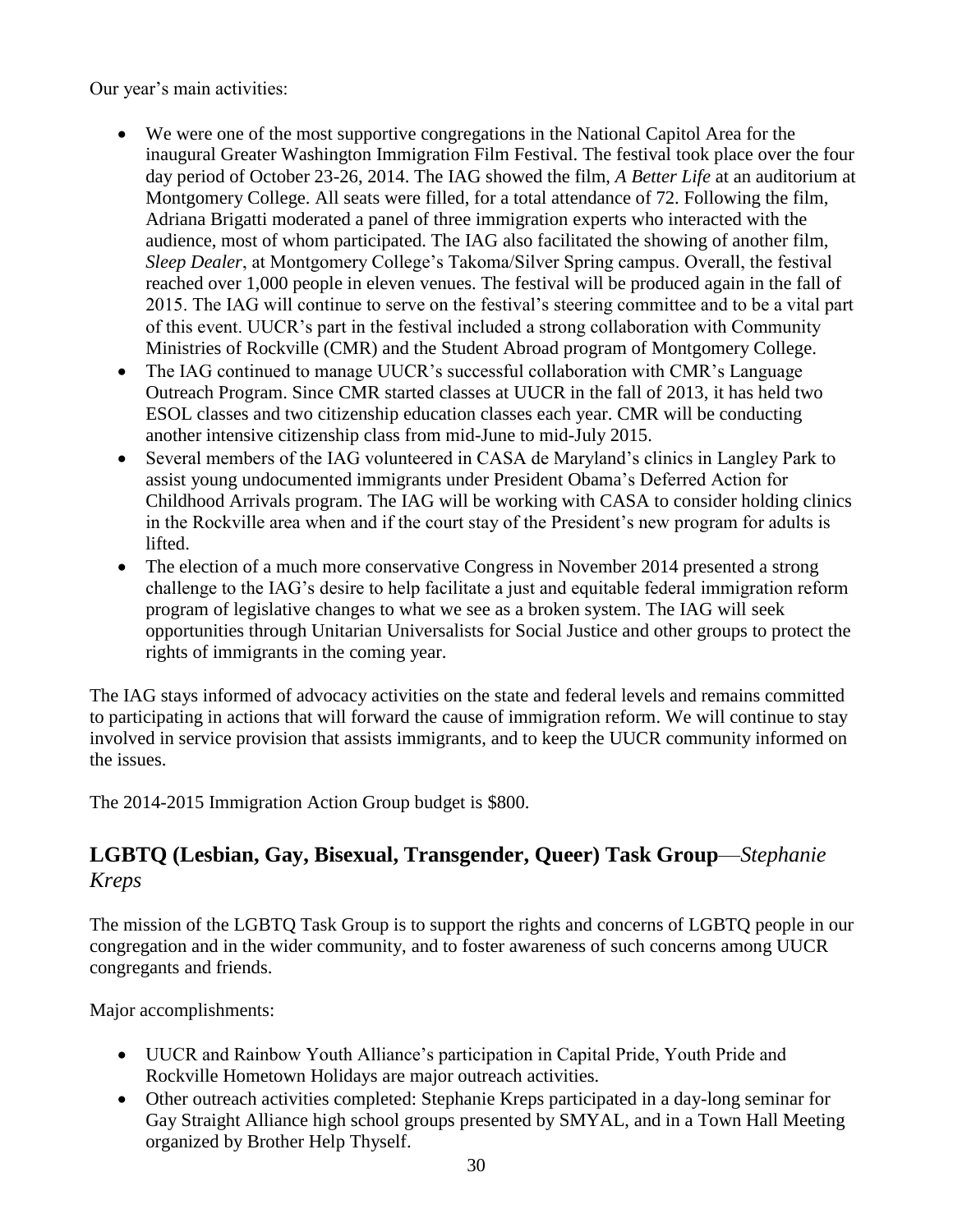Our year's main activities:

- We were one of the most supportive congregations in the National Capitol Area for the inaugural Greater Washington Immigration Film Festival. The festival took place over the four day period of October 23-26, 2014. The IAG showed the film, *A Better Life* at an auditorium at Montgomery College. All seats were filled, for a total attendance of 72. Following the film, Adriana Brigatti moderated a panel of three immigration experts who interacted with the audience, most of whom participated. The IAG also facilitated the showing of another film, *Sleep Dealer*, at Montgomery College's Takoma/Silver Spring campus. Overall, the festival reached over 1,000 people in eleven venues. The festival will be produced again in the fall of 2015. The IAG will continue to serve on the festival's steering committee and to be a vital part of this event. UUCR's part in the festival included a strong collaboration with Community Ministries of Rockville (CMR) and the Student Abroad program of Montgomery College.
- The IAG continued to manage UUCR's successful collaboration with CMR's Language Outreach Program. Since CMR started classes at UUCR in the fall of 2013, it has held two ESOL classes and two citizenship education classes each year. CMR will be conducting another intensive citizenship class from mid-June to mid-July 2015.
- Several members of the IAG volunteered in CASA de Maryland's clinics in Langley Park to assist young undocumented immigrants under President Obama's Deferred Action for Childhood Arrivals program. The IAG will be working with CASA to consider holding clinics in the Rockville area when and if the court stay of the President's new program for adults is lifted.
- The election of a much more conservative Congress in November 2014 presented a strong challenge to the IAG's desire to help facilitate a just and equitable federal immigration reform program of legislative changes to what we see as a broken system. The IAG will seek opportunities through Unitarian Universalists for Social Justice and other groups to protect the rights of immigrants in the coming year.

The IAG stays informed of advocacy activities on the state and federal levels and remains committed to participating in actions that will forward the cause of immigration reform. We will continue to stay involved in service provision that assists immigrants, and to keep the UUCR community informed on the issues.

The 2014-2015 Immigration Action Group budget is $800.

## LGBTQ (Lesbian, Gay, Bisexual, Transgender, Queer) Task Group—*Stephanie Kreps*

The mission of the LGBTQ Task Group is to support the rights and concerns of LGBTQ people in our congregation and in the wider community, and to foster awareness of such concerns among UUCR congregants and friends.

Major accomplishments:

- UUCR and Rainbow Youth Alliance's participation in Capital Pride, Youth Pride and Rockville Hometown Holidays are major outreach activities.
- Other outreach activities completed: Stephanie Kreps participated in a day-long seminar for Gay Straight Alliance high school groups presented by SMYAL, and in a Town Hall Meeting organized by Brother Help Thyself.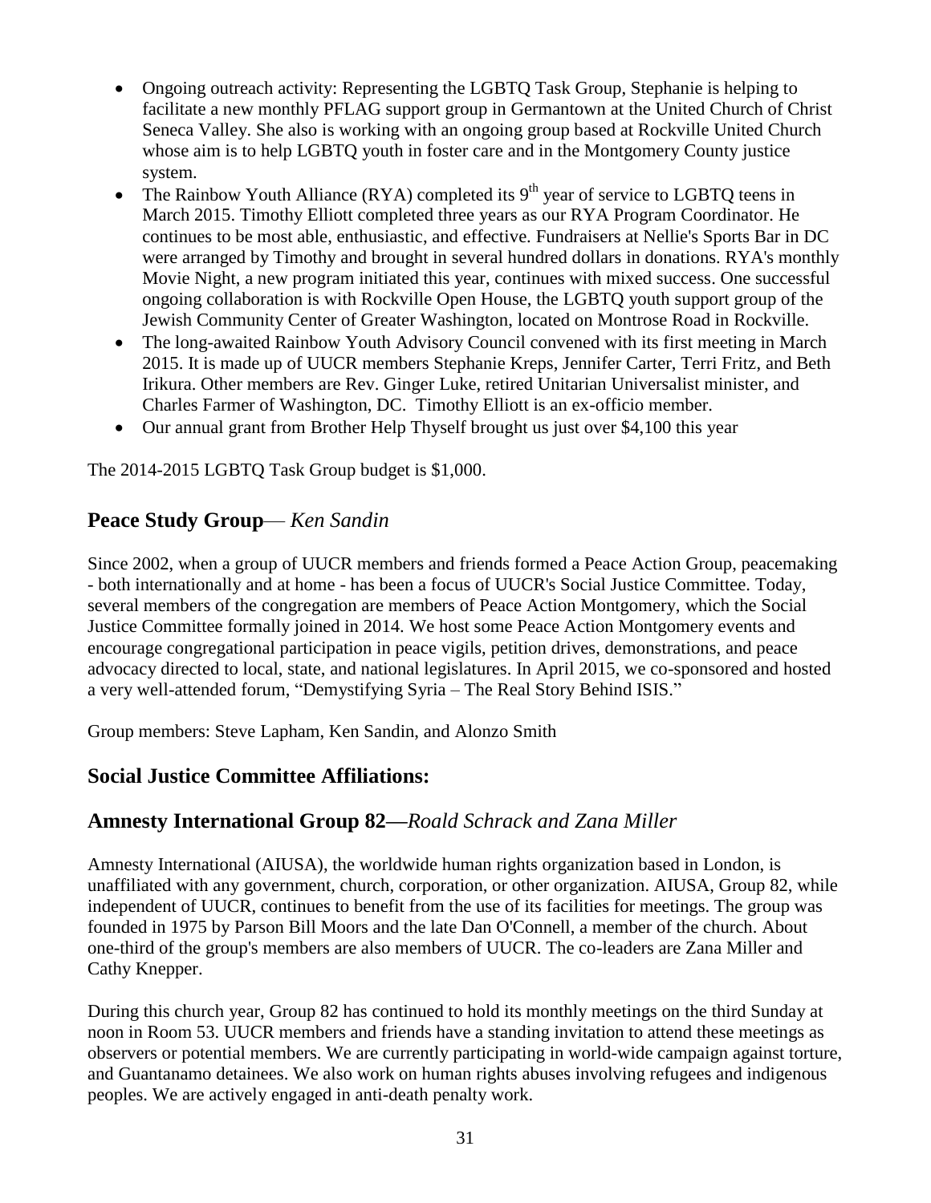- Ongoing outreach activity: Representing the LGBTQ Task Group, Stephanie is helping to facilitate a new monthly PFLAG support group in Germantown at the United Church of Christ Seneca Valley. She also is working with an ongoing group based at Rockville United Church whose aim is to help LGBTQ youth in foster care and in the Montgomery County justice system.
- The Rainbow Youth Alliance (RYA) completed its 9th year of service to LGBTQ teens in March 2015. Timothy Elliott completed three years as our RYA Program Coordinator. He continues to be most able, enthusiastic, and effective. Fundraisers at Nellie's Sports Bar in DC were arranged by Timothy and brought in several hundred dollars in donations. RYA's monthly Movie Night, a new program initiated this year, continues with mixed success. One successful ongoing collaboration is with Rockville Open House, the LGBTQ youth support group of the Jewish Community Center of Greater Washington, located on Montrose Road in Rockville.
- The long-awaited Rainbow Youth Advisory Council convened with its first meeting in March 2015. It is made up of UUCR members Stephanie Kreps, Jennifer Carter, Terri Fritz, and Beth Irikura. Other members are Rev. Ginger Luke, retired Unitarian Universalist minister, and Charles Farmer of Washington, DC. Timothy Elliott is an ex-officio member.
- Our annual grant from Brother Help Thyself brought us just over $4,100 this year

The 2014-2015 LGBTQ Task Group budget is $1,000.

## **Peace Study Group**— *Ken Sandin*

Since 2002, when a group of UUCR members and friends formed a Peace Action Group, peacemaking - both internationally and at home - has been a focus of UUCR's Social Justice Committee. Today, several members of the congregation are members of Peace Action Montgomery, which the Social Justice Committee formally joined in 2014. We host some Peace Action Montgomery events and encourage congregational participation in peace vigils, petition drives, demonstrations, and peace advocacy directed to local, state, and national legislatures. In April 2015, we co-sponsored and hosted a very well-attended forum, "Demystifying Syria – The Real Story Behind ISIS."

Group members: Steve Lapham, Ken Sandin, and Alonzo Smith

## **Social Justice Committee Affiliations:**

## **Amnesty International Group 82—***Roald Schrack and Zana Miller*

Amnesty International (AIUSA), the worldwide human rights organization based in London, is unaffiliated with any government, church, corporation, or other organization. AIUSA, Group 82, while independent of UUCR, continues to benefit from the use of its facilities for meetings. The group was founded in 1975 by Parson Bill Moors and the late Dan O'Connell, a member of the church. About one-third of the group's members are also members of UUCR. The co-leaders are Zana Miller and Cathy Knepper.

During this church year, Group 82 has continued to hold its monthly meetings on the third Sunday at noon in Room 53. UUCR members and friends have a standing invitation to attend these meetings as observers or potential members. We are currently participating in world-wide campaign against torture, and Guantanamo detainees. We also work on human rights abuses involving refugees and indigenous peoples. We are actively engaged in anti-death penalty work.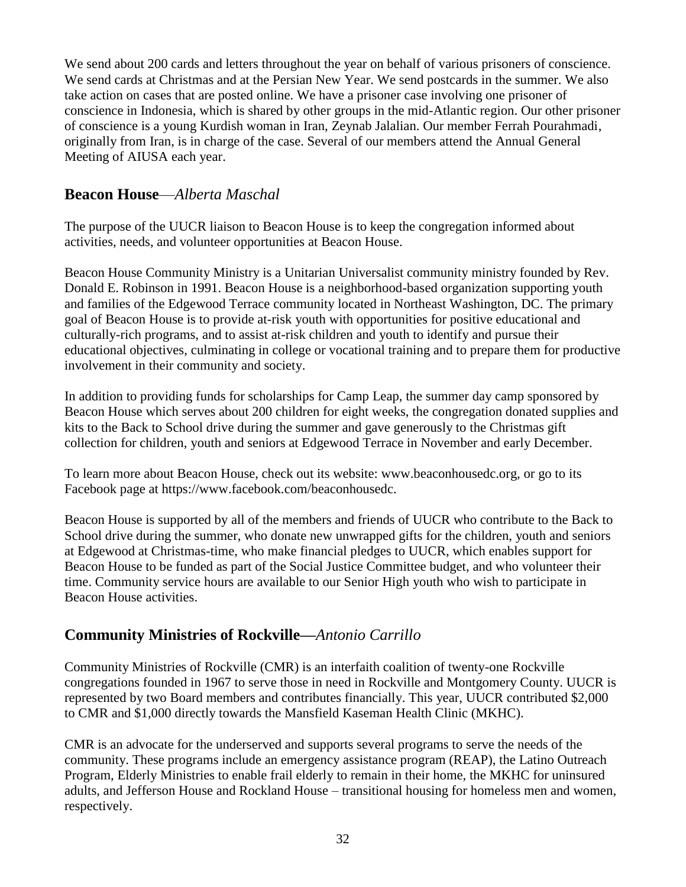We send about 200 cards and letters throughout the year on behalf of various prisoners of conscience. We send cards at Christmas and at the Persian New Year. We send postcards in the summer. We also take action on cases that are posted online. We have a prisoner case involving one prisoner of conscience in Indonesia, which is shared by other groups in the mid-Atlantic region. Our other prisoner of conscience is a young Kurdish woman in Iran, Zeynab Jalalian. Our member Ferrah Pourahmadi, originally from Iran, is in charge of the case. Several of our members attend the Annual General Meeting of AIUSA each year.

## Beacon House—*Alberta Maschal*

The purpose of the UUCR liaison to Beacon House is to keep the congregation informed about activities, needs, and volunteer opportunities at Beacon House.

Beacon House Community Ministry is a Unitarian Universalist community ministry founded by Rev. Donald E. Robinson in 1991. Beacon House is a neighborhood-based organization supporting youth and families of the Edgewood Terrace community located in Northeast Washington, DC. The primary goal of Beacon House is to provide at-risk youth with opportunities for positive educational and culturally-rich programs, and to assist at-risk children and youth to identify and pursue their educational objectives, culminating in college or vocational training and to prepare them for productive involvement in their community and society.

In addition to providing funds for scholarships for Camp Leap, the summer day camp sponsored by Beacon House which serves about 200 children for eight weeks, the congregation donated supplies and kits to the Back to School drive during the summer and gave generously to the Christmas gift collection for children, youth and seniors at Edgewood Terrace in November and early December.

To learn more about Beacon House, check out its website: www.beaconhousedc.org, or go to its Facebook page at https://www.facebook.com/beaconhousedc.

Beacon House is supported by all of the members and friends of UUCR who contribute to the Back to School drive during the summer, who donate new unwrapped gifts for the children, youth and seniors at Edgewood at Christmas-time, who make financial pledges to UUCR, which enables support for Beacon House to be funded as part of the Social Justice Committee budget, and who volunteer their time. Community service hours are available to our Senior High youth who wish to participate in Beacon House activities.

## Community Ministries of Rockville—*Antonio Carrillo*

Community Ministries of Rockville (CMR) is an interfaith coalition of twenty-one Rockville congregations founded in 1967 to serve those in need in Rockville and Montgomery County. UUCR is represented by two Board members and contributes financially. This year, UUCR contributed $2,000 to CMR and $1,000 directly towards the Mansfield Kaseman Health Clinic (MKHC).

CMR is an advocate for the underserved and supports several programs to serve the needs of the community. These programs include an emergency assistance program (REAP), the Latino Outreach Program, Elderly Ministries to enable frail elderly to remain in their home, the MKHC for uninsured adults, and Jefferson House and Rockland House – transitional housing for homeless men and women, respectively.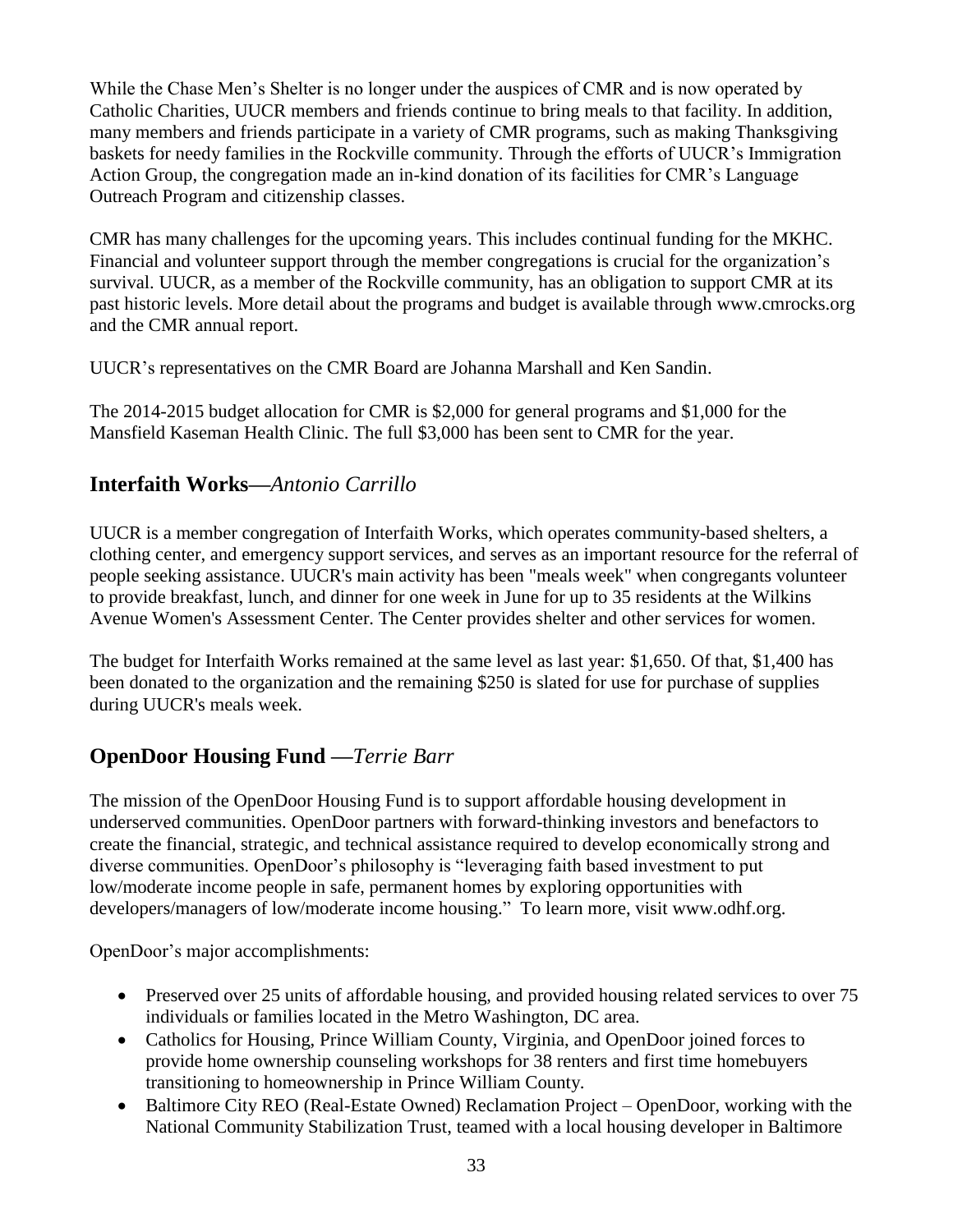While the Chase Men's Shelter is no longer under the auspices of CMR and is now operated by Catholic Charities, UUCR members and friends continue to bring meals to that facility. In addition, many members and friends participate in a variety of CMR programs, such as making Thanksgiving baskets for needy families in the Rockville community. Through the efforts of UUCR's Immigration Action Group, the congregation made an in-kind donation of its facilities for CMR's Language Outreach Program and citizenship classes.

CMR has many challenges for the upcoming years. This includes continual funding for the MKHC. Financial and volunteer support through the member congregations is crucial for the organization's survival. UUCR, as a member of the Rockville community, has an obligation to support CMR at its past historic levels. More detail about the programs and budget is available through www.cmrocks.org and the CMR annual report.

UUCR's representatives on the CMR Board are Johanna Marshall and Ken Sandin.

The 2014-2015 budget allocation for CMR is $2,000 for general programs and $1,000 for the Mansfield Kaseman Health Clinic. The full $3,000 has been sent to CMR for the year.

## Interfaith Works—*Antonio Carrillo*

UUCR is a member congregation of Interfaith Works, which operates community-based shelters, a clothing center, and emergency support services, and serves as an important resource for the referral of people seeking assistance. UUCR's main activity has been "meals week" when congregants volunteer to provide breakfast, lunch, and dinner for one week in June for up to 35 residents at the Wilkins Avenue Women's Assessment Center. The Center provides shelter and other services for women.

The budget for Interfaith Works remained at the same level as last year: $1,650. Of that, $1,400 has been donated to the organization and the remaining $250 is slated for use for purchase of supplies during UUCR's meals week.

## OpenDoor Housing Fund —*Terrie Barr*

The mission of the OpenDoor Housing Fund is to support affordable housing development in underserved communities. OpenDoor partners with forward-thinking investors and benefactors to create the financial, strategic, and technical assistance required to develop economically strong and diverse communities. OpenDoor's philosophy is "leveraging faith based investment to put low/moderate income people in safe, permanent homes by exploring opportunities with developers/managers of low/moderate income housing." To learn more, visit www.odhf.org.

OpenDoor's major accomplishments:

- Preserved over 25 units of affordable housing, and provided housing related services to over 75 individuals or families located in the Metro Washington, DC area.
- Catholics for Housing, Prince William County, Virginia, and OpenDoor joined forces to provide home ownership counseling workshops for 38 renters and first time homebuyers transitioning to homeownership in Prince William County.
- Baltimore City REO (Real-Estate Owned) Reclamation Project – OpenDoor, working with the National Community Stabilization Trust, teamed with a local housing developer in Baltimore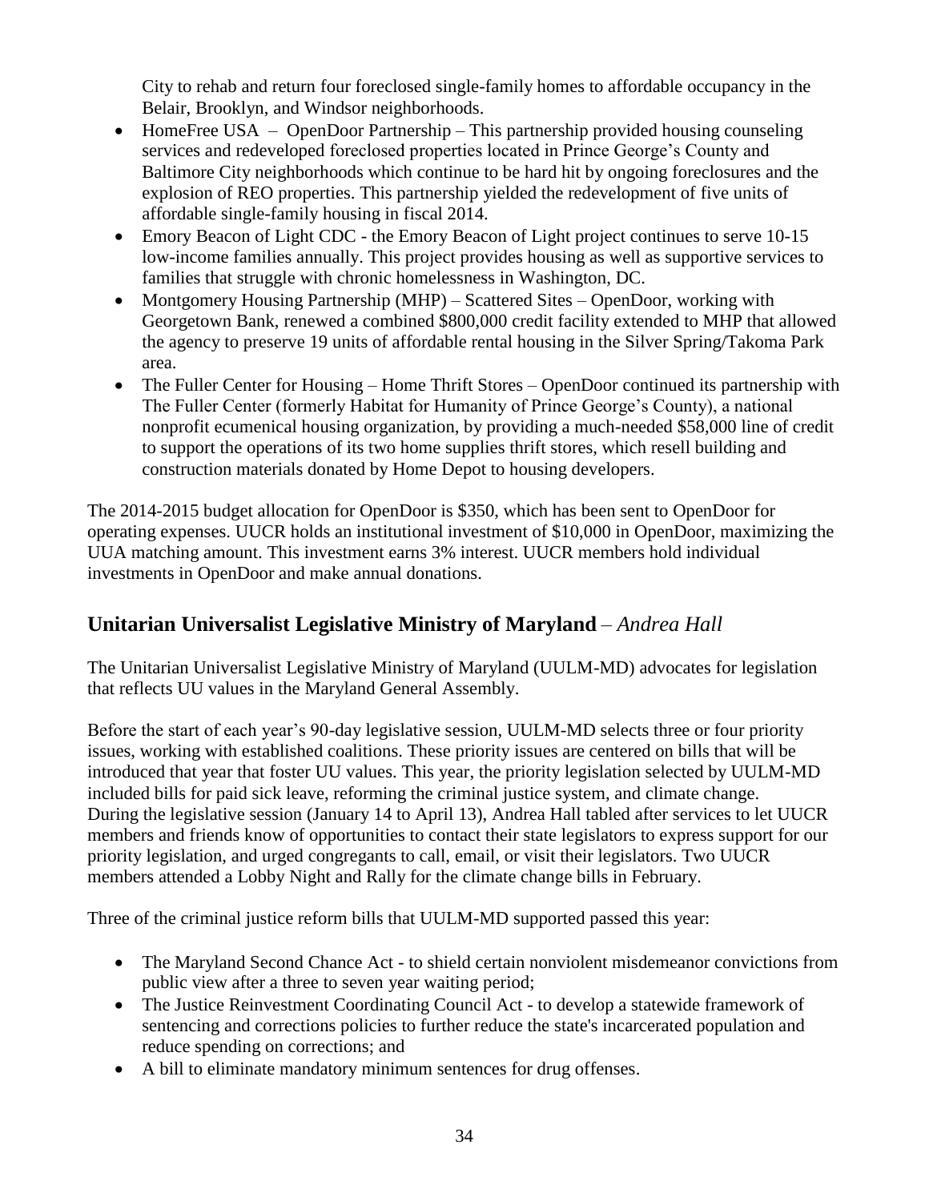City to rehab and return four foreclosed single-family homes to affordable occupancy in the Belair, Brooklyn, and Windsor neighborhoods.

- HomeFree USA – OpenDoor Partnership – This partnership provided housing counseling services and redeveloped foreclosed properties located in Prince George's County and Baltimore City neighborhoods which continue to be hard hit by ongoing foreclosures and the explosion of REO properties. This partnership yielded the redevelopment of five units of affordable single-family housing in fiscal 2014.
- Emory Beacon of Light CDC - the Emory Beacon of Light project continues to serve 10-15 low-income families annually. This project provides housing as well as supportive services to families that struggle with chronic homelessness in Washington, DC.
- Montgomery Housing Partnership (MHP) – Scattered Sites – OpenDoor, working with Georgetown Bank, renewed a combined $800,000 credit facility extended to MHP that allowed the agency to preserve 19 units of affordable rental housing in the Silver Spring/Takoma Park area.
- The Fuller Center for Housing – Home Thrift Stores – OpenDoor continued its partnership with The Fuller Center (formerly Habitat for Humanity of Prince George's County), a national nonprofit ecumenical housing organization, by providing a much-needed $58,000 line of credit to support the operations of its two home supplies thrift stores, which resell building and construction materials donated by Home Depot to housing developers.

The 2014-2015 budget allocation for OpenDoor is $350, which has been sent to OpenDoor for operating expenses. UUCR holds an institutional investment of $10,000 in OpenDoor, maximizing the UUA matching amount. This investment earns 3% interest. UUCR members hold individual investments in OpenDoor and make annual donations.

## Unitarian Universalist Legislative Ministry of Maryland – *Andrea Hall*

The Unitarian Universalist Legislative Ministry of Maryland (UULM-MD) advocates for legislation that reflects UU values in the Maryland General Assembly.

Before the start of each year's 90-day legislative session, UULM-MD selects three or four priority issues, working with established coalitions. These priority issues are centered on bills that will be introduced that year that foster UU values. This year, the priority legislation selected by UULM-MD included bills for paid sick leave, reforming the criminal justice system, and climate change. During the legislative session (January 14 to April 13), Andrea Hall tabled after services to let UUCR members and friends know of opportunities to contact their state legislators to express support for our priority legislation, and urged congregants to call, email, or visit their legislators. Two UUCR members attended a Lobby Night and Rally for the climate change bills in February.

Three of the criminal justice reform bills that UULM-MD supported passed this year:

- The Maryland Second Chance Act - to shield certain nonviolent misdemeanor convictions from public view after a three to seven year waiting period;
- The Justice Reinvestment Coordinating Council Act - to develop a statewide framework of sentencing and corrections policies to further reduce the state's incarcerated population and reduce spending on corrections; and
- A bill to eliminate mandatory minimum sentences for drug offenses.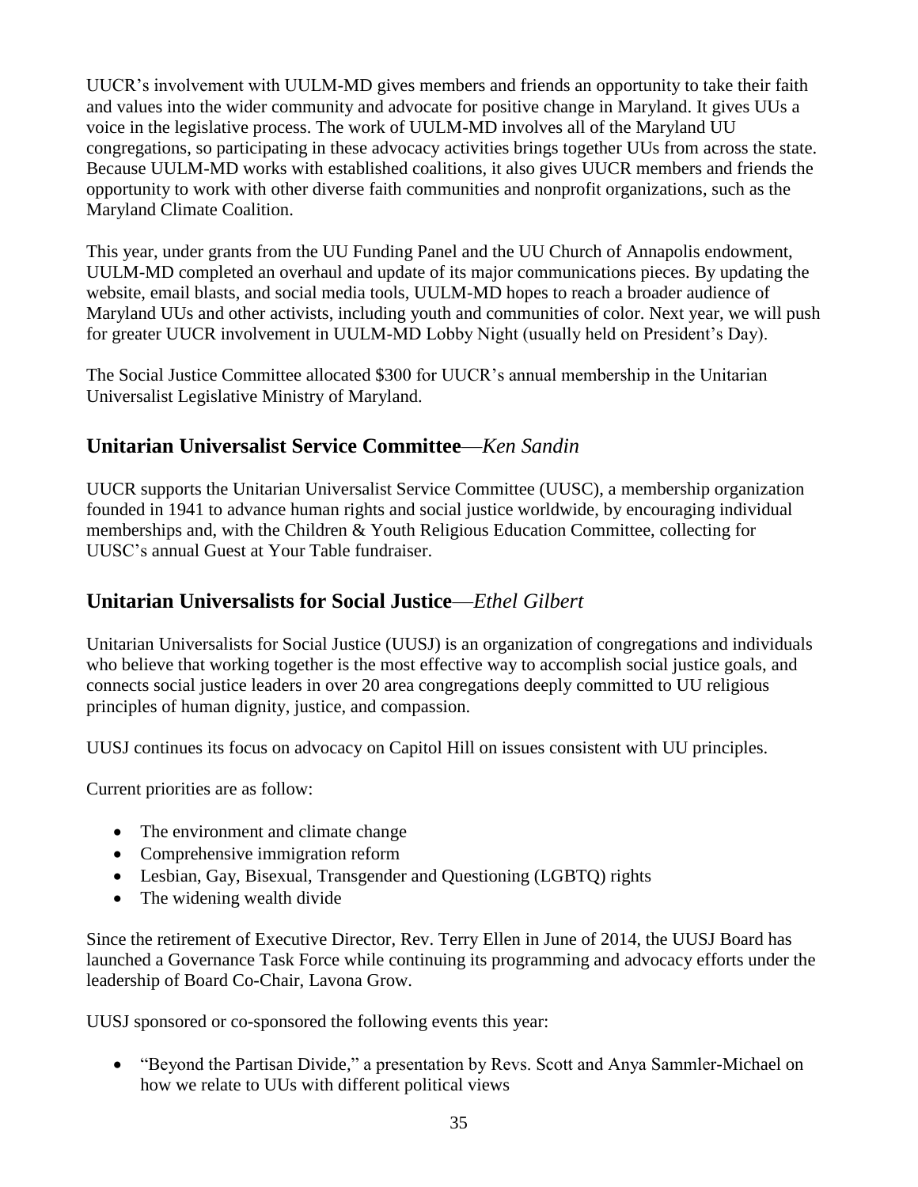UUCR's involvement with UULM-MD gives members and friends an opportunity to take their faith and values into the wider community and advocate for positive change in Maryland. It gives UUs a voice in the legislative process. The work of UULM-MD involves all of the Maryland UU congregations, so participating in these advocacy activities brings together UUs from across the state. Because UULM-MD works with established coalitions, it also gives UUCR members and friends the opportunity to work with other diverse faith communities and nonprofit organizations, such as the Maryland Climate Coalition.

This year, under grants from the UU Funding Panel and the UU Church of Annapolis endowment, UULM-MD completed an overhaul and update of its major communications pieces. By updating the website, email blasts, and social media tools, UULM-MD hopes to reach a broader audience of Maryland UUs and other activists, including youth and communities of color. Next year, we will push for greater UUCR involvement in UULM-MD Lobby Night (usually held on President's Day).

The Social Justice Committee allocated $300 for UUCR's annual membership in the Unitarian Universalist Legislative Ministry of Maryland.

## **Unitarian Universalist Service Committee**—*Ken Sandin*

UUCR supports the Unitarian Universalist Service Committee (UUSC), a membership organization founded in 1941 to advance human rights and social justice worldwide, by encouraging individual memberships and, with the Children & Youth Religious Education Committee, collecting for UUSC's annual Guest at Your Table fundraiser.

## **Unitarian Universalists for Social Justice**—*Ethel Gilbert*

Unitarian Universalists for Social Justice (UUSJ) is an organization of congregations and individuals who believe that working together is the most effective way to accomplish social justice goals, and connects social justice leaders in over 20 area congregations deeply committed to UU religious principles of human dignity, justice, and compassion.

UUSJ continues its focus on advocacy on Capitol Hill on issues consistent with UU principles.

Current priorities are as follow:

- The environment and climate change
- Comprehensive immigration reform
- Lesbian, Gay, Bisexual, Transgender and Questioning (LGBTQ) rights
- The widening wealth divide

Since the retirement of Executive Director, Rev. Terry Ellen in June of 2014, the UUSJ Board has launched a Governance Task Force while continuing its programming and advocacy efforts under the leadership of Board Co-Chair, Lavona Grow.

UUSJ sponsored or co-sponsored the following events this year:

- "Beyond the Partisan Divide," a presentation by Revs. Scott and Anya Sammler-Michael on how we relate to UUs with different political views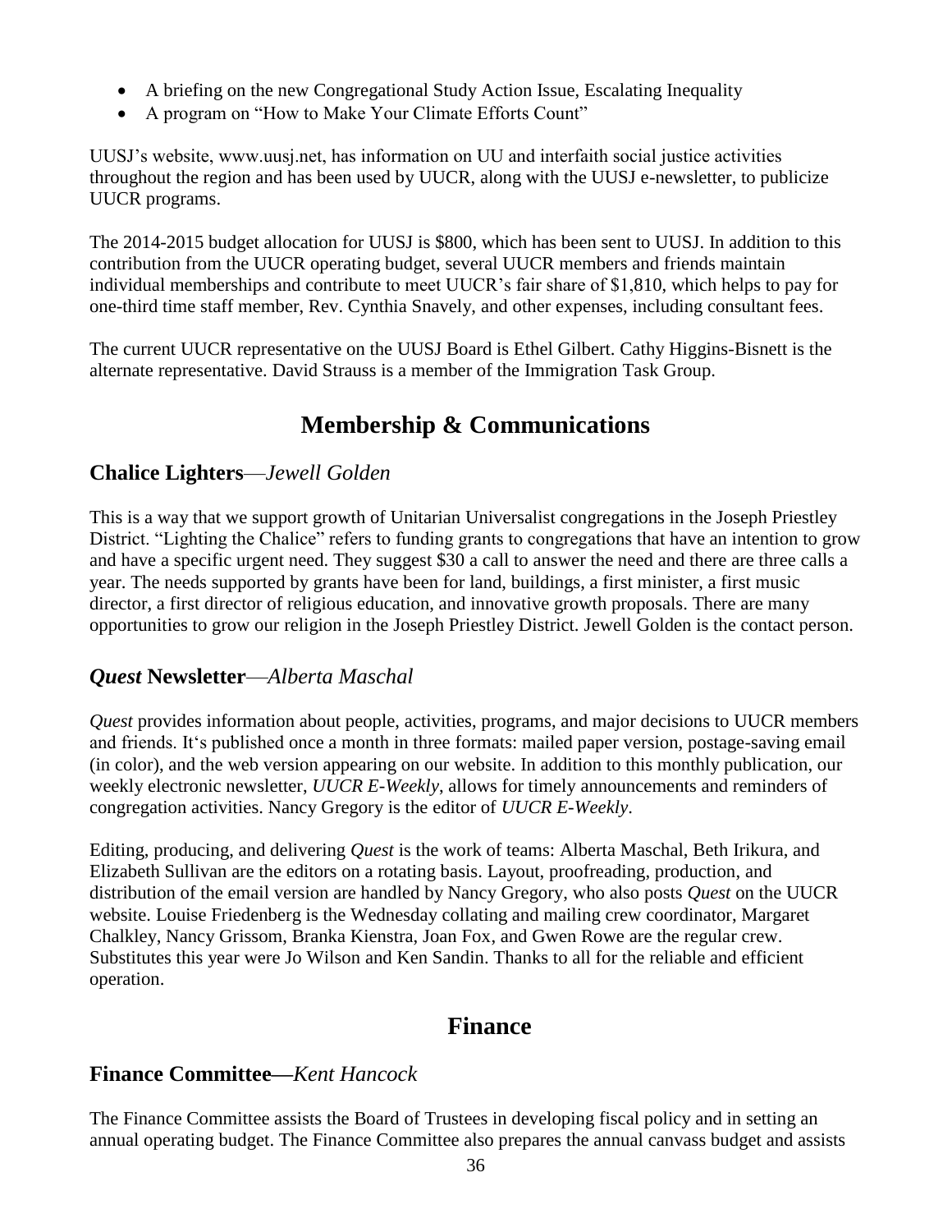- A briefing on the new Congregational Study Action Issue, Escalating Inequality
- A program on "How to Make Your Climate Efforts Count"

UUSJ's website, www.uusj.net, has information on UU and interfaith social justice activities throughout the region and has been used by UUCR, along with the UUSJ e-newsletter, to publicize UUCR programs.

The 2014-2015 budget allocation for UUSJ is $800, which has been sent to UUSJ. In addition to this contribution from the UUCR operating budget, several UUCR members and friends maintain individual memberships and contribute to meet UUCR's fair share of $1,810, which helps to pay for one-third time staff member, Rev. Cynthia Snavely, and other expenses, including consultant fees.

The current UUCR representative on the UUSJ Board is Ethel Gilbert. Cathy Higgins-Bisnett is the alternate representative. David Strauss is a member of the Immigration Task Group.

# Membership & Communications

## Chalice Lighters—*Jewell Golden*

This is a way that we support growth of Unitarian Universalist congregations in the Joseph Priestley District. "Lighting the Chalice" refers to funding grants to congregations that have an intention to grow and have a specific urgent need. They suggest $30 a call to answer the need and there are three calls a year. The needs supported by grants have been for land, buildings, a first minister, a first music director, a first director of religious education, and innovative growth proposals. There are many opportunities to grow our religion in the Joseph Priestley District. Jewell Golden is the contact person.

## *Quest* Newsletter—*Alberta Maschal*

*Quest* provides information about people, activities, programs, and major decisions to UUCR members and friends. It's published once a month in three formats: mailed paper version, postage-saving email (in color), and the web version appearing on our website. In addition to this monthly publication, our weekly electronic newsletter, *UUCR E-Weekly*, allows for timely announcements and reminders of congregation activities. Nancy Gregory is the editor of *UUCR E-Weekly*.

Editing, producing, and delivering *Quest* is the work of teams: Alberta Maschal, Beth Irikura, and Elizabeth Sullivan are the editors on a rotating basis. Layout, proofreading, production, and distribution of the email version are handled by Nancy Gregory, who also posts *Quest* on the UUCR website. Louise Friedenberg is the Wednesday collating and mailing crew coordinator, Margaret Chalkley, Nancy Grissom, Branka Kienstra, Joan Fox, and Gwen Rowe are the regular crew. Substitutes this year were Jo Wilson and Ken Sandin. Thanks to all for the reliable and efficient operation.

# Finance

## Finance Committee—*Kent Hancock*

The Finance Committee assists the Board of Trustees in developing fiscal policy and in setting an annual operating budget. The Finance Committee also prepares the annual canvass budget and assists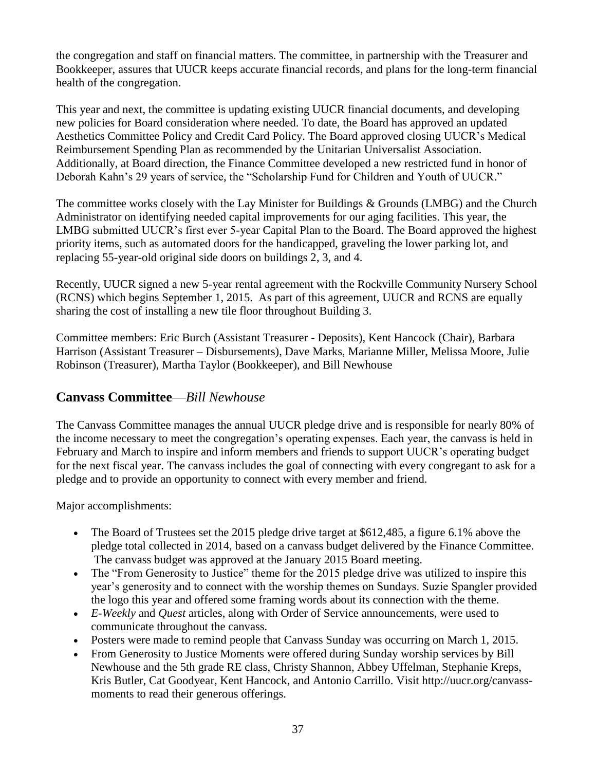the congregation and staff on financial matters. The committee, in partnership with the Treasurer and Bookkeeper, assures that UUCR keeps accurate financial records, and plans for the long-term financial health of the congregation.

This year and next, the committee is updating existing UUCR financial documents, and developing new policies for Board consideration where needed. To date, the Board has approved an updated Aesthetics Committee Policy and Credit Card Policy. The Board approved closing UUCR's Medical Reimbursement Spending Plan as recommended by the Unitarian Universalist Association. Additionally, at Board direction, the Finance Committee developed a new restricted fund in honor of Deborah Kahn's 29 years of service, the "Scholarship Fund for Children and Youth of UUCR."

The committee works closely with the Lay Minister for Buildings & Grounds (LMBG) and the Church Administrator on identifying needed capital improvements for our aging facilities. This year, the LMBG submitted UUCR's first ever 5-year Capital Plan to the Board. The Board approved the highest priority items, such as automated doors for the handicapped, graveling the lower parking lot, and replacing 55-year-old original side doors on buildings 2, 3, and 4.

Recently, UUCR signed a new 5-year rental agreement with the Rockville Community Nursery School (RCNS) which begins September 1, 2015. As part of this agreement, UUCR and RCNS are equally sharing the cost of installing a new tile floor throughout Building 3.

Committee members: Eric Burch (Assistant Treasurer - Deposits), Kent Hancock (Chair), Barbara Harrison (Assistant Treasurer – Disbursements), Dave Marks, Marianne Miller, Melissa Moore, Julie Robinson (Treasurer), Martha Taylor (Bookkeeper), and Bill Newhouse

## Canvass Committee—*Bill Newhouse*

The Canvass Committee manages the annual UUCR pledge drive and is responsible for nearly 80% of the income necessary to meet the congregation's operating expenses. Each year, the canvass is held in February and March to inspire and inform members and friends to support UUCR's operating budget for the next fiscal year. The canvass includes the goal of connecting with every congregant to ask for a pledge and to provide an opportunity to connect with every member and friend.

Major accomplishments:

- The Board of Trustees set the 2015 pledge drive target at $612,485, a figure 6.1% above the pledge total collected in 2014, based on a canvass budget delivered by the Finance Committee. The canvass budget was approved at the January 2015 Board meeting.
- The "From Generosity to Justice" theme for the 2015 pledge drive was utilized to inspire this year's generosity and to connect with the worship themes on Sundays. Suzie Spangler provided the logo this year and offered some framing words about its connection with the theme.
- *E-Weekly* and *Quest* articles, along with Order of Service announcements, were used to communicate throughout the canvass.
- Posters were made to remind people that Canvass Sunday was occurring on March 1, 2015.
- From Generosity to Justice Moments were offered during Sunday worship services by Bill Newhouse and the 5th grade RE class, Christy Shannon, Abbey Uffelman, Stephanie Kreps, Kris Butler, Cat Goodyear, Kent Hancock, and Antonio Carrillo. Visit http://uucr.org/canvass-moments to read their generous offerings.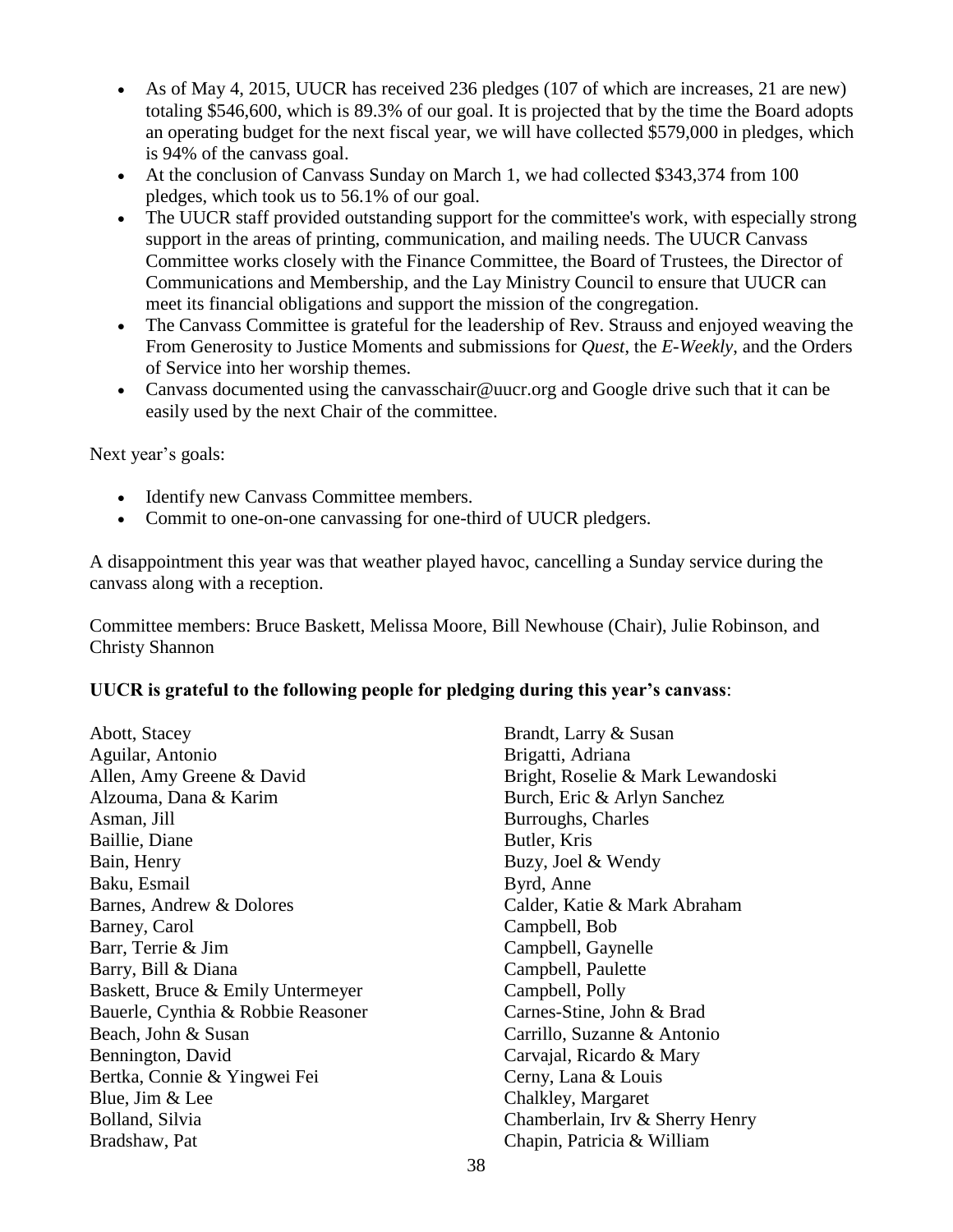- As of May 4, 2015, UUCR has received 236 pledges (107 of which are increases, 21 are new) totaling $546,600, which is 89.3% of our goal. It is projected that by the time the Board adopts an operating budget for the next fiscal year, we will have collected $579,000 in pledges, which is 94% of the canvass goal.
- At the conclusion of Canvass Sunday on March 1, we had collected $343,374 from 100 pledges, which took us to 56.1% of our goal.
- The UUCR staff provided outstanding support for the committee's work, with especially strong support in the areas of printing, communication, and mailing needs. The UUCR Canvass Committee works closely with the Finance Committee, the Board of Trustees, the Director of Communications and Membership, and the Lay Ministry Council to ensure that UUCR can meet its financial obligations and support the mission of the congregation.
- The Canvass Committee is grateful for the leadership of Rev. Strauss and enjoyed weaving the From Generosity to Justice Moments and submissions for *Quest*, the *E-Weekly*, and the Orders of Service into her worship themes.
- Canvass documented using the canvasschair@uucr.org and Google drive such that it can be easily used by the next Chair of the committee.

Next year's goals:

- Identify new Canvass Committee members.
- Commit to one-on-one canvassing for one-third of UUCR pledgers.

A disappointment this year was that weather played havoc, cancelling a Sunday service during the canvass along with a reception.

Committee members: Bruce Baskett, Melissa Moore, Bill Newhouse (Chair), Julie Robinson, and Christy Shannon

**UUCR is grateful to the following people for pledging during this year's canvass**:

Abott, Stacey
Aguilar, Antonio
Allen, Amy Greene & David
Alzouma, Dana & Karim
Asman, Jill
Baillie, Diane
Bain, Henry
Baku, Esmail
Barnes, Andrew & Dolores
Barney, Carol
Barr, Terrie & Jim
Barry, Bill & Diana
Baskett, Bruce & Emily Untermeyer
Bauerle, Cynthia & Robbie Reasoner
Beach, John & Susan
Bennington, David
Bertka, Connie & Yingwei Fei
Blue, Jim & Lee
Bolland, Silvia
Bradshaw, Pat
Brandt, Larry & Susan
Brigatti, Adriana
Bright, Roselie & Mark Lewandoski
Burch, Eric & Arlyn Sanchez
Burroughs, Charles
Butler, Kris
Buzy, Joel & Wendy
Byrd, Anne
Calder, Katie & Mark Abraham
Campbell, Bob
Campbell, Gaynelle
Campbell, Paulette
Campbell, Polly
Carnes-Stine, John & Brad
Carrillo, Suzanne & Antonio
Carvajal, Ricardo & Mary
Cerny, Lana & Louis
Chalkley, Margaret
Chamberlain, Irv & Sherry Henry
Chapin, Patricia & William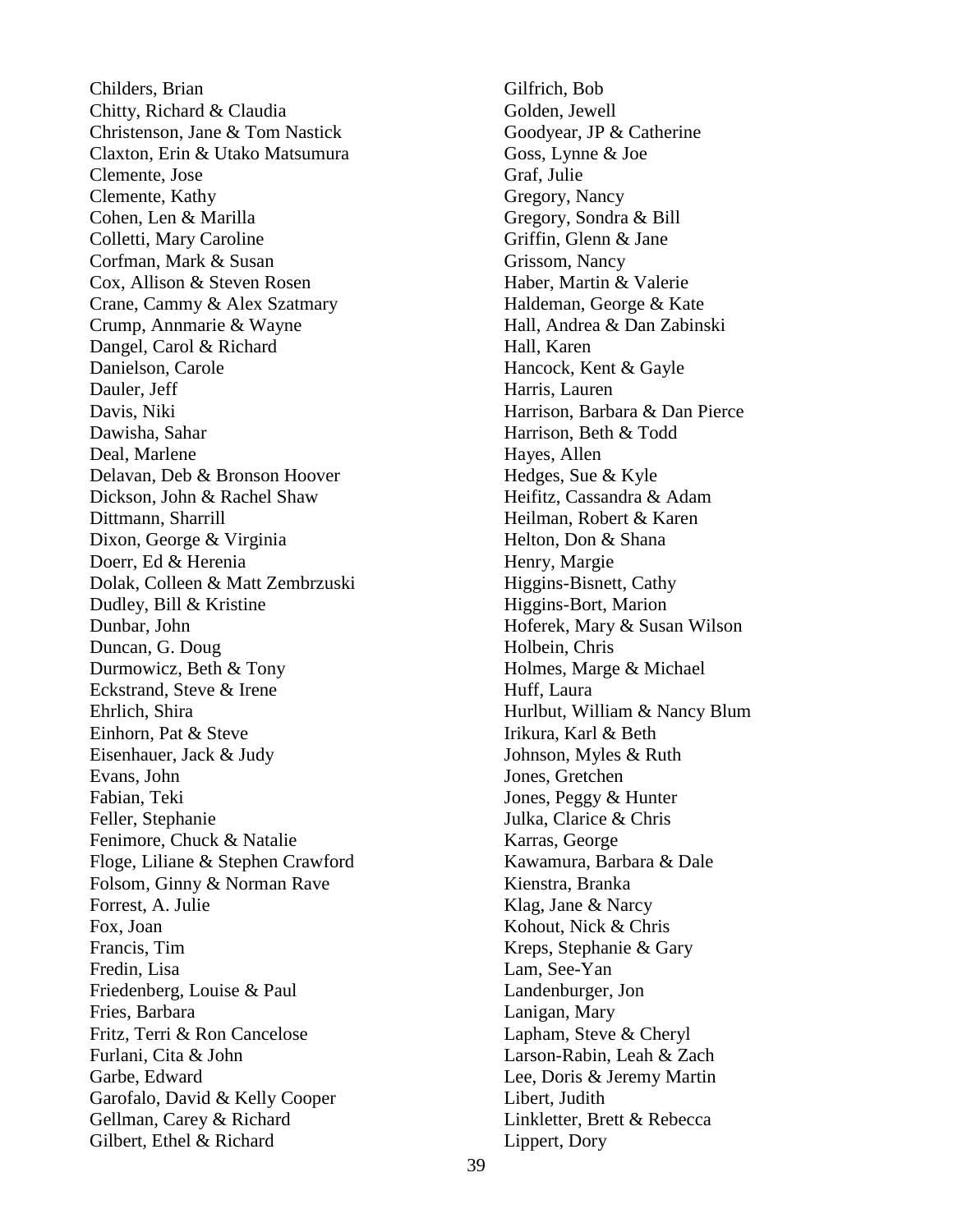Childers, Brian
Chitty, Richard & Claudia
Christenson, Jane & Tom Nastick
Claxton, Erin & Utako Matsumura
Clemente, Jose
Clemente, Kathy
Cohen, Len & Marilla
Colletti, Mary Caroline
Corfman, Mark & Susan
Cox, Allison & Steven Rosen
Crane, Cammy & Alex Szatmary
Crump, Annmarie & Wayne
Dangel, Carol & Richard
Danielson, Carole
Dauler, Jeff
Davis, Niki
Dawisha, Sahar
Deal, Marlene
Delavan, Deb & Bronson Hoover
Dickson, John & Rachel Shaw
Dittmann, Sharrill
Dixon, George & Virginia
Doerr, Ed & Herenia
Dolak, Colleen & Matt Zembrzuski
Dudley, Bill & Kristine
Dunbar, John
Duncan, G. Doug
Durmowicz, Beth & Tony
Eckstrand, Steve & Irene
Ehrlich, Shira
Einhorn, Pat & Steve
Eisenhauer, Jack & Judy
Evans, John
Fabian, Teki
Feller, Stephanie
Fenimore, Chuck & Natalie
Floge, Liliane & Stephen Crawford
Folsom, Ginny & Norman Rave
Forrest, A. Julie
Fox, Joan
Francis, Tim
Fredin, Lisa
Friedenberg, Louise & Paul
Fries, Barbara
Fritz, Terri & Ron Cancelose
Furlani, Cita & John
Garbe, Edward
Garofalo, David & Kelly Cooper
Gellman, Carey & Richard
Gilbert, Ethel & Richard
Gilfrich, Bob
Golden, Jewell
Goodyear, JP & Catherine
Goss, Lynne & Joe
Graf, Julie
Gregory, Nancy
Gregory, Sondra & Bill
Griffin, Glenn & Jane
Grissom, Nancy
Haber, Martin & Valerie
Haldeman, George & Kate
Hall, Andrea & Dan Zabinski
Hall, Karen
Hancock, Kent & Gayle
Harris, Lauren
Harrison, Barbara & Dan Pierce
Harrison, Beth & Todd
Hayes, Allen
Hedges, Sue & Kyle
Heifitz, Cassandra & Adam
Heilman, Robert & Karen
Helton, Don & Shana
Henry, Margie
Higgins-Bisnett, Cathy
Higgins-Bort, Marion
Hoferek, Mary & Susan Wilson
Holbein, Chris
Holmes, Marge & Michael
Huff, Laura
Hurlbut, William & Nancy Blum
Irikura, Karl & Beth
Johnson, Myles & Ruth
Jones, Gretchen
Jones, Peggy & Hunter
Julka, Clarice & Chris
Karras, George
Kawamura, Barbara & Dale
Kienstra, Branka
Klag, Jane & Narcy
Kohout, Nick & Chris
Kreps, Stephanie & Gary
Lam, See-Yan
Landenburger, Jon
Lanigan, Mary
Lapham, Steve & Cheryl
Larson-Rabin, Leah & Zach
Lee, Doris & Jeremy Martin
Libert, Judith
Linkletter, Brett & Rebecca
Lippert, Dory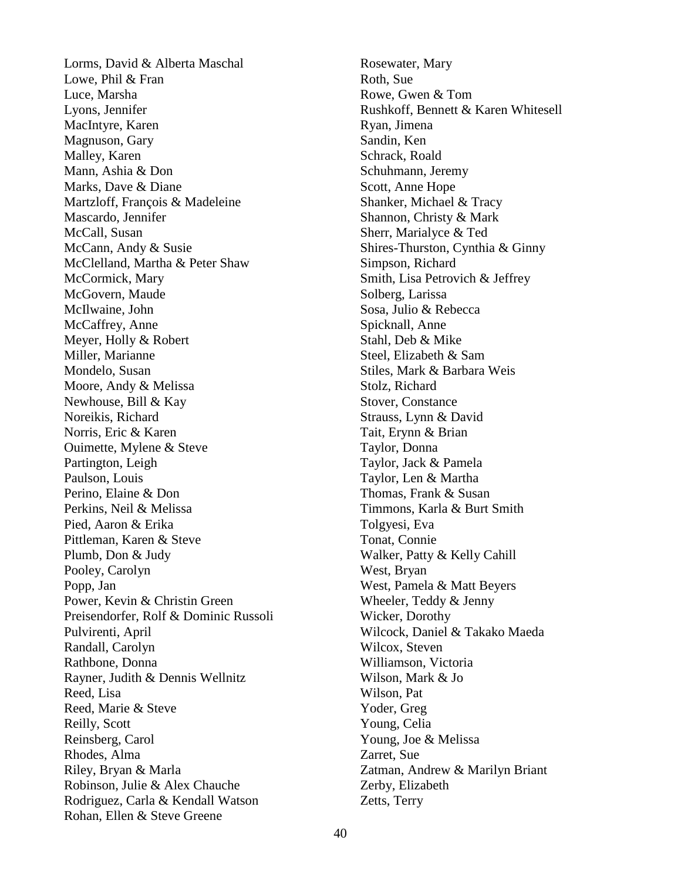Lorms, David & Alberta Maschal
Lowe, Phil & Fran
Luce, Marsha
Lyons, Jennifer
MacIntyre, Karen
Magnuson, Gary
Malley, Karen
Mann, Ashia & Don
Marks, Dave & Diane
Martzloff, François & Madeleine
Mascardo, Jennifer
McCall, Susan
McCann, Andy & Susie
McClelland, Martha & Peter Shaw
McCormick, Mary
McGovern, Maude
McIlwaine, John
McCaffrey, Anne
Meyer, Holly & Robert
Miller, Marianne
Mondelo, Susan
Moore, Andy & Melissa
Newhouse, Bill & Kay
Noreikis, Richard
Norris, Eric & Karen
Ouimette, Mylene & Steve
Partington, Leigh
Paulson, Louis
Perino, Elaine & Don
Perkins, Neil & Melissa
Pied, Aaron & Erika
Pittleman, Karen & Steve
Plumb, Don & Judy
Pooley, Carolyn
Popp, Jan
Power, Kevin & Christin Green
Preisendorfer, Rolf & Dominic Russoli
Pulvirenti, April
Randall, Carolyn
Rathbone, Donna
Rayner, Judith & Dennis Wellnitz
Reed, Lisa
Reed, Marie & Steve
Reilly, Scott
Reinsberg, Carol
Rhodes, Alma
Riley, Bryan & Marla
Robinson, Julie & Alex Chauche
Rodriguez, Carla & Kendall Watson
Rohan, Ellen & Steve Greene
Rosewater, Mary
Roth, Sue
Rowe, Gwen & Tom
Rushkoff, Bennett & Karen Whitesell
Ryan, Jimena
Sandin, Ken
Schrack, Roald
Schuhmann, Jeremy
Scott, Anne Hope
Shanker, Michael & Tracy
Shannon, Christy & Mark
Sherr, Marialyce & Ted
Shires-Thurston, Cynthia & Ginny
Simpson, Richard
Smith, Lisa Petrovich & Jeffrey
Solberg, Larissa
Sosa, Julio & Rebecca
Spicknall, Anne
Stahl, Deb & Mike
Steel, Elizabeth & Sam
Stiles, Mark & Barbara Weis
Stolz, Richard
Stover, Constance
Strauss, Lynn & David
Tait, Erynn & Brian
Taylor, Donna
Taylor, Jack & Pamela
Taylor, Len & Martha
Thomas, Frank & Susan
Timmons, Karla & Burt Smith
Tolgyesi, Eva
Tonat, Connie
Walker, Patty & Kelly Cahill
West, Bryan
West, Pamela & Matt Beyers
Wheeler, Teddy & Jenny
Wicker, Dorothy
Wilcock, Daniel & Takako Maeda
Wilcox, Steven
Williamson, Victoria
Wilson, Mark & Jo
Wilson, Pat
Yoder, Greg
Young, Celia
Young, Joe & Melissa
Zarret, Sue
Zatman, Andrew & Marilyn Briant
Zerby, Elizabeth
Zetts, Terry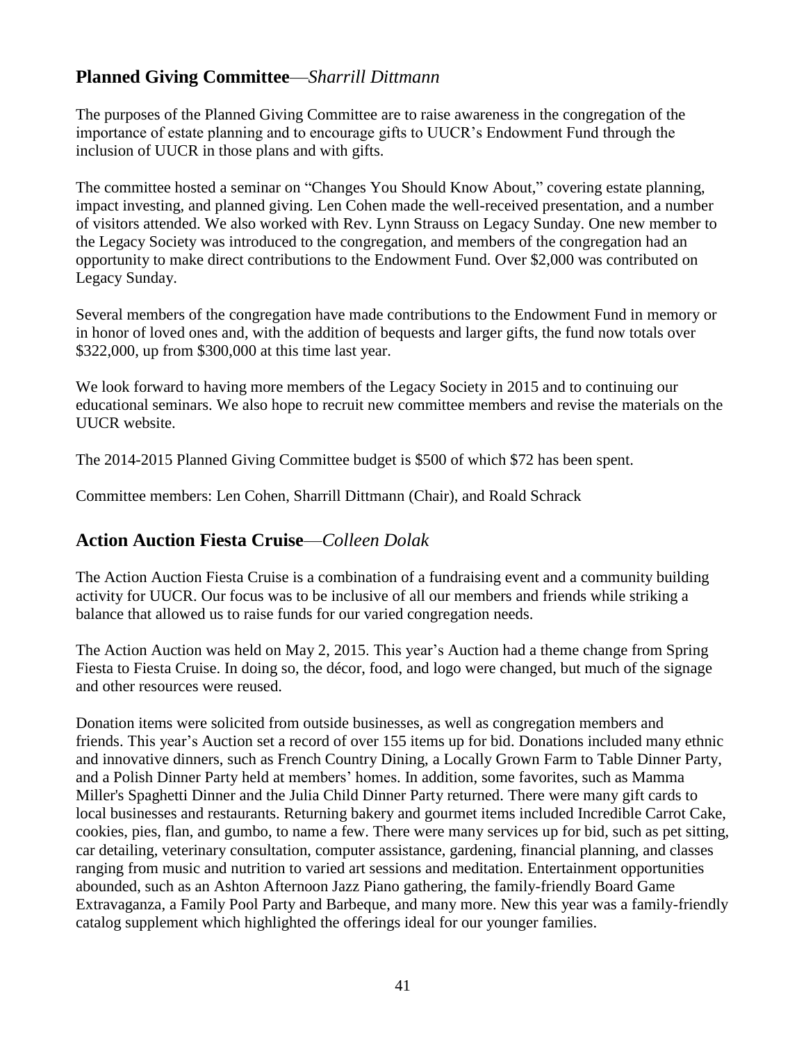## **Planned Giving Committee**—*Sharrill Dittmann*

The purposes of the Planned Giving Committee are to raise awareness in the congregation of the importance of estate planning and to encourage gifts to UUCR's Endowment Fund through the inclusion of UUCR in those plans and with gifts.

The committee hosted a seminar on "Changes You Should Know About," covering estate planning, impact investing, and planned giving. Len Cohen made the well-received presentation, and a number of visitors attended. We also worked with Rev. Lynn Strauss on Legacy Sunday. One new member to the Legacy Society was introduced to the congregation, and members of the congregation had an opportunity to make direct contributions to the Endowment Fund. Over $2,000 was contributed on Legacy Sunday.

Several members of the congregation have made contributions to the Endowment Fund in memory or in honor of loved ones and, with the addition of bequests and larger gifts, the fund now totals over $322,000, up from $300,000 at this time last year.

We look forward to having more members of the Legacy Society in 2015 and to continuing our educational seminars. We also hope to recruit new committee members and revise the materials on the UUCR website.

The 2014-2015 Planned Giving Committee budget is $500 of which $72 has been spent.

Committee members: Len Cohen, Sharrill Dittmann (Chair), and Roald Schrack

## **Action Auction Fiesta Cruise**—*Colleen Dolak*

The Action Auction Fiesta Cruise is a combination of a fundraising event and a community building activity for UUCR. Our focus was to be inclusive of all our members and friends while striking a balance that allowed us to raise funds for our varied congregation needs.

The Action Auction was held on May 2, 2015. This year's Auction had a theme change from Spring Fiesta to Fiesta Cruise. In doing so, the décor, food, and logo were changed, but much of the signage and other resources were reused.

Donation items were solicited from outside businesses, as well as congregation members and friends. This year's Auction set a record of over 155 items up for bid. Donations included many ethnic and innovative dinners, such as French Country Dining, a Locally Grown Farm to Table Dinner Party, and a Polish Dinner Party held at members' homes. In addition, some favorites, such as Mamma Miller's Spaghetti Dinner and the Julia Child Dinner Party returned. There were many gift cards to local businesses and restaurants. Returning bakery and gourmet items included Incredible Carrot Cake, cookies, pies, flan, and gumbo, to name a few. There were many services up for bid, such as pet sitting, car detailing, veterinary consultation, computer assistance, gardening, financial planning, and classes ranging from music and nutrition to varied art sessions and meditation. Entertainment opportunities abounded, such as an Ashton Afternoon Jazz Piano gathering, the family-friendly Board Game Extravaganza, a Family Pool Party and Barbeque, and many more. New this year was a family-friendly catalog supplement which highlighted the offerings ideal for our younger families.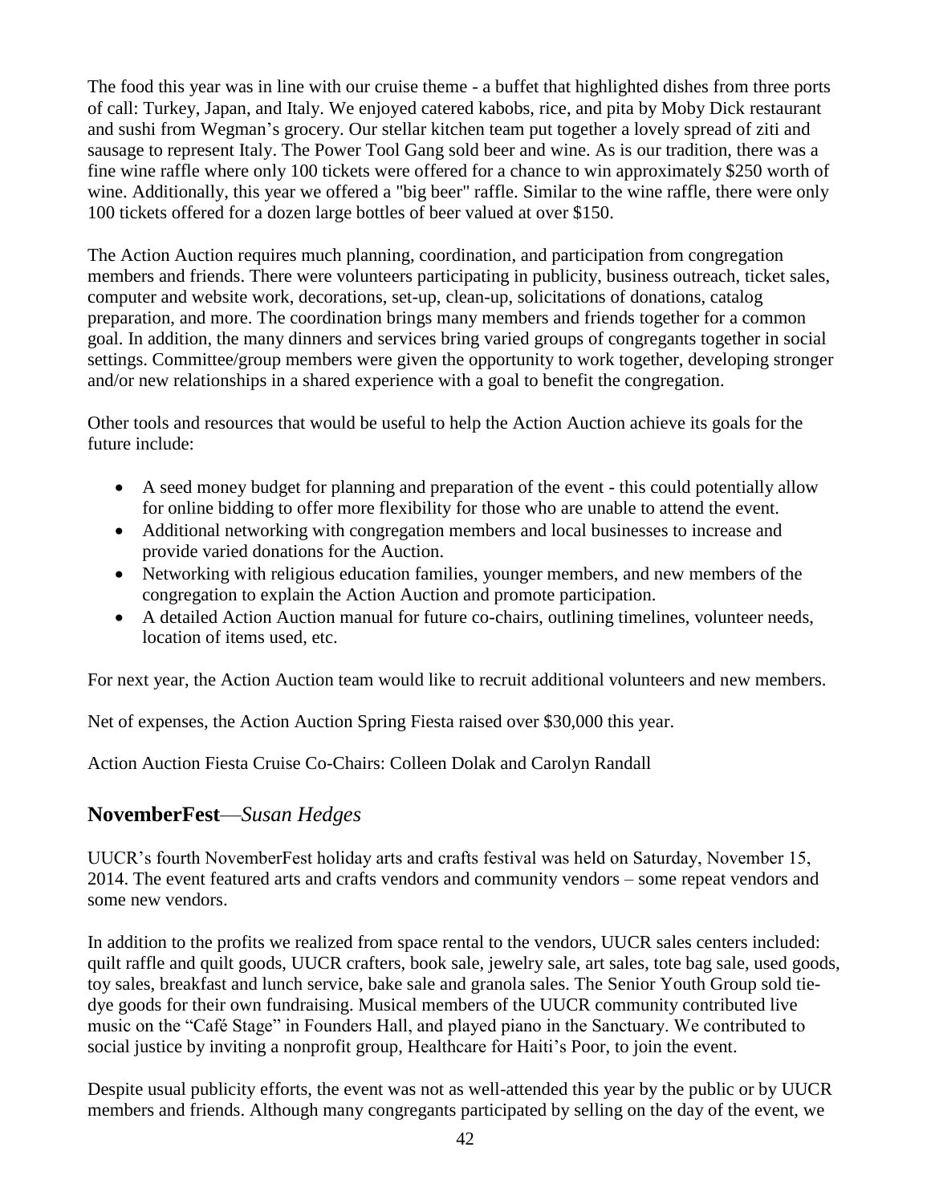The food this year was in line with our cruise theme - a buffet that highlighted dishes from three ports of call: Turkey, Japan, and Italy. We enjoyed catered kabobs, rice, and pita by Moby Dick restaurant and sushi from Wegman's grocery. Our stellar kitchen team put together a lovely spread of ziti and sausage to represent Italy. The Power Tool Gang sold beer and wine. As is our tradition, there was a fine wine raffle where only 100 tickets were offered for a chance to win approximately $250 worth of wine. Additionally, this year we offered a "big beer" raffle. Similar to the wine raffle, there were only 100 tickets offered for a dozen large bottles of beer valued at over $150.

The Action Auction requires much planning, coordination, and participation from congregation members and friends. There were volunteers participating in publicity, business outreach, ticket sales, computer and website work, decorations, set-up, clean-up, solicitations of donations, catalog preparation, and more. The coordination brings many members and friends together for a common goal. In addition, the many dinners and services bring varied groups of congregants together in social settings. Committee/group members were given the opportunity to work together, developing stronger and/or new relationships in a shared experience with a goal to benefit the congregation.

Other tools and resources that would be useful to help the Action Auction achieve its goals for the future include:

- A seed money budget for planning and preparation of the event - this could potentially allow for online bidding to offer more flexibility for those who are unable to attend the event.
- Additional networking with congregation members and local businesses to increase and provide varied donations for the Auction.
- Networking with religious education families, younger members, and new members of the congregation to explain the Action Auction and promote participation.
- A detailed Action Auction manual for future co-chairs, outlining timelines, volunteer needs, location of items used, etc.

For next year, the Action Auction team would like to recruit additional volunteers and new members.

Net of expenses, the Action Auction Spring Fiesta raised over $30,000 this year.

Action Auction Fiesta Cruise Co-Chairs: Colleen Dolak and Carolyn Randall

## NovemberFest—*Susan Hedges*

UUCR's fourth NovemberFest holiday arts and crafts festival was held on Saturday, November 15, 2014. The event featured arts and crafts vendors and community vendors – some repeat vendors and some new vendors.

In addition to the profits we realized from space rental to the vendors, UUCR sales centers included: quilt raffle and quilt goods, UUCR crafters, book sale, jewelry sale, art sales, tote bag sale, used goods, toy sales, breakfast and lunch service, bake sale and granola sales. The Senior Youth Group sold tie-dye goods for their own fundraising. Musical members of the UUCR community contributed live music on the "Café Stage" in Founders Hall, and played piano in the Sanctuary. We contributed to social justice by inviting a nonprofit group, Healthcare for Haiti's Poor, to join the event.

Despite usual publicity efforts, the event was not as well-attended this year by the public or by UUCR members and friends. Although many congregants participated by selling on the day of the event, we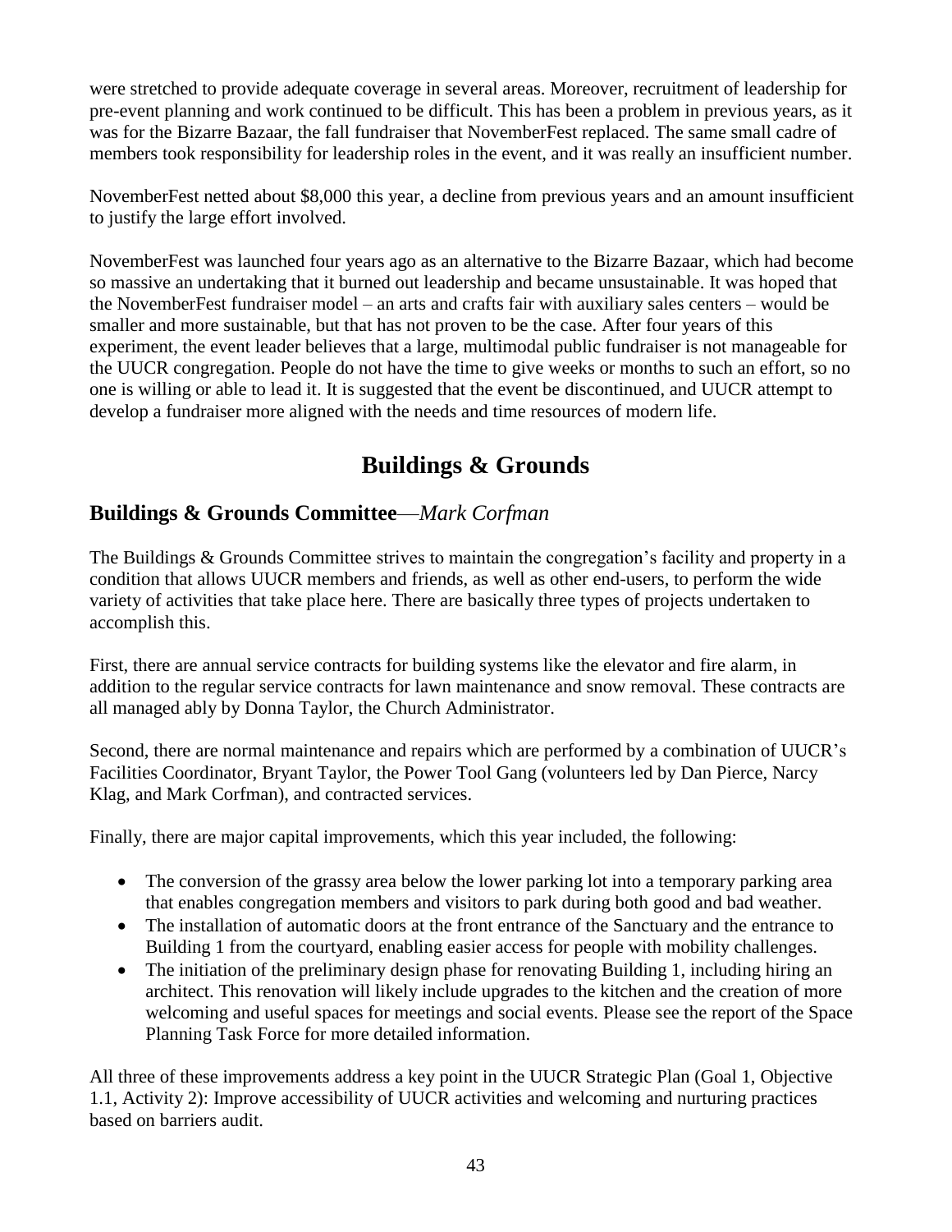were stretched to provide adequate coverage in several areas. Moreover, recruitment of leadership for pre-event planning and work continued to be difficult. This has been a problem in previous years, as it was for the Bizarre Bazaar, the fall fundraiser that NovemberFest replaced. The same small cadre of members took responsibility for leadership roles in the event, and it was really an insufficient number.

NovemberFest netted about $8,000 this year, a decline from previous years and an amount insufficient to justify the large effort involved.

NovemberFest was launched four years ago as an alternative to the Bizarre Bazaar, which had become so massive an undertaking that it burned out leadership and became unsustainable. It was hoped that the NovemberFest fundraiser model – an arts and crafts fair with auxiliary sales centers – would be smaller and more sustainable, but that has not proven to be the case. After four years of this experiment, the event leader believes that a large, multimodal public fundraiser is not manageable for the UUCR congregation. People do not have the time to give weeks or months to such an effort, so no one is willing or able to lead it. It is suggested that the event be discontinued, and UUCR attempt to develop a fundraiser more aligned with the needs and time resources of modern life.

# Buildings & Grounds

## Buildings & Grounds Committee—*Mark Corfman*

The Buildings & Grounds Committee strives to maintain the congregation's facility and property in a condition that allows UUCR members and friends, as well as other end-users, to perform the wide variety of activities that take place here. There are basically three types of projects undertaken to accomplish this.

First, there are annual service contracts for building systems like the elevator and fire alarm, in addition to the regular service contracts for lawn maintenance and snow removal. These contracts are all managed ably by Donna Taylor, the Church Administrator.

Second, there are normal maintenance and repairs which are performed by a combination of UUCR's Facilities Coordinator, Bryant Taylor, the Power Tool Gang (volunteers led by Dan Pierce, Narcy Klag, and Mark Corfman), and contracted services.

Finally, there are major capital improvements, which this year included, the following:

- The conversion of the grassy area below the lower parking lot into a temporary parking area that enables congregation members and visitors to park during both good and bad weather.
- The installation of automatic doors at the front entrance of the Sanctuary and the entrance to Building 1 from the courtyard, enabling easier access for people with mobility challenges.
- The initiation of the preliminary design phase for renovating Building 1, including hiring an architect. This renovation will likely include upgrades to the kitchen and the creation of more welcoming and useful spaces for meetings and social events. Please see the report of the Space Planning Task Force for more detailed information.

All three of these improvements address a key point in the UUCR Strategic Plan (Goal 1, Objective 1.1, Activity 2): Improve accessibility of UUCR activities and welcoming and nurturing practices based on barriers audit.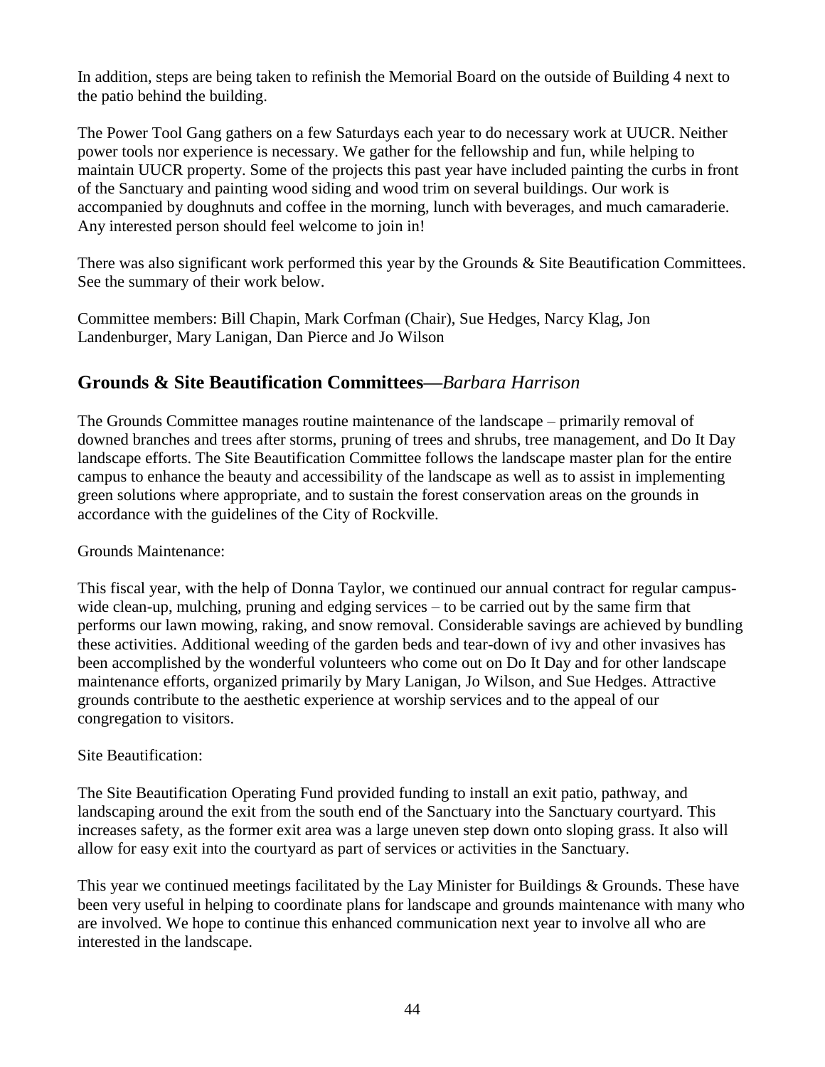In addition, steps are being taken to refinish the Memorial Board on the outside of Building 4 next to the patio behind the building.

The Power Tool Gang gathers on a few Saturdays each year to do necessary work at UUCR. Neither power tools nor experience is necessary. We gather for the fellowship and fun, while helping to maintain UUCR property. Some of the projects this past year have included painting the curbs in front of the Sanctuary and painting wood siding and wood trim on several buildings. Our work is accompanied by doughnuts and coffee in the morning, lunch with beverages, and much camaraderie. Any interested person should feel welcome to join in!

There was also significant work performed this year by the Grounds & Site Beautification Committees. See the summary of their work below.

Committee members: Bill Chapin, Mark Corfman (Chair), Sue Hedges, Narcy Klag, Jon Landenburger, Mary Lanigan, Dan Pierce and Jo Wilson

## Grounds & Site Beautification Committees—*Barbara Harrison*

The Grounds Committee manages routine maintenance of the landscape – primarily removal of downed branches and trees after storms, pruning of trees and shrubs, tree management, and Do It Day landscape efforts. The Site Beautification Committee follows the landscape master plan for the entire campus to enhance the beauty and accessibility of the landscape as well as to assist in implementing green solutions where appropriate, and to sustain the forest conservation areas on the grounds in accordance with the guidelines of the City of Rockville.

Grounds Maintenance:

This fiscal year, with the help of Donna Taylor, we continued our annual contract for regular campus-wide clean-up, mulching, pruning and edging services – to be carried out by the same firm that performs our lawn mowing, raking, and snow removal. Considerable savings are achieved by bundling these activities. Additional weeding of the garden beds and tear-down of ivy and other invasives has been accomplished by the wonderful volunteers who come out on Do It Day and for other landscape maintenance efforts, organized primarily by Mary Lanigan, Jo Wilson, and Sue Hedges. Attractive grounds contribute to the aesthetic experience at worship services and to the appeal of our congregation to visitors.

Site Beautification:

The Site Beautification Operating Fund provided funding to install an exit patio, pathway, and landscaping around the exit from the south end of the Sanctuary into the Sanctuary courtyard. This increases safety, as the former exit area was a large uneven step down onto sloping grass. It also will allow for easy exit into the courtyard as part of services or activities in the Sanctuary.

This year we continued meetings facilitated by the Lay Minister for Buildings & Grounds. These have been very useful in helping to coordinate plans for landscape and grounds maintenance with many who are involved. We hope to continue this enhanced communication next year to involve all who are interested in the landscape.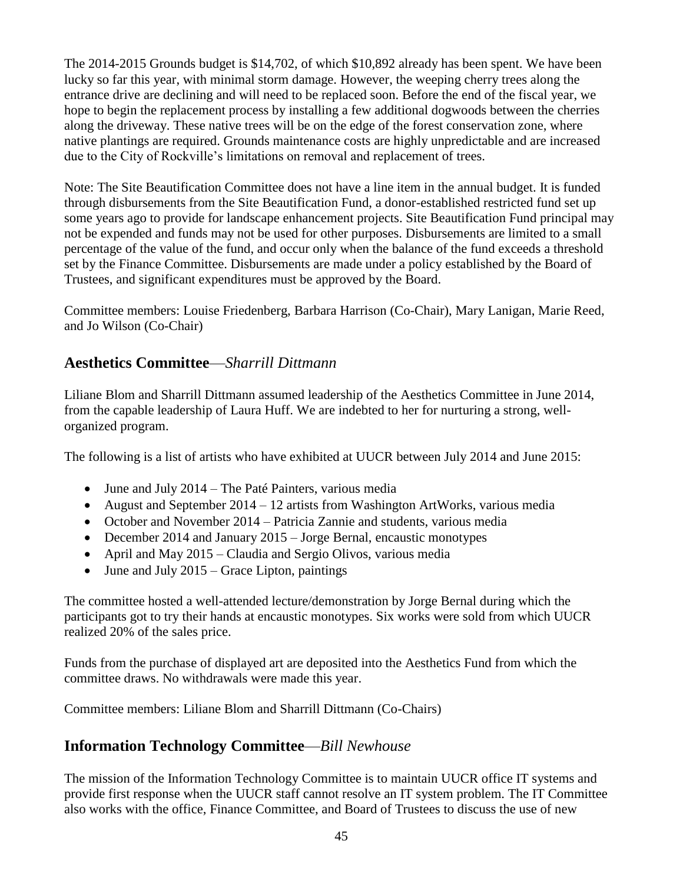The 2014-2015 Grounds budget is $14,702, of which $10,892 already has been spent. We have been lucky so far this year, with minimal storm damage. However, the weeping cherry trees along the entrance drive are declining and will need to be replaced soon. Before the end of the fiscal year, we hope to begin the replacement process by installing a few additional dogwoods between the cherries along the driveway. These native trees will be on the edge of the forest conservation zone, where native plantings are required. Grounds maintenance costs are highly unpredictable and are increased due to the City of Rockville's limitations on removal and replacement of trees.

Note: The Site Beautification Committee does not have a line item in the annual budget. It is funded through disbursements from the Site Beautification Fund, a donor-established restricted fund set up some years ago to provide for landscape enhancement projects. Site Beautification Fund principal may not be expended and funds may not be used for other purposes. Disbursements are limited to a small percentage of the value of the fund, and occur only when the balance of the fund exceeds a threshold set by the Finance Committee. Disbursements are made under a policy established by the Board of Trustees, and significant expenditures must be approved by the Board.

Committee members: Louise Friedenberg, Barbara Harrison (Co-Chair), Mary Lanigan, Marie Reed, and Jo Wilson (Co-Chair)

## Aesthetics Committee—*Sharrill Dittmann*

Liliane Blom and Sharrill Dittmann assumed leadership of the Aesthetics Committee in June 2014, from the capable leadership of Laura Huff. We are indebted to her for nurturing a strong, well-organized program.

The following is a list of artists who have exhibited at UUCR between July 2014 and June 2015:

- June and July 2014 – The Paté Painters, various media
- August and September 2014 – 12 artists from Washington ArtWorks, various media
- October and November 2014 – Patricia Zannie and students, various media
- December 2014 and January 2015 – Jorge Bernal, encaustic monotypes
- April and May 2015 – Claudia and Sergio Olivos, various media
- June and July 2015 – Grace Lipton, paintings

The committee hosted a well-attended lecture/demonstration by Jorge Bernal during which the participants got to try their hands at encaustic monotypes. Six works were sold from which UUCR realized 20% of the sales price.

Funds from the purchase of displayed art are deposited into the Aesthetics Fund from which the committee draws. No withdrawals were made this year.

Committee members: Liliane Blom and Sharrill Dittmann (Co-Chairs)

## Information Technology Committee—*Bill Newhouse*

The mission of the Information Technology Committee is to maintain UUCR office IT systems and provide first response when the UUCR staff cannot resolve an IT system problem. The IT Committee also works with the office, Finance Committee, and Board of Trustees to discuss the use of new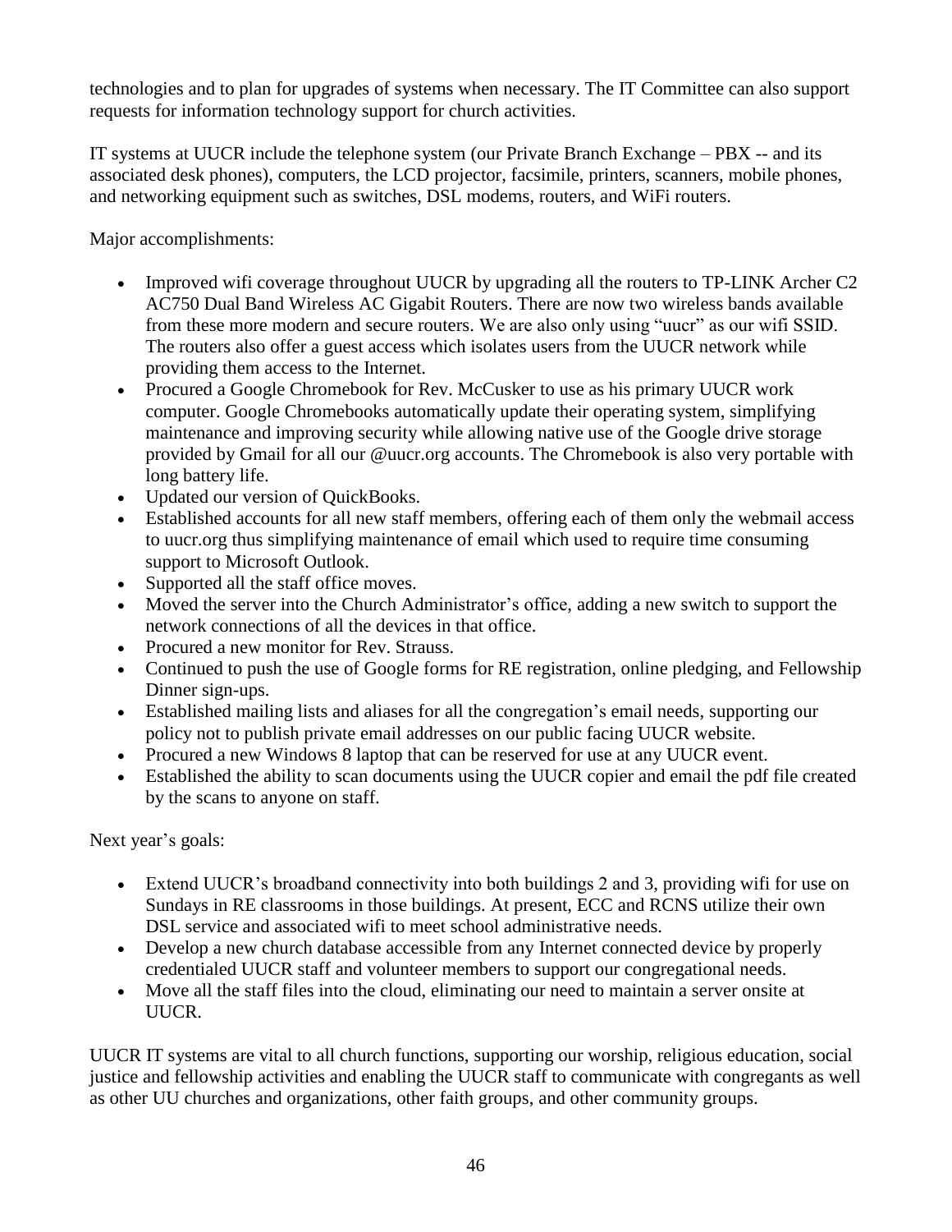technologies and to plan for upgrades of systems when necessary. The IT Committee can also support requests for information technology support for church activities.

IT systems at UUCR include the telephone system (our Private Branch Exchange – PBX -- and its associated desk phones), computers, the LCD projector, facsimile, printers, scanners, mobile phones, and networking equipment such as switches, DSL modems, routers, and WiFi routers.

Major accomplishments:

- Improved wifi coverage throughout UUCR by upgrading all the routers to TP-LINK Archer C2 AC750 Dual Band Wireless AC Gigabit Routers. There are now two wireless bands available from these more modern and secure routers. We are also only using "uucr" as our wifi SSID. The routers also offer a guest access which isolates users from the UUCR network while providing them access to the Internet.
- Procured a Google Chromebook for Rev. McCusker to use as his primary UUCR work computer. Google Chromebooks automatically update their operating system, simplifying maintenance and improving security while allowing native use of the Google drive storage provided by Gmail for all our @uucr.org accounts. The Chromebook is also very portable with long battery life.
- Updated our version of QuickBooks.
- Established accounts for all new staff members, offering each of them only the webmail access to uucr.org thus simplifying maintenance of email which used to require time consuming support to Microsoft Outlook.
- Supported all the staff office moves.
- Moved the server into the Church Administrator's office, adding a new switch to support the network connections of all the devices in that office.
- Procured a new monitor for Rev. Strauss.
- Continued to push the use of Google forms for RE registration, online pledging, and Fellowship Dinner sign-ups.
- Established mailing lists and aliases for all the congregation's email needs, supporting our policy not to publish private email addresses on our public facing UUCR website.
- Procured a new Windows 8 laptop that can be reserved for use at any UUCR event.
- Established the ability to scan documents using the UUCR copier and email the pdf file created by the scans to anyone on staff.

Next year's goals:

- Extend UUCR's broadband connectivity into both buildings 2 and 3, providing wifi for use on Sundays in RE classrooms in those buildings. At present, ECC and RCNS utilize their own DSL service and associated wifi to meet school administrative needs.
- Develop a new church database accessible from any Internet connected device by properly credentialed UUCR staff and volunteer members to support our congregational needs.
- Move all the staff files into the cloud, eliminating our need to maintain a server onsite at UUCR.

UUCR IT systems are vital to all church functions, supporting our worship, religious education, social justice and fellowship activities and enabling the UUCR staff to communicate with congregants as well as other UU churches and organizations, other faith groups, and other community groups.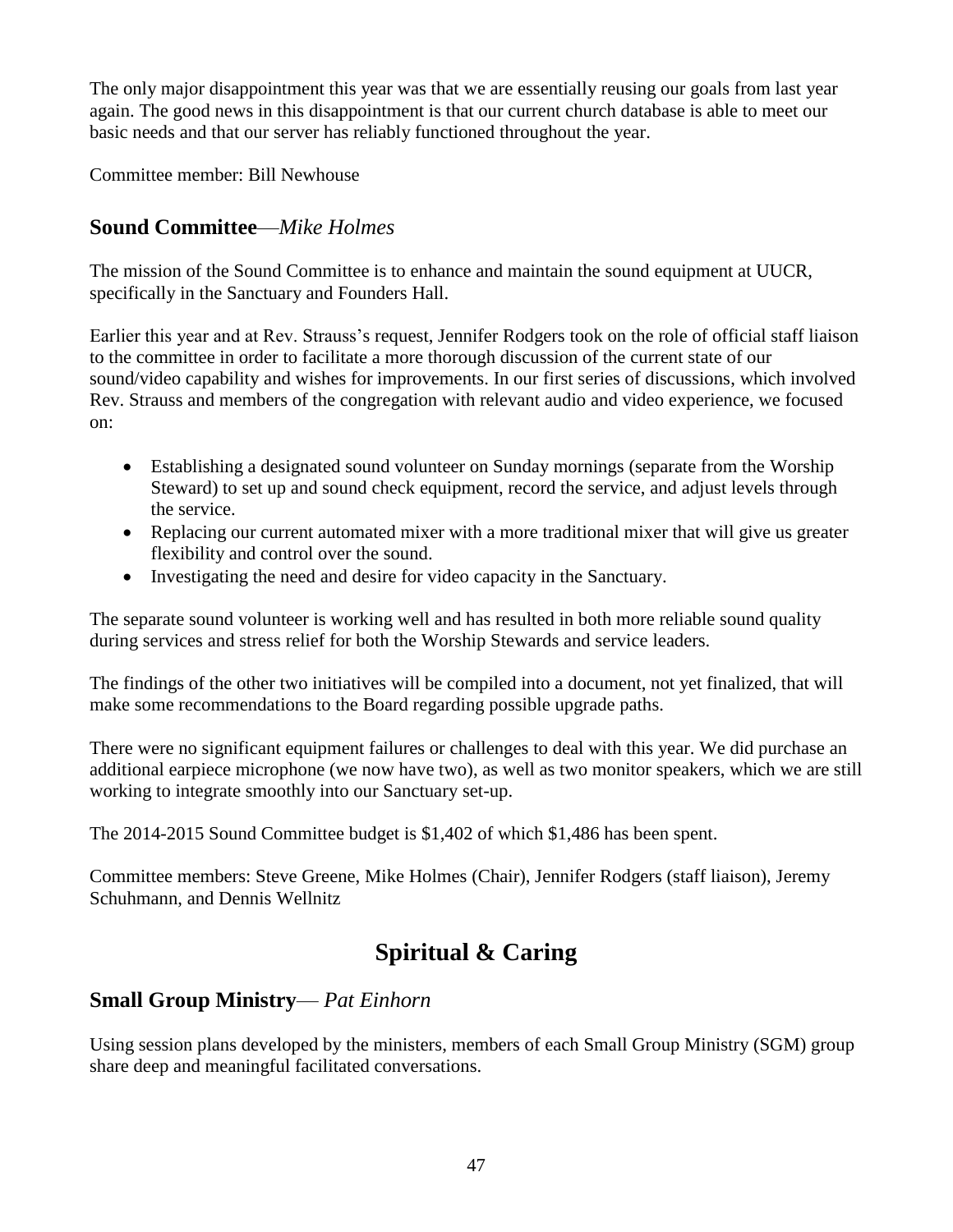The only major disappointment this year was that we are essentially reusing our goals from last year again. The good news in this disappointment is that our current church database is able to meet our basic needs and that our server has reliably functioned throughout the year.

Committee member: Bill Newhouse

## **Sound Committee**—*Mike Holmes*

The mission of the Sound Committee is to enhance and maintain the sound equipment at UUCR, specifically in the Sanctuary and Founders Hall.

Earlier this year and at Rev. Strauss's request, Jennifer Rodgers took on the role of official staff liaison to the committee in order to facilitate a more thorough discussion of the current state of our sound/video capability and wishes for improvements. In our first series of discussions, which involved Rev. Strauss and members of the congregation with relevant audio and video experience, we focused on:

- Establishing a designated sound volunteer on Sunday mornings (separate from the Worship Steward) to set up and sound check equipment, record the service, and adjust levels through the service.
- Replacing our current automated mixer with a more traditional mixer that will give us greater flexibility and control over the sound.
- Investigating the need and desire for video capacity in the Sanctuary.

The separate sound volunteer is working well and has resulted in both more reliable sound quality during services and stress relief for both the Worship Stewards and service leaders.

The findings of the other two initiatives will be compiled into a document, not yet finalized, that will make some recommendations to the Board regarding possible upgrade paths.

There were no significant equipment failures or challenges to deal with this year. We did purchase an additional earpiece microphone (we now have two), as well as two monitor speakers, which we are still working to integrate smoothly into our Sanctuary set-up.

The 2014-2015 Sound Committee budget is $1,402 of which $1,486 has been spent.

Committee members: Steve Greene, Mike Holmes (Chair), Jennifer Rodgers (staff liaison), Jeremy Schuhmann, and Dennis Wellnitz

# **Spiritual & Caring**

## **Small Group Ministry**— *Pat Einhorn*

Using session plans developed by the ministers, members of each Small Group Ministry (SGM) group share deep and meaningful facilitated conversations.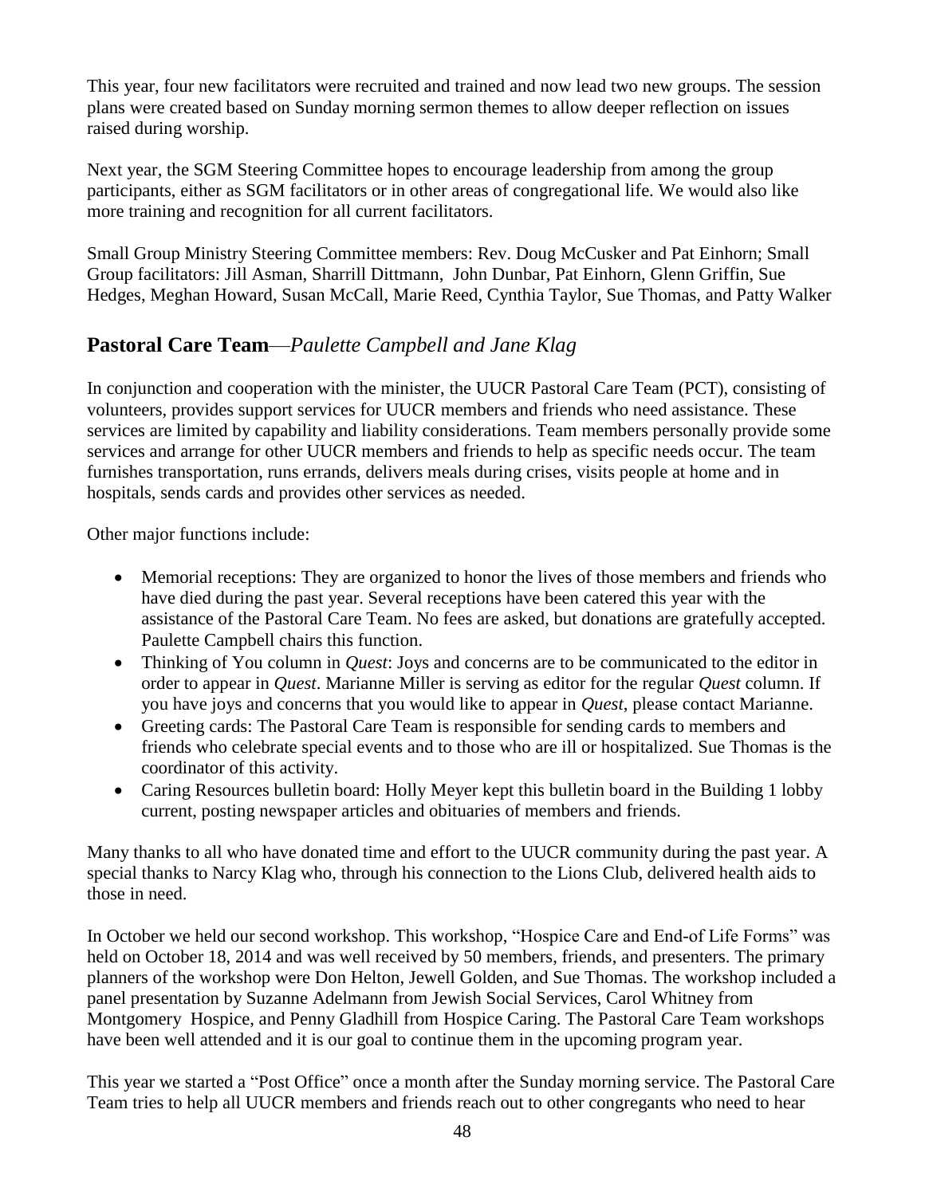This year, four new facilitators were recruited and trained and now lead two new groups. The session plans were created based on Sunday morning sermon themes to allow deeper reflection on issues raised during worship.

Next year, the SGM Steering Committee hopes to encourage leadership from among the group participants, either as SGM facilitators or in other areas of congregational life. We would also like more training and recognition for all current facilitators.

Small Group Ministry Steering Committee members: Rev. Doug McCusker and Pat Einhorn; Small Group facilitators: Jill Asman, Sharrill Dittmann, John Dunbar, Pat Einhorn, Glenn Griffin, Sue Hedges, Meghan Howard, Susan McCall, Marie Reed, Cynthia Taylor, Sue Thomas, and Patty Walker

## **Pastoral Care Team**—*Paulette Campbell and Jane Klag*

In conjunction and cooperation with the minister, the UUCR Pastoral Care Team (PCT), consisting of volunteers, provides support services for UUCR members and friends who need assistance. These services are limited by capability and liability considerations. Team members personally provide some services and arrange for other UUCR members and friends to help as specific needs occur. The team furnishes transportation, runs errands, delivers meals during crises, visits people at home and in hospitals, sends cards and provides other services as needed.

Other major functions include:

- Memorial receptions: They are organized to honor the lives of those members and friends who have died during the past year. Several receptions have been catered this year with the assistance of the Pastoral Care Team. No fees are asked, but donations are gratefully accepted. Paulette Campbell chairs this function.
- Thinking of You column in *Quest*: Joys and concerns are to be communicated to the editor in order to appear in *Quest*. Marianne Miller is serving as editor for the regular *Quest* column. If you have joys and concerns that you would like to appear in *Quest*, please contact Marianne.
- Greeting cards: The Pastoral Care Team is responsible for sending cards to members and friends who celebrate special events and to those who are ill or hospitalized. Sue Thomas is the coordinator of this activity.
- Caring Resources bulletin board: Holly Meyer kept this bulletin board in the Building 1 lobby current, posting newspaper articles and obituaries of members and friends.

Many thanks to all who have donated time and effort to the UUCR community during the past year. A special thanks to Narcy Klag who, through his connection to the Lions Club, delivered health aids to those in need.

In October we held our second workshop. This workshop, "Hospice Care and End-of Life Forms" was held on October 18, 2014 and was well received by 50 members, friends, and presenters. The primary planners of the workshop were Don Helton, Jewell Golden, and Sue Thomas. The workshop included a panel presentation by Suzanne Adelmann from Jewish Social Services, Carol Whitney from Montgomery Hospice, and Penny Gladhill from Hospice Caring. The Pastoral Care Team workshops have been well attended and it is our goal to continue them in the upcoming program year.

This year we started a "Post Office" once a month after the Sunday morning service. The Pastoral Care Team tries to help all UUCR members and friends reach out to other congregants who need to hear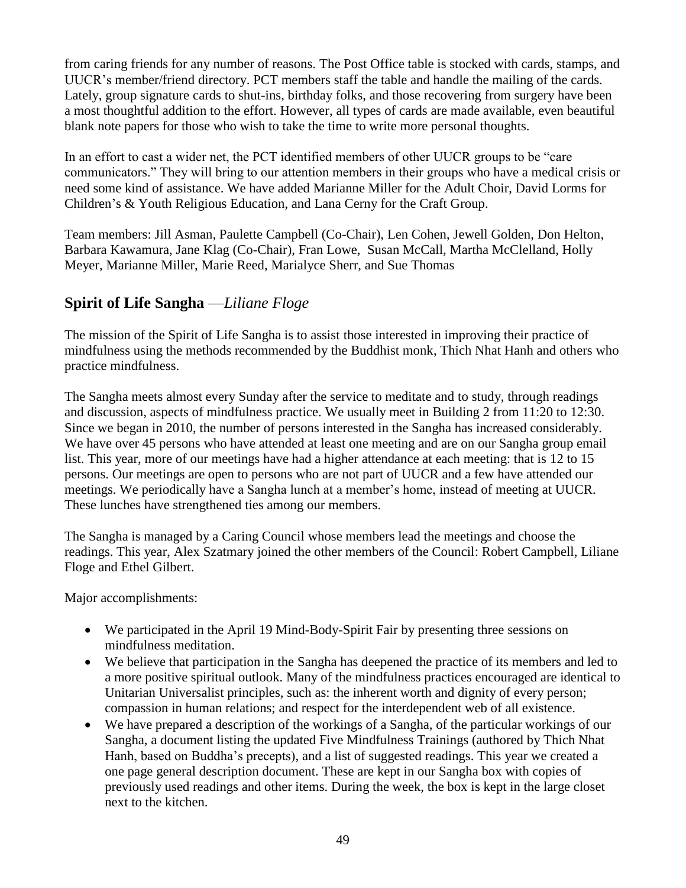from caring friends for any number of reasons. The Post Office table is stocked with cards, stamps, and UUCR's member/friend directory. PCT members staff the table and handle the mailing of the cards. Lately, group signature cards to shut-ins, birthday folks, and those recovering from surgery have been a most thoughtful addition to the effort. However, all types of cards are made available, even beautiful blank note papers for those who wish to take the time to write more personal thoughts.

In an effort to cast a wider net, the PCT identified members of other UUCR groups to be "care communicators." They will bring to our attention members in their groups who have a medical crisis or need some kind of assistance. We have added Marianne Miller for the Adult Choir, David Lorms for Children's & Youth Religious Education, and Lana Cerny for the Craft Group.

Team members: Jill Asman, Paulette Campbell (Co-Chair), Len Cohen, Jewell Golden, Don Helton, Barbara Kawamura, Jane Klag (Co-Chair), Fran Lowe, Susan McCall, Martha McClelland, Holly Meyer, Marianne Miller, Marie Reed, Marialyce Sherr, and Sue Thomas

## Spirit of Life Sangha —*Liliane Floge*

The mission of the Spirit of Life Sangha is to assist those interested in improving their practice of mindfulness using the methods recommended by the Buddhist monk, Thich Nhat Hanh and others who practice mindfulness.

The Sangha meets almost every Sunday after the service to meditate and to study, through readings and discussion, aspects of mindfulness practice. We usually meet in Building 2 from 11:20 to 12:30. Since we began in 2010, the number of persons interested in the Sangha has increased considerably. We have over 45 persons who have attended at least one meeting and are on our Sangha group email list. This year, more of our meetings have had a higher attendance at each meeting: that is 12 to 15 persons. Our meetings are open to persons who are not part of UUCR and a few have attended our meetings. We periodically have a Sangha lunch at a member's home, instead of meeting at UUCR. These lunches have strengthened ties among our members.

The Sangha is managed by a Caring Council whose members lead the meetings and choose the readings. This year, Alex Szatmary joined the other members of the Council: Robert Campbell, Liliane Floge and Ethel Gilbert.

Major accomplishments:

- We participated in the April 19 Mind-Body-Spirit Fair by presenting three sessions on mindfulness meditation.
- We believe that participation in the Sangha has deepened the practice of its members and led to a more positive spiritual outlook. Many of the mindfulness practices encouraged are identical to Unitarian Universalist principles, such as: the inherent worth and dignity of every person; compassion in human relations; and respect for the interdependent web of all existence.
- We have prepared a description of the workings of a Sangha, of the particular workings of our Sangha, a document listing the updated Five Mindfulness Trainings (authored by Thich Nhat Hanh, based on Buddha's precepts), and a list of suggested readings. This year we created a one page general description document. These are kept in our Sangha box with copies of previously used readings and other items. During the week, the box is kept in the large closet next to the kitchen.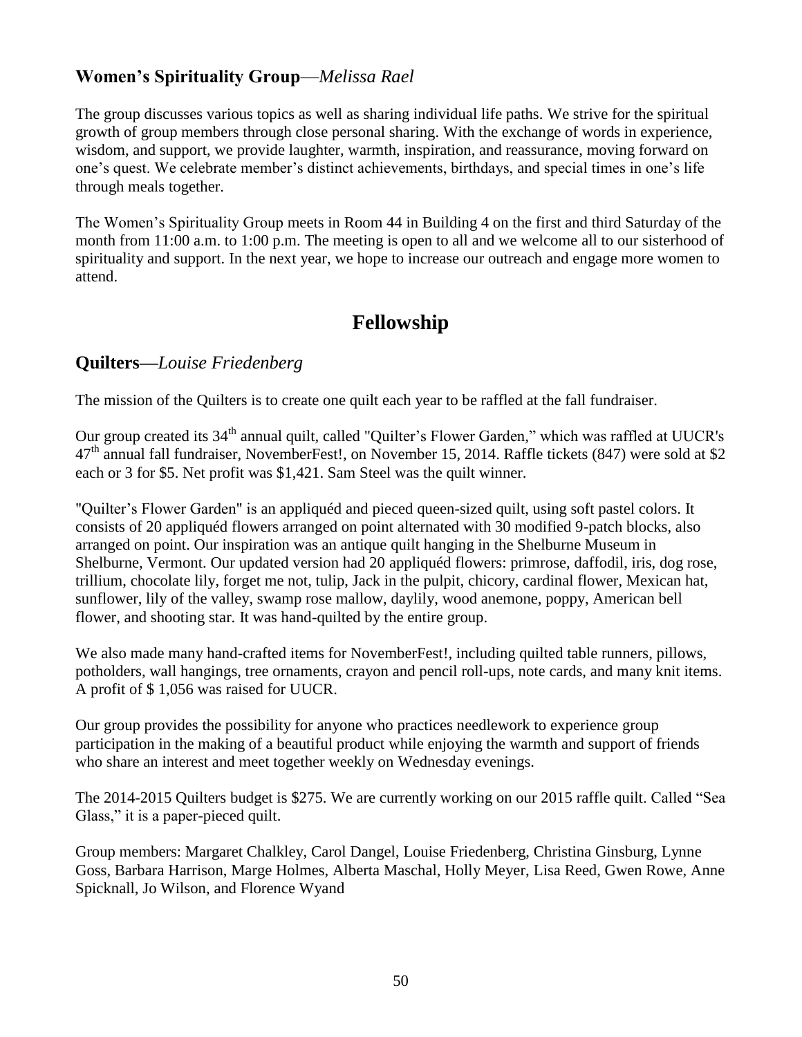## Women's Spirituality Group—*Melissa Rael*

The group discusses various topics as well as sharing individual life paths. We strive for the spiritual growth of group members through close personal sharing. With the exchange of words in experience, wisdom, and support, we provide laughter, warmth, inspiration, and reassurance, moving forward on one's quest. We celebrate member's distinct achievements, birthdays, and special times in one's life through meals together.

The Women's Spirituality Group meets in Room 44 in Building 4 on the first and third Saturday of the month from 11:00 a.m. to 1:00 p.m. The meeting is open to all and we welcome all to our sisterhood of spirituality and support. In the next year, we hope to increase our outreach and engage more women to attend.

# Fellowship

## Quilters—*Louise Friedenberg*

The mission of the Quilters is to create one quilt each year to be raffled at the fall fundraiser.

Our group created its 34th annual quilt, called "Quilter's Flower Garden," which was raffled at UUCR's 47th annual fall fundraiser, NovemberFest!, on November 15, 2014. Raffle tickets (847) were sold at $2 each or 3 for $5. Net profit was $1,421. Sam Steel was the quilt winner.

"Quilter's Flower Garden" is an appliquéd and pieced queen-sized quilt, using soft pastel colors. It consists of 20 appliquéd flowers arranged on point alternated with 30 modified 9-patch blocks, also arranged on point. Our inspiration was an antique quilt hanging in the Shelburne Museum in Shelburne, Vermont. Our updated version had 20 appliquéd flowers: primrose, daffodil, iris, dog rose, trillium, chocolate lily, forget me not, tulip, Jack in the pulpit, chicory, cardinal flower, Mexican hat, sunflower, lily of the valley, swamp rose mallow, daylily, wood anemone, poppy, American bell flower, and shooting star. It was hand-quilted by the entire group.

We also made many hand-crafted items for NovemberFest!, including quilted table runners, pillows, potholders, wall hangings, tree ornaments, crayon and pencil roll-ups, note cards, and many knit items. A profit of $ 1,056 was raised for UUCR.

Our group provides the possibility for anyone who practices needlework to experience group participation in the making of a beautiful product while enjoying the warmth and support of friends who share an interest and meet together weekly on Wednesday evenings.

The 2014-2015 Quilters budget is $275. We are currently working on our 2015 raffle quilt. Called "Sea Glass," it is a paper-pieced quilt.

Group members: Margaret Chalkley, Carol Dangel, Louise Friedenberg, Christina Ginsburg, Lynne Goss, Barbara Harrison, Marge Holmes, Alberta Maschal, Holly Meyer, Lisa Reed, Gwen Rowe, Anne Spicknall, Jo Wilson, and Florence Wyand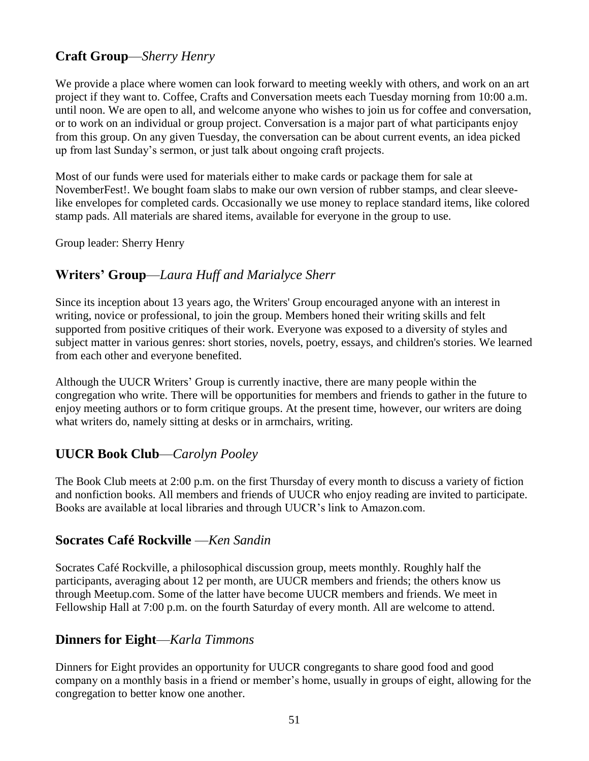## **Craft Group**—*Sherry Henry*

We provide a place where women can look forward to meeting weekly with others, and work on an art project if they want to. Coffee, Crafts and Conversation meets each Tuesday morning from 10:00 a.m. until noon. We are open to all, and welcome anyone who wishes to join us for coffee and conversation, or to work on an individual or group project. Conversation is a major part of what participants enjoy from this group. On any given Tuesday, the conversation can be about current events, an idea picked up from last Sunday's sermon, or just talk about ongoing craft projects.

Most of our funds were used for materials either to make cards or package them for sale at NovemberFest!. We bought foam slabs to make our own version of rubber stamps, and clear sleeve-like envelopes for completed cards. Occasionally we use money to replace standard items, like colored stamp pads. All materials are shared items, available for everyone in the group to use.

Group leader: Sherry Henry

## **Writers' Group**—*Laura Huff and Marialyce Sherr*

Since its inception about 13 years ago, the Writers' Group encouraged anyone with an interest in writing, novice or professional, to join the group. Members honed their writing skills and felt supported from positive critiques of their work. Everyone was exposed to a diversity of styles and subject matter in various genres: short stories, novels, poetry, essays, and children's stories. We learned from each other and everyone benefited.

Although the UUCR Writers' Group is currently inactive, there are many people within the congregation who write. There will be opportunities for members and friends to gather in the future to enjoy meeting authors or to form critique groups. At the present time, however, our writers are doing what writers do, namely sitting at desks or in armchairs, writing.

## **UUCR Book Club**—*Carolyn Pooley*

The Book Club meets at 2:00 p.m. on the first Thursday of every month to discuss a variety of fiction and nonfiction books. All members and friends of UUCR who enjoy reading are invited to participate. Books are available at local libraries and through UUCR's link to Amazon.com.

## **Socrates Café Rockville** —*Ken Sandin*

Socrates Café Rockville, a philosophical discussion group, meets monthly. Roughly half the participants, averaging about 12 per month, are UUCR members and friends; the others know us through Meetup.com. Some of the latter have become UUCR members and friends. We meet in Fellowship Hall at 7:00 p.m. on the fourth Saturday of every month. All are welcome to attend.

## **Dinners for Eight**—*Karla Timmons*

Dinners for Eight provides an opportunity for UUCR congregants to share good food and good company on a monthly basis in a friend or member's home, usually in groups of eight, allowing for the congregation to better know one another.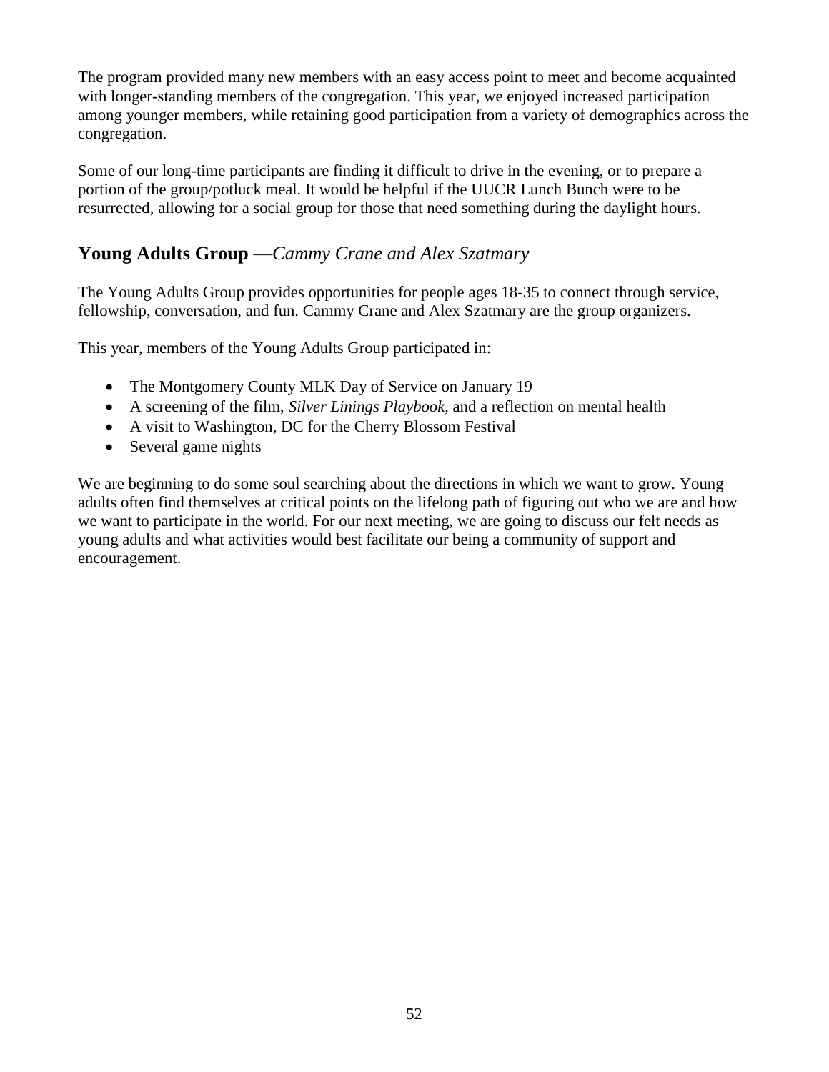The program provided many new members with an easy access point to meet and become acquainted with longer-standing members of the congregation. This year, we enjoyed increased participation among younger members, while retaining good participation from a variety of demographics across the congregation.

Some of our long-time participants are finding it difficult to drive in the evening, or to prepare a portion of the group/potluck meal. It would be helpful if the UUCR Lunch Bunch were to be resurrected, allowing for a social group for those that need something during the daylight hours.

## **Young Adults Group** —*Cammy Crane and Alex Szatmary*

The Young Adults Group provides opportunities for people ages 18-35 to connect through service, fellowship, conversation, and fun. Cammy Crane and Alex Szatmary are the group organizers.

This year, members of the Young Adults Group participated in:

- The Montgomery County MLK Day of Service on January 19
- A screening of the film, *Silver Linings Playbook*, and a reflection on mental health
- A visit to Washington, DC for the Cherry Blossom Festival
- Several game nights

We are beginning to do some soul searching about the directions in which we want to grow. Young adults often find themselves at critical points on the lifelong path of figuring out who we are and how we want to participate in the world. For our next meeting, we are going to discuss our felt needs as young adults and what activities would best facilitate our being a community of support and encouragement.